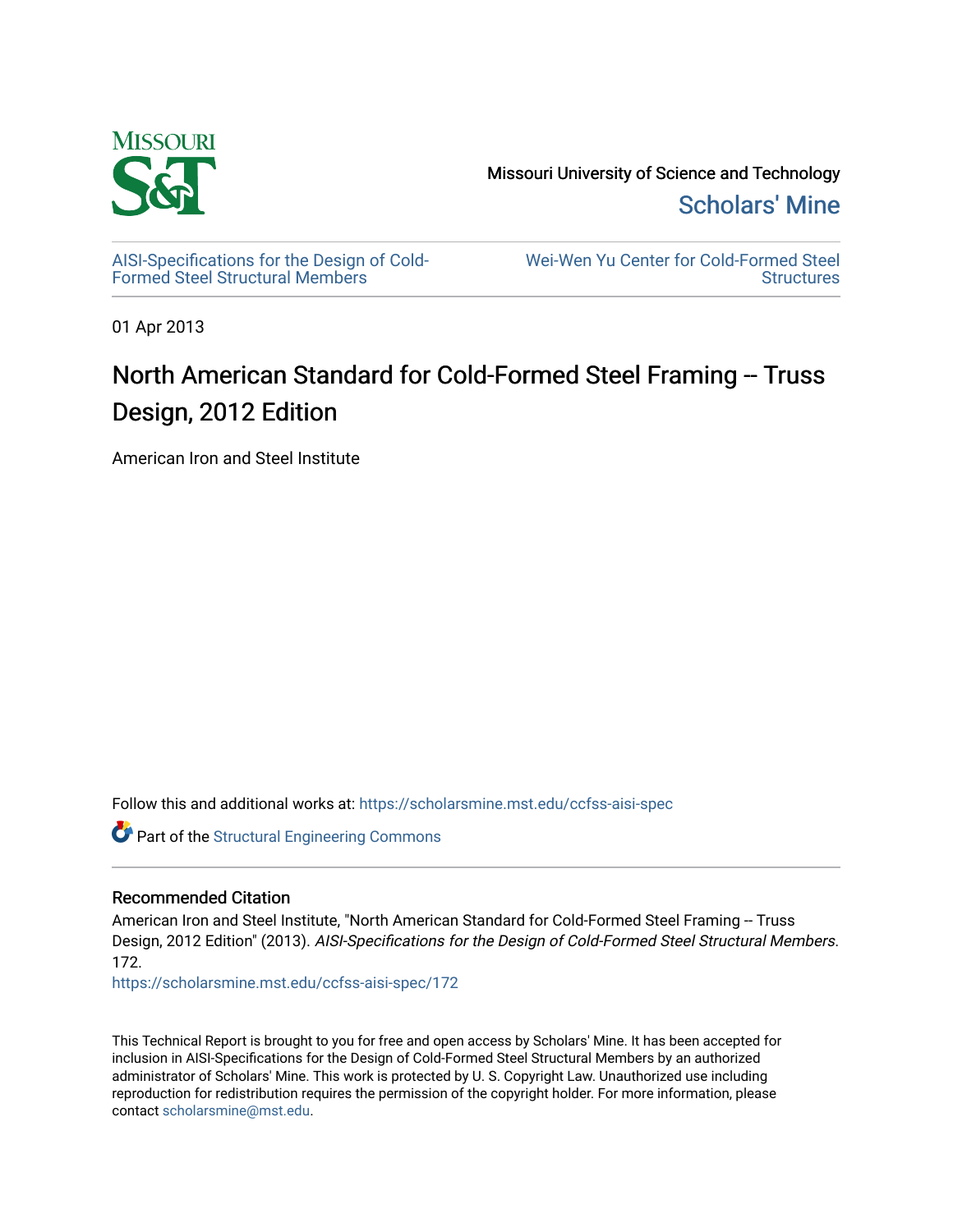Missouri University of Science and Technology

Scholars' Mine

AISI-Specifications for the Design of Cold-Formed Steel Structural Members

Wei-Wen Yu Center for Cold-Formed Steel Structures

01 Apr 2013

# North American Standard for Cold-Formed Steel Framing -- Truss Design, 2012 Edition

American Iron and Steel Institute

Follow this and additional works at: https://scholarsmine.mst.edu/ccfss-aisi-spec

Part of the Structural Engineering Commons

## Recommended Citation

American Iron and Steel Institute, "North American Standard for Cold-Formed Steel Framing -- Truss Design, 2012 Edition" (2013). *AISI-Specifications for the Design of Cold-Formed Steel Structural Members*. 172.

https://scholarsmine.mst.edu/ccfss-aisi-spec/172

This Technical Report is brought to you for free and open access by Scholars' Mine. It has been accepted for inclusion in AISI-Specifications for the Design of Cold-Formed Steel Structural Members by an authorized administrator of Scholars' Mine. This work is protected by U. S. Copyright Law. Unauthorized use including reproduction for redistribution requires the permission of the copyright holder. For more information, please contact scholarsmine@mst.edu.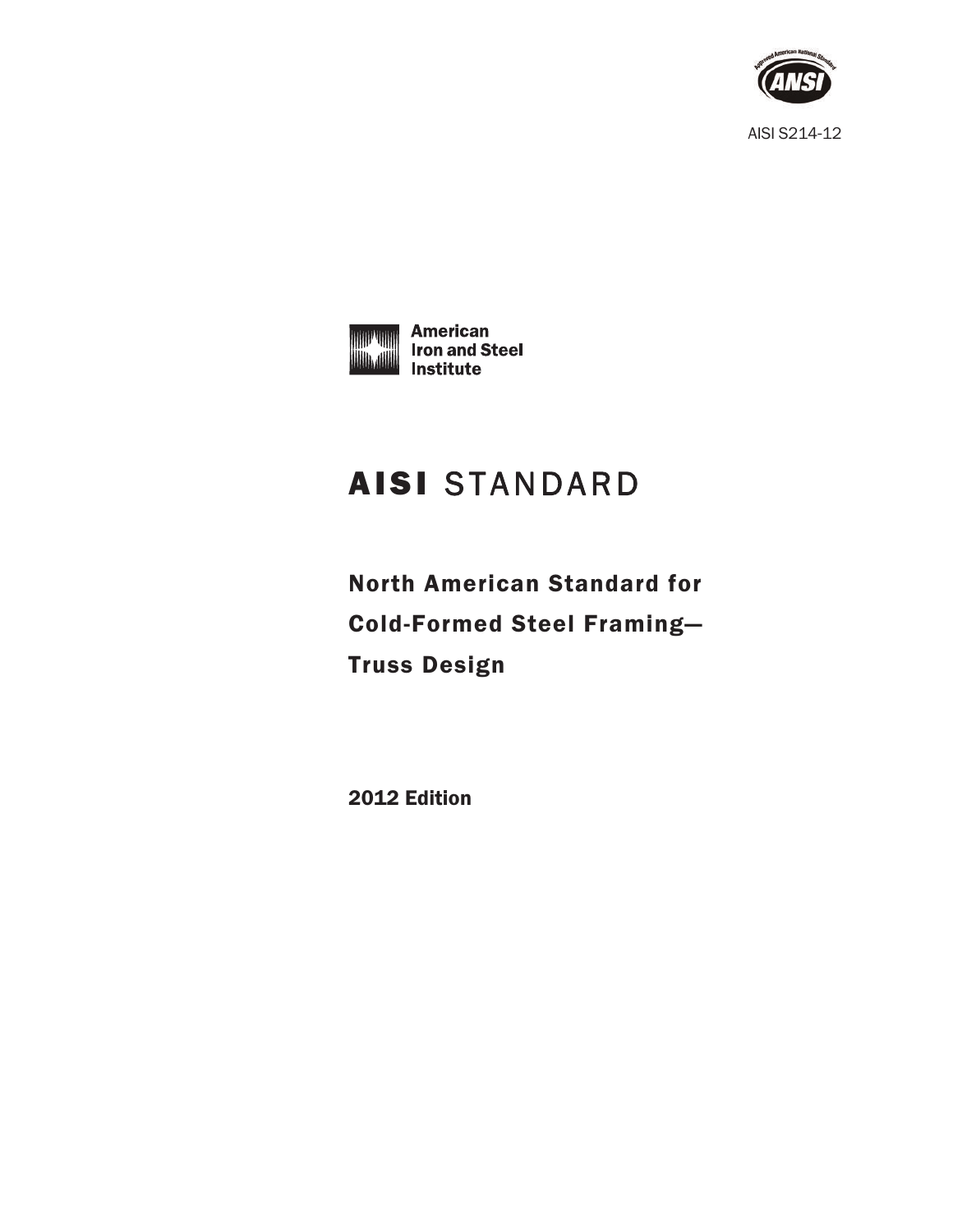AISI S214-12

American Iron and Steel Institute

# AISI STANDARD

## North American Standard for Cold-Formed Steel Framing— Truss Design

**2012 Edition**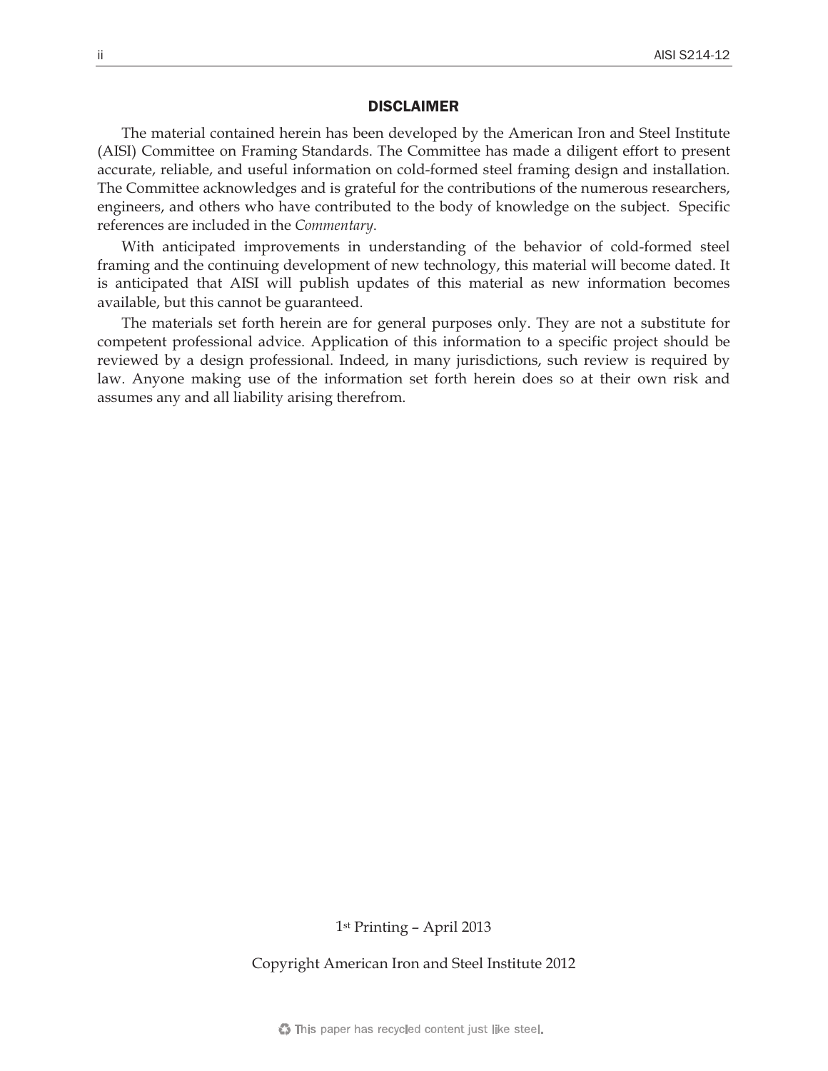## DISCLAIMER

The material contained herein has been developed by the American Iron and Steel Institute (AISI) Committee on Framing Standards. The Committee has made a diligent effort to present accurate, reliable, and useful information on cold-formed steel framing design and installation. The Committee acknowledges and is grateful for the contributions of the numerous researchers, engineers, and others who have contributed to the body of knowledge on the subject. Specific references are included in the *Commentary*.

With anticipated improvements in understanding of the behavior of cold-formed steel framing and the continuing development of new technology, this material will become dated. It is anticipated that AISI will publish updates of this material as new information becomes available, but this cannot be guaranteed.

The materials set forth herein are for general purposes only. They are not a substitute for competent professional advice. Application of this information to a specific project should be reviewed by a design professional. Indeed, in many jurisdictions, such review is required by law. Anyone making use of the information set forth herein does so at their own risk and assumes any and all liability arising therefrom.

1st Printing – April 2013

Copyright American Iron and Steel Institute 2012

This paper has recycled content just like steel.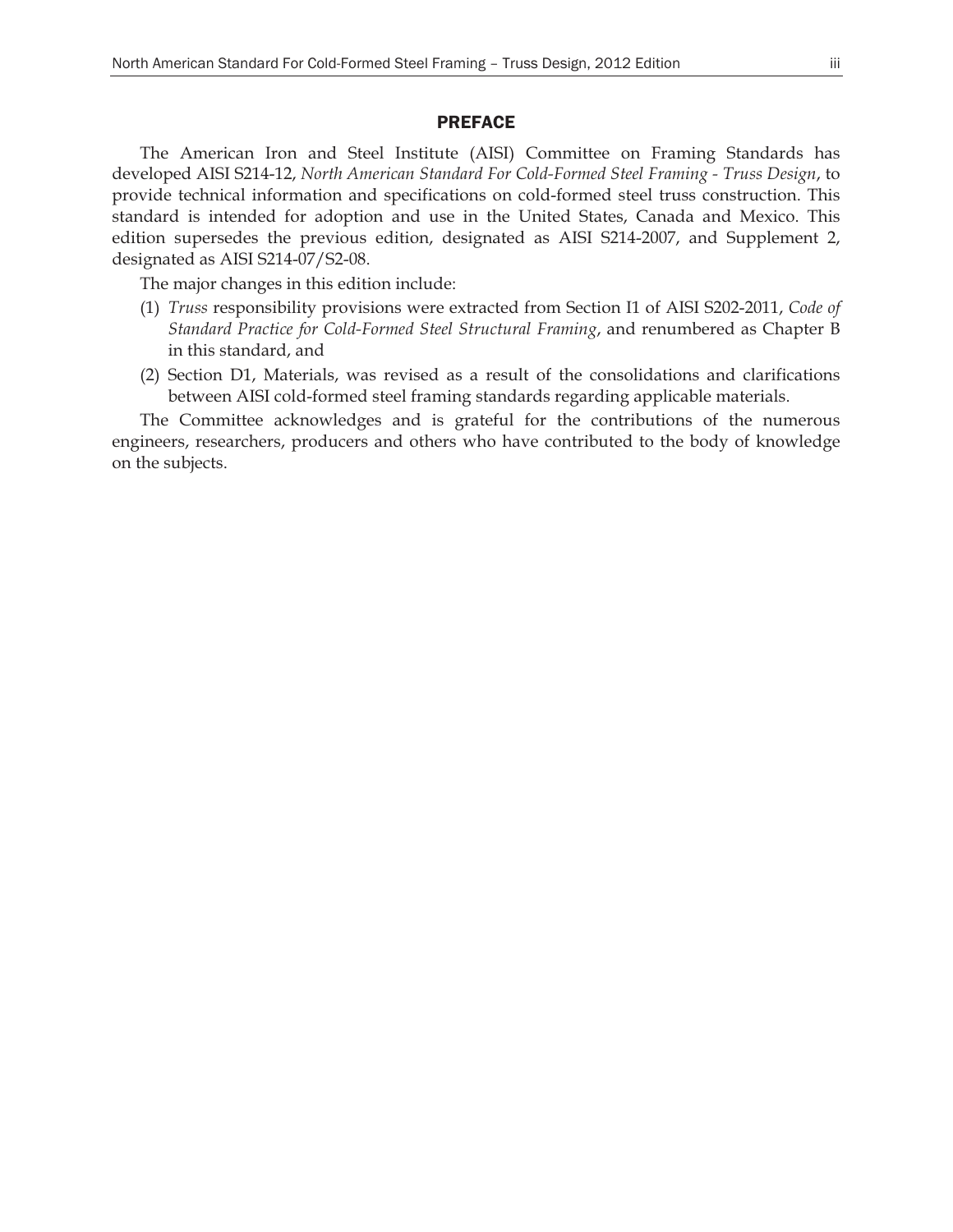# PREFACE

The American Iron and Steel Institute (AISI) Committee on Framing Standards has developed AISI S214-12, *North American Standard For Cold-Formed Steel Framing - Truss Design*, to provide technical information and specifications on cold-formed steel truss construction. This standard is intended for adoption and use in the United States, Canada and Mexico. This edition supersedes the previous edition, designated as AISI S214-2007, and Supplement 2, designated as AISI S214-07/S2-08.

The major changes in this edition include:

(1) *Truss* responsibility provisions were extracted from Section I1 of AISI S202-2011, *Code of Standard Practice for Cold-Formed Steel Structural Framing*, and renumbered as Chapter B in this standard, and

(2) Section D1, Materials, was revised as a result of the consolidations and clarifications between AISI cold-formed steel framing standards regarding applicable materials.

The Committee acknowledges and is grateful for the contributions of the numerous engineers, researchers, producers and others who have contributed to the body of knowledge on the subjects.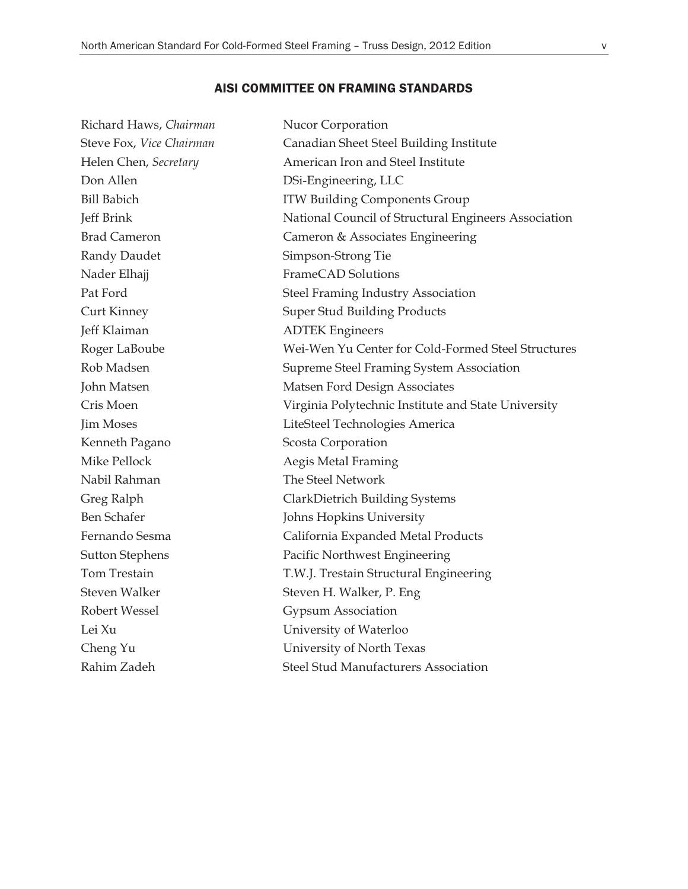## AISI COMMITTEE ON FRAMING STANDARDS

| | |
|---|---|
| Richard Haws, *Chairman* | Nucor Corporation |
| Steve Fox, *Vice Chairman* | Canadian Sheet Steel Building Institute |
| Helen Chen, *Secretary* | American Iron and Steel Institute |
| Don Allen | DSi-Engineering, LLC |
| Bill Babich | ITW Building Components Group |
| Jeff Brink | National Council of Structural Engineers Association |
| Brad Cameron | Cameron & Associates Engineering |
| Randy Daudet | Simpson-Strong Tie |
| Nader Elhajj | FrameCAD Solutions |
| Pat Ford | Steel Framing Industry Association |
| Curt Kinney | Super Stud Building Products |
| Jeff Klaiman | ADTEK Engineers |
| Roger LaBoube | Wei-Wen Yu Center for Cold-Formed Steel Structures |
| Rob Madsen | Supreme Steel Framing System Association |
| John Matsen | Matsen Ford Design Associates |
| Cris Moen | Virginia Polytechnic Institute and State University |
| Jim Moses | LiteSteel Technologies America |
| Kenneth Pagano | Scosta Corporation |
| Mike Pellock | Aegis Metal Framing |
| Nabil Rahman | The Steel Network |
| Greg Ralph | ClarkDietrich Building Systems |
| Ben Schafer | Johns Hopkins University |
| Fernando Sesma | California Expanded Metal Products |
| Sutton Stephens | Pacific Northwest Engineering |
| Tom Trestain | T.W.J. Trestain Structural Engineering |
| Steven Walker | Steven H. Walker, P. Eng |
| Robert Wessel | Gypsum Association |
| Lei Xu | University of Waterloo |
| Cheng Yu | University of North Texas |
| Rahim Zadeh | Steel Stud Manufacturers Association |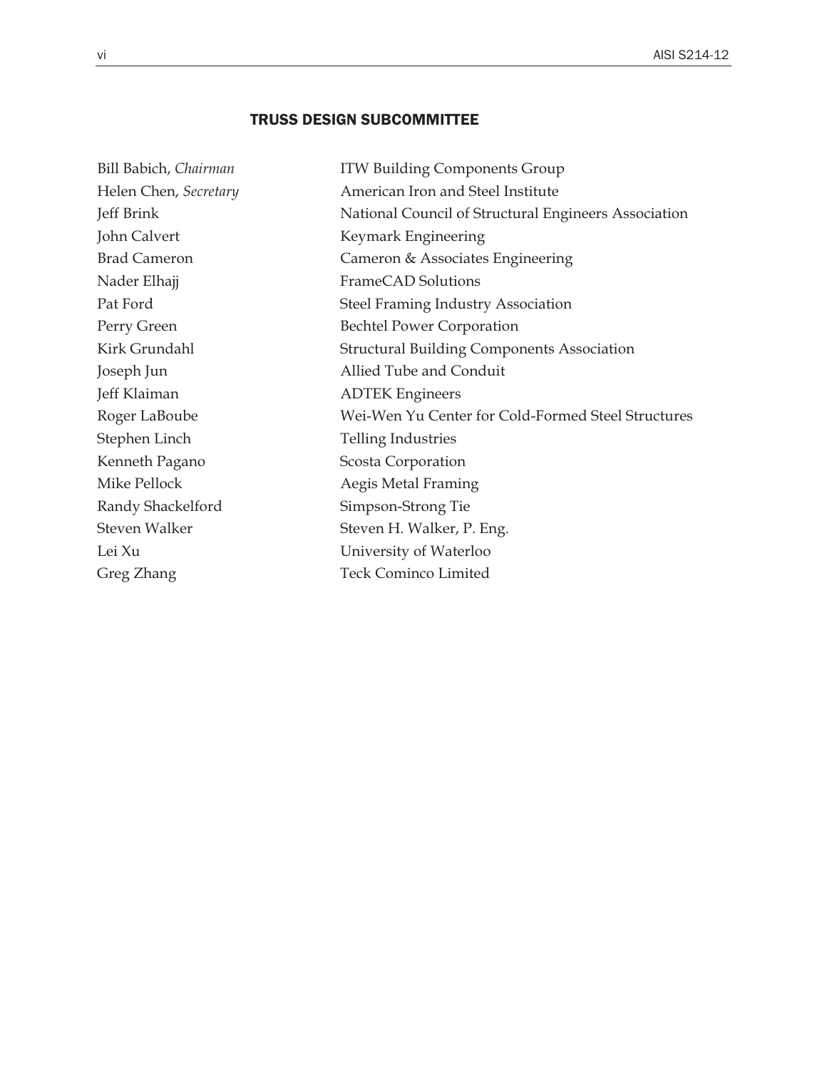## TRUSS DESIGN SUBCOMMITTEE

| | |
|---|---|
| Bill Babich, *Chairman* | ITW Building Components Group |
| Helen Chen, *Secretary* | American Iron and Steel Institute |
| Jeff Brink | National Council of Structural Engineers Association |
| John Calvert | Keymark Engineering |
| Brad Cameron | Cameron & Associates Engineering |
| Nader Elhajj | FrameCAD Solutions |
| Pat Ford | Steel Framing Industry Association |
| Perry Green | Bechtel Power Corporation |
| Kirk Grundahl | Structural Building Components Association |
| Joseph Jun | Allied Tube and Conduit |
| Jeff Klaiman | ADTEK Engineers |
| Roger LaBoube | Wei-Wen Yu Center for Cold-Formed Steel Structures |
| Stephen Linch | Telling Industries |
| Kenneth Pagano | Scosta Corporation |
| Mike Pellock | Aegis Metal Framing |
| Randy Shackelford | Simpson-Strong Tie |
| Steven Walker | Steven H. Walker, P. Eng. |
| Lei Xu | University of Waterloo |
| Greg Zhang | Teck Cominco Limited |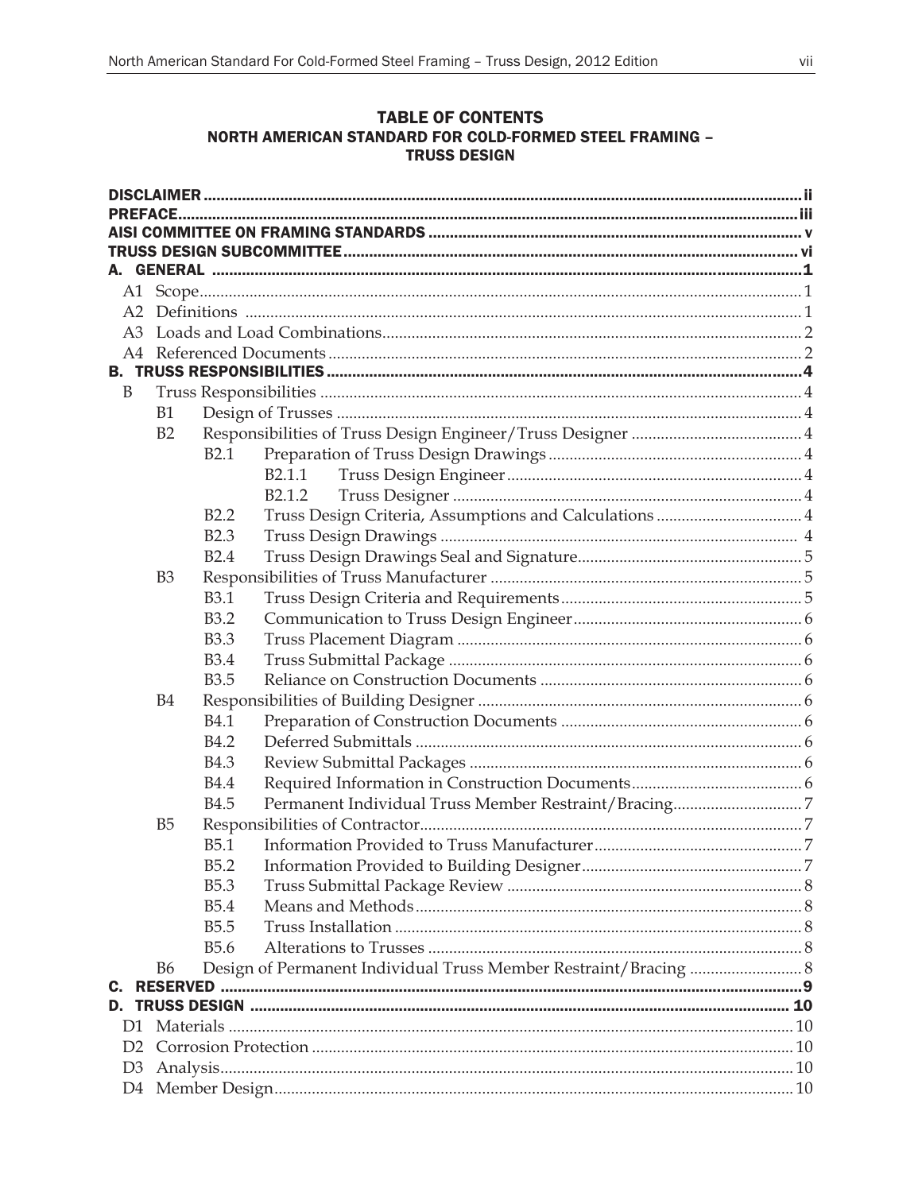## TABLE OF CONTENTS
## NORTH AMERICAN STANDARD FOR COLD-FORMED STEEL FRAMING – TRUSS DESIGN

**DISCLAIMER** ..... ii
**PREFACE** ..... iii
**AISI COMMITTEE ON FRAMING STANDARDS** ..... v
**TRUSS DESIGN SUBCOMMITTEE** ..... vi
**A. GENERAL** ..... 1

- A1 Scope ..... 1
- A2 Definitions ..... 1
- A3 Loads and Load Combinations ..... 2
- A4 Referenced Documents ..... 2

**B. TRUSS RESPONSIBILITIES** ..... 4

- B Truss Responsibilities ..... 4
  - B1 Design of Trusses ..... 4
  - B2 Responsibilities of Truss Design Engineer/Truss Designer ..... 4
    - B2.1 Preparation of Truss Design Drawings ..... 4
      - B2.1.1 Truss Design Engineer ..... 4
      - B2.1.2 Truss Designer ..... 4
    - B2.2 Truss Design Criteria, Assumptions and Calculations ..... 4
    - B2.3 Truss Design Drawings ..... 4
    - B2.4 Truss Design Drawings Seal and Signature ..... 5
  - B3 Responsibilities of Truss Manufacturer ..... 5
    - B3.1 Truss Design Criteria and Requirements ..... 5
    - B3.2 Communication to Truss Design Engineer ..... 6
    - B3.3 Truss Placement Diagram ..... 6
    - B3.4 Truss Submittal Package ..... 6
    - B3.5 Reliance on Construction Documents ..... 6
  - B4 Responsibilities of Building Designer ..... 6
    - B4.1 Preparation of Construction Documents ..... 6
    - B4.2 Deferred Submittals ..... 6
    - B4.3 Review Submittal Packages ..... 6
    - B4.4 Required Information in Construction Documents ..... 6
    - B4.5 Permanent Individual Truss Member Restraint/Bracing ..... 7
  - B5 Responsibilities of Contractor ..... 7
    - B5.1 Information Provided to Truss Manufacturer ..... 7
    - B5.2 Information Provided to Building Designer ..... 7
    - B5.3 Truss Submittal Package Review ..... 8
    - B5.4 Means and Methods ..... 8
    - B5.5 Truss Installation ..... 8
    - B5.6 Alterations to Trusses ..... 8
  - B6 Design of Permanent Individual Truss Member Restraint/Bracing ..... 8

**C. RESERVED** ..... 9
**D. TRUSS DESIGN** ..... 10

- D1 Materials ..... 10
- D2 Corrosion Protection ..... 10
- D3 Analysis ..... 10
- D4 Member Design ..... 10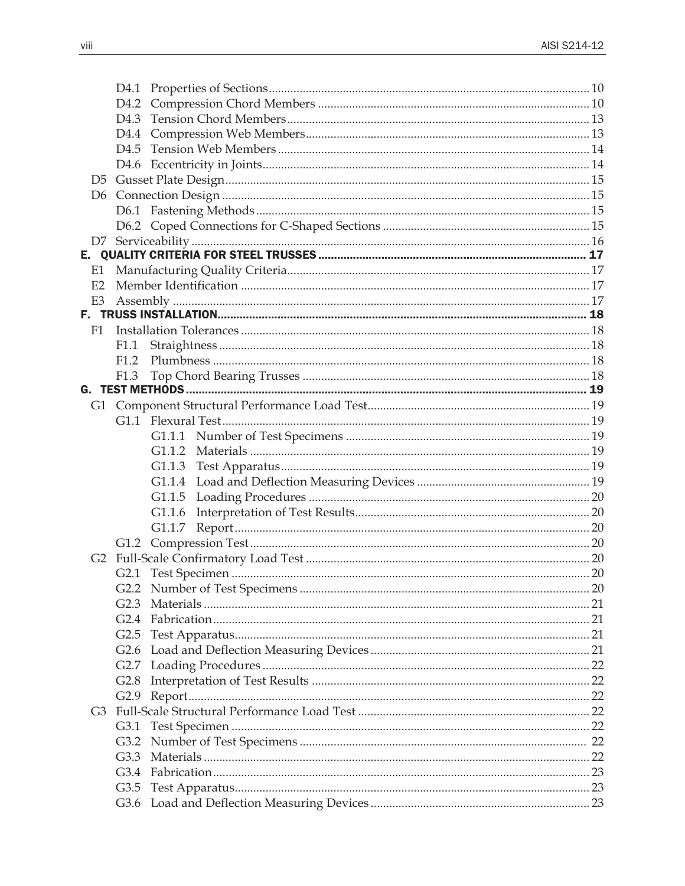D4.1 Properties of Sections ........ 10
D4.2 Compression Chord Members ........ 10
D4.3 Tension Chord Members ........ 13
D4.4 Compression Web Members ........ 13
D4.5 Tension Web Members ........ 14
D4.6 Eccentricity in Joints ........ 14
D5 Gusset Plate Design ........ 15
D6 Connection Design ........ 15
D6.1 Fastening Methods ........ 15
D6.2 Coped Connections for C-Shaped Sections ........ 15
D7 Serviceability ........ 16

**E. QUALITY CRITERIA FOR STEEL TRUSSES ........ 17**

E1 Manufacturing Quality Criteria ........ 17
E2 Member Identification ........ 17
E3 Assembly ........ 17

**F. TRUSS INSTALLATION ........ 18**

F1 Installation Tolerances ........ 18
F1.1 Straightness ........ 18
F1.2 Plumbness ........ 18
F1.3 Top Chord Bearing Trusses ........ 18

**G. TEST METHODS ........ 19**

G1 Component Structural Performance Load Test ........ 19
G1.1 Flexural Test ........ 19
G1.1.1 Number of Test Specimens ........ 19
G1.1.2 Materials ........ 19
G1.1.3 Test Apparatus ........ 19
G1.1.4 Load and Deflection Measuring Devices ........ 19
G1.1.5 Loading Procedures ........ 20
G1.1.6 Interpretation of Test Results ........ 20
G1.1.7 Report ........ 20
G1.2 Compression Test ........ 20
G2 Full-Scale Confirmatory Load Test ........ 20
G2.1 Test Specimen ........ 20
G2.2 Number of Test Specimens ........ 20
G2.3 Materials ........ 21
G2.4 Fabrication ........ 21
G2.5 Test Apparatus ........ 21
G2.6 Load and Deflection Measuring Devices ........ 21
G2.7 Loading Procedures ........ 22
G2.8 Interpretation of Test Results ........ 22
G2.9 Report ........ 22
G3 Full-Scale Structural Performance Load Test ........ 22
G3.1 Test Specimen ........ 22
G3.2 Number of Test Specimens ........ 22
G3.3 Materials ........ 22
G3.4 Fabrication ........ 23
G3.5 Test Apparatus ........ 23
G3.6 Load and Deflection Measuring Devices ........ 23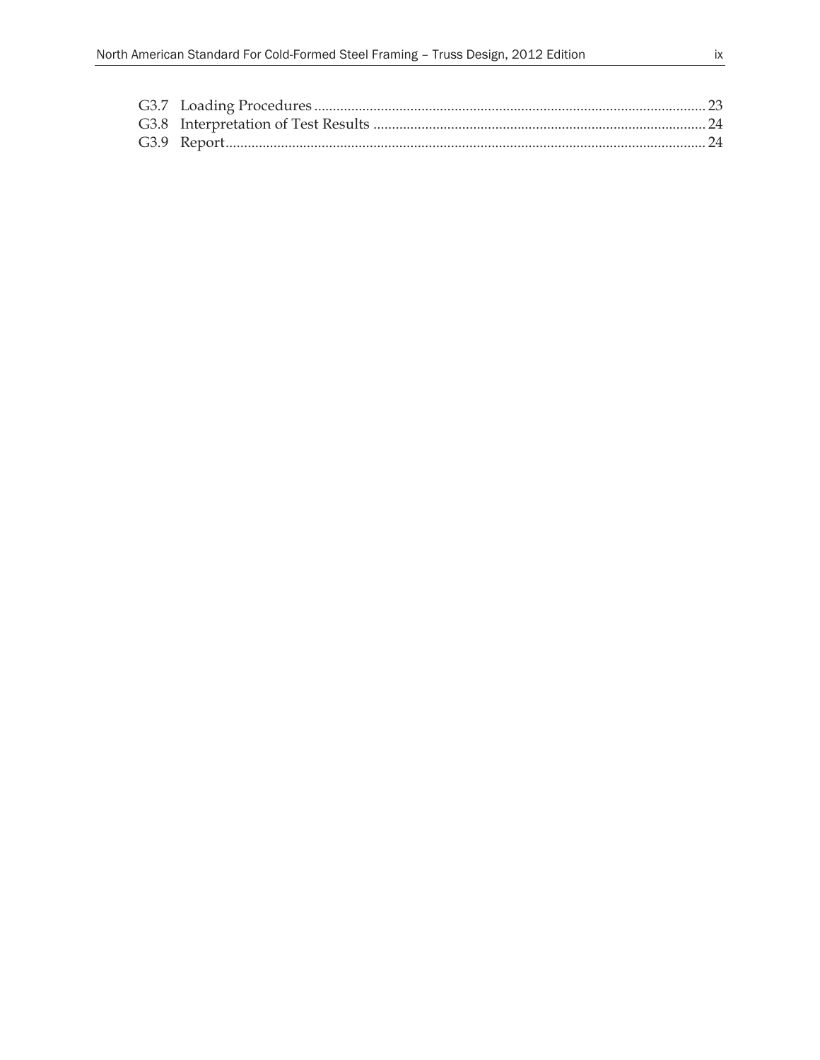G3.7 Loading Procedures ........................................................................................................ 23
G3.8 Interpretation of Test Results ......................................................................................... 24
G3.9 Report................................................................................................................................. 24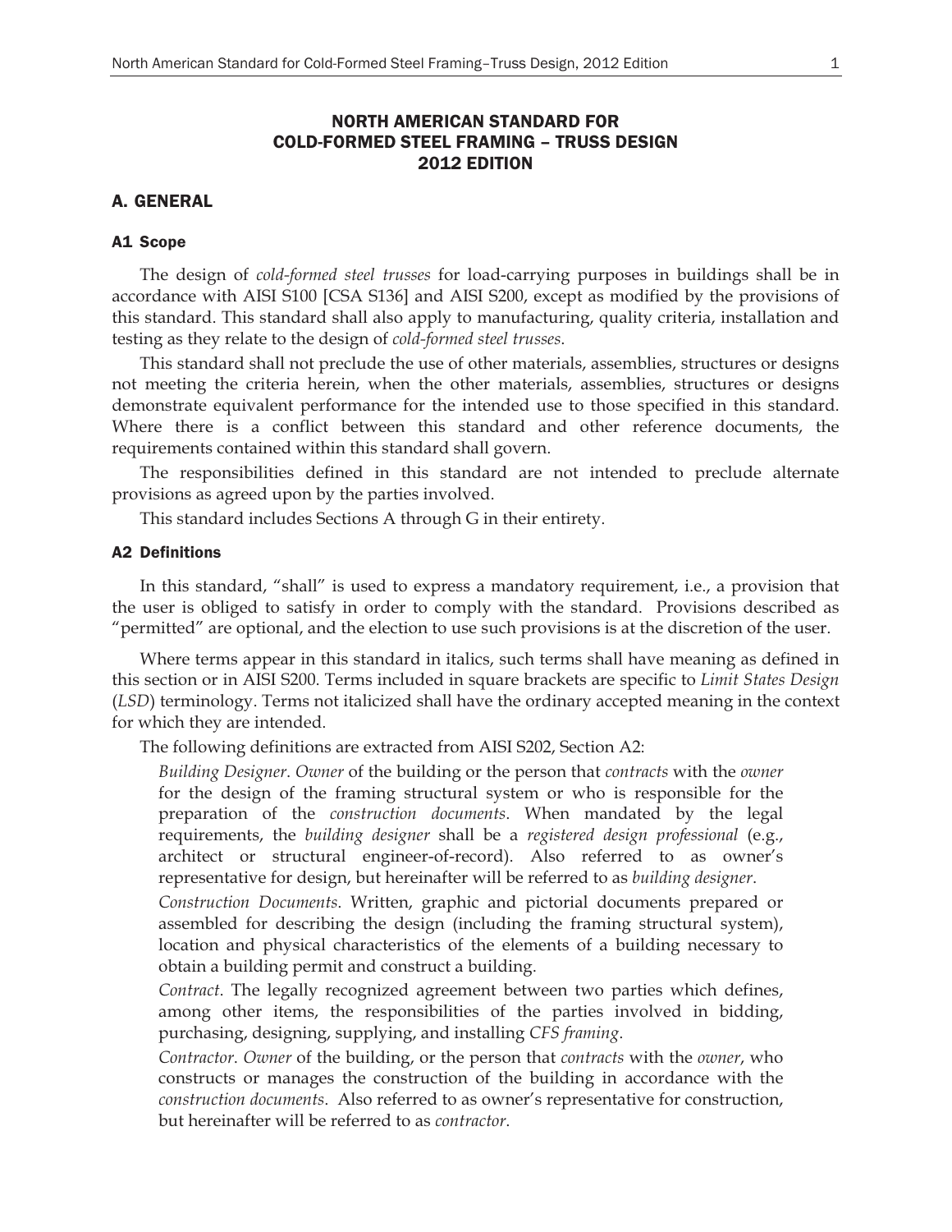# NORTH AMERICAN STANDARD FOR COLD-FORMED STEEL FRAMING – TRUSS DESIGN 2012 EDITION

## A. GENERAL

### A1 Scope

The design of *cold-formed steel trusses* for load-carrying purposes in buildings shall be in accordance with AISI S100 [CSA S136] and AISI S200, except as modified by the provisions of this standard. This standard shall also apply to manufacturing, quality criteria, installation and testing as they relate to the design of *cold-formed steel trusses*.

This standard shall not preclude the use of other materials, assemblies, structures or designs not meeting the criteria herein, when the other materials, assemblies, structures or designs demonstrate equivalent performance for the intended use to those specified in this standard. Where there is a conflict between this standard and other reference documents, the requirements contained within this standard shall govern.

The responsibilities defined in this standard are not intended to preclude alternate provisions as agreed upon by the parties involved.

This standard includes Sections A through G in their entirety.

### A2 Definitions

In this standard, "shall" is used to express a mandatory requirement, i.e., a provision that the user is obliged to satisfy in order to comply with the standard. Provisions described as "permitted" are optional, and the election to use such provisions is at the discretion of the user.

Where terms appear in this standard in italics, such terms shall have meaning as defined in this section or in AISI S200. Terms included in square brackets are specific to *Limit States Design* (*LSD*) terminology. Terms not italicized shall have the ordinary accepted meaning in the context for which they are intended.

The following definitions are extracted from AISI S202, Section A2:

> *Building Designer*. *Owner* of the building or the person that *contracts* with the *owner* for the design of the framing structural system or who is responsible for the preparation of the *construction documents*. When mandated by the legal requirements, the *building designer* shall be a *registered design professional* (e.g., architect or structural engineer-of-record). Also referred to as owner's representative for design, but hereinafter will be referred to as *building designer*.
>
> *Construction Documents*. Written, graphic and pictorial documents prepared or assembled for describing the design (including the framing structural system), location and physical characteristics of the elements of a building necessary to obtain a building permit and construct a building.
>
> *Contract*. The legally recognized agreement between two parties which defines, among other items, the responsibilities of the parties involved in bidding, purchasing, designing, supplying, and installing *CFS framing*.
>
> *Contractor*. *Owner* of the building, or the person that *contracts* with the *owner*, who constructs or manages the construction of the building in accordance with the *construction documents*. Also referred to as owner's representative for construction, but hereinafter will be referred to as *contractor*.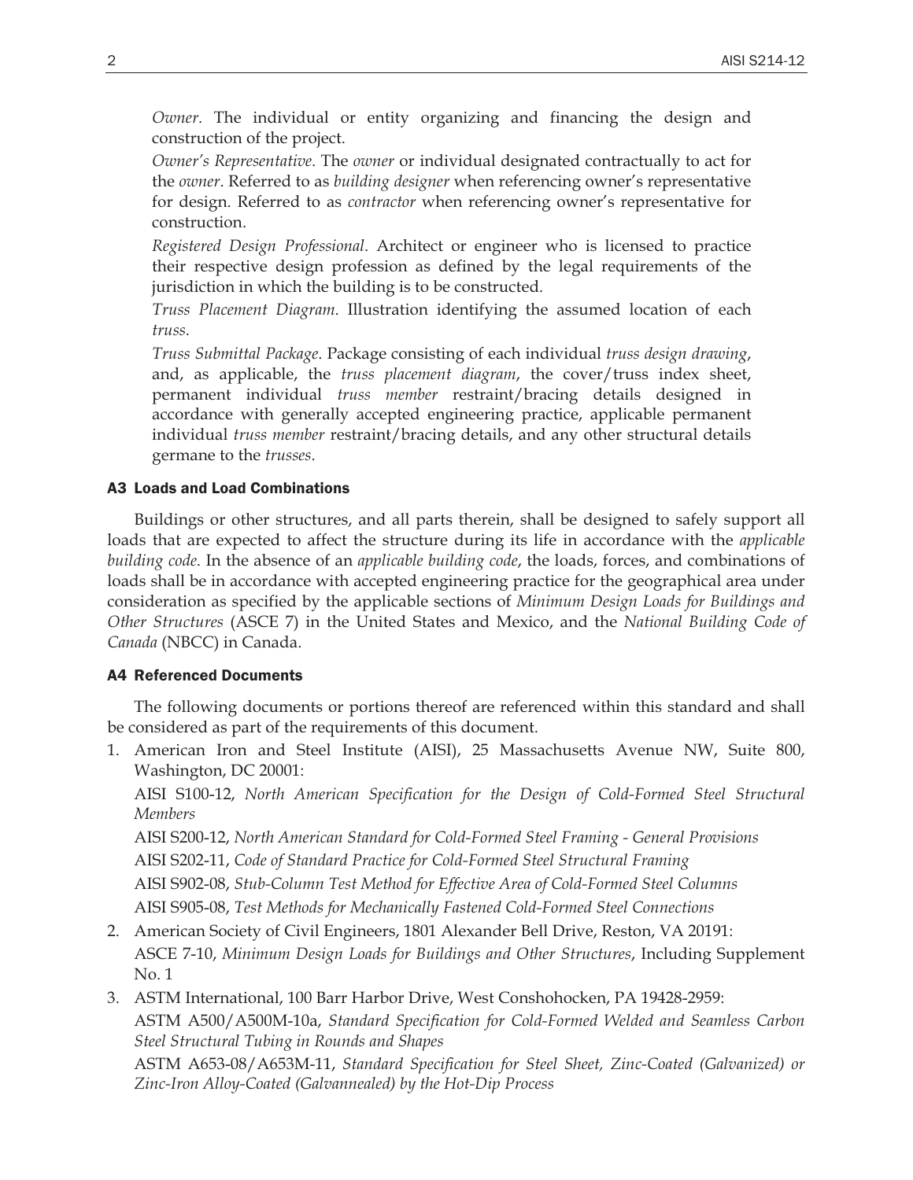*Owner*. The individual or entity organizing and financing the design and construction of the project.

*Owner's Representative*. The *owner* or individual designated contractually to act for the *owner*. Referred to as *building designer* when referencing owner's representative for design. Referred to as *contractor* when referencing owner's representative for construction.

*Registered Design Professional*. Architect or engineer who is licensed to practice their respective design profession as defined by the legal requirements of the jurisdiction in which the building is to be constructed.

*Truss Placement Diagram*. Illustration identifying the assumed location of each *truss*.

*Truss Submittal Package*. Package consisting of each individual *truss design drawing*, and, as applicable, the *truss placement diagram*, the cover/truss index sheet, permanent individual *truss member* restraint/bracing details designed in accordance with generally accepted engineering practice, applicable permanent individual *truss member* restraint/bracing details, and any other structural details germane to the *trusses*.

### A3 Loads and Load Combinations

Buildings or other structures, and all parts therein, shall be designed to safely support all loads that are expected to affect the structure during its life in accordance with the *applicable building code*. In the absence of an *applicable building code*, the loads, forces, and combinations of loads shall be in accordance with accepted engineering practice for the geographical area under consideration as specified by the applicable sections of *Minimum Design Loads for Buildings and Other Structures* (ASCE 7) in the United States and Mexico, and the *National Building Code of Canada* (NBCC) in Canada.

### A4 Referenced Documents

The following documents or portions thereof are referenced within this standard and shall be considered as part of the requirements of this document.

1. American Iron and Steel Institute (AISI), 25 Massachusetts Avenue NW, Suite 800, Washington, DC 20001:

   AISI S100-12, *North American Specification for the Design of Cold-Formed Steel Structural Members*

   AISI S200-12, *North American Standard for Cold-Formed Steel Framing - General Provisions*

   AISI S202-11, *Code of Standard Practice for Cold-Formed Steel Structural Framing*

   AISI S902-08, *Stub-Column Test Method for Effective Area of Cold-Formed Steel Columns*

   AISI S905-08, *Test Methods for Mechanically Fastened Cold-Formed Steel Connections*

2. American Society of Civil Engineers, 1801 Alexander Bell Drive, Reston, VA 20191:

   ASCE 7-10, *Minimum Design Loads for Buildings and Other Structures*, Including Supplement No. 1

3. ASTM International, 100 Barr Harbor Drive, West Conshohocken, PA 19428-2959:

   ASTM A500/A500M-10a, *Standard Specification for Cold-Formed Welded and Seamless Carbon Steel Structural Tubing in Rounds and Shapes*

   ASTM A653-08/A653M-11, *Standard Specification for Steel Sheet, Zinc-Coated (Galvanized) or Zinc-Iron Alloy-Coated (Galvannealed) by the Hot-Dip Process*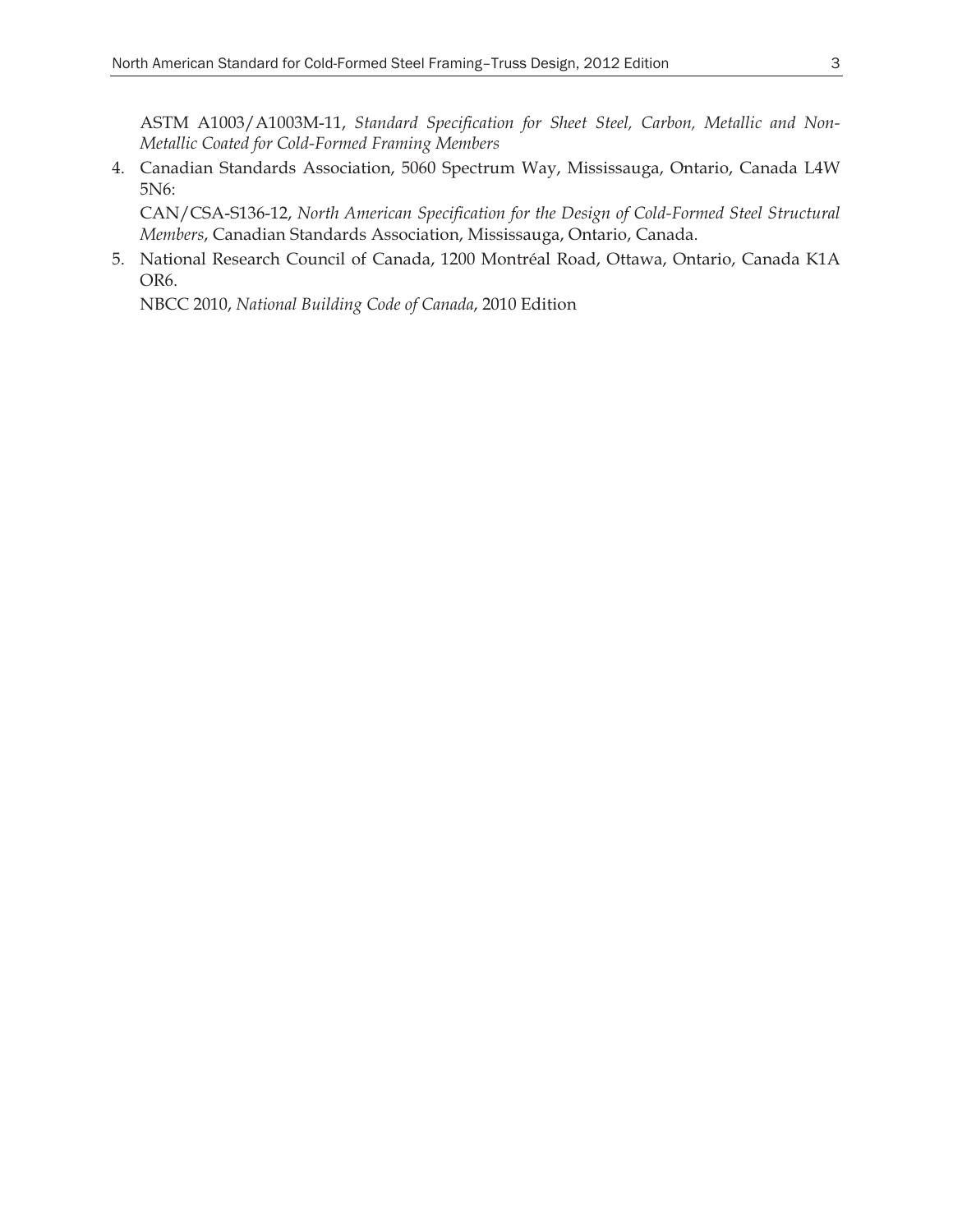ASTM A1003/A1003M-11, *Standard Specification for Sheet Steel, Carbon, Metallic and Non-Metallic Coated for Cold-Formed Framing Members*

4. Canadian Standards Association, 5060 Spectrum Way, Mississauga, Ontario, Canada L4W 5N6:

   CAN/CSA-S136-12, *North American Specification for the Design of Cold-Formed Steel Structural Members*, Canadian Standards Association, Mississauga, Ontario, Canada.

5. National Research Council of Canada, 1200 Montréal Road, Ottawa, Ontario, Canada K1A OR6.

   NBCC 2010, *National Building Code of Canada*, 2010 Edition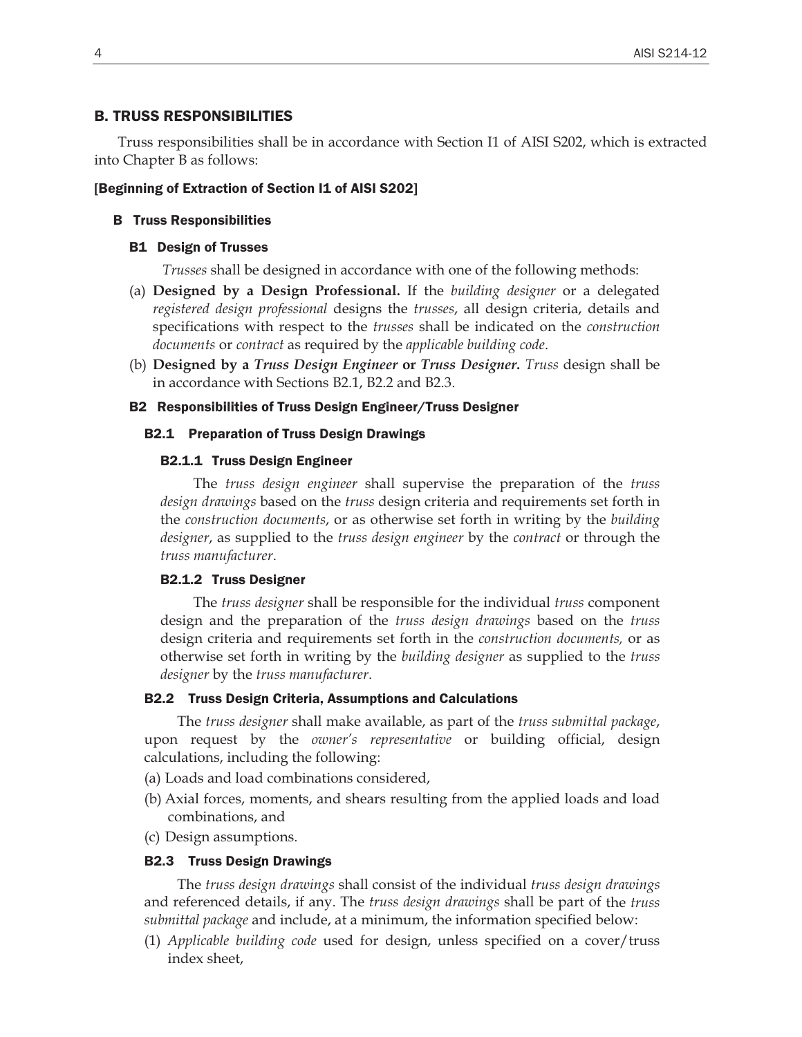## B. TRUSS RESPONSIBILITIES

Truss responsibilities shall be in accordance with Section I1 of AISI S202, which is extracted into Chapter B as follows:

**[Beginning of Extraction of Section I1 of AISI S202]**

### B Truss Responsibilities

#### B1 Design of Trusses

*Trusses* shall be designed in accordance with one of the following methods:

(a) **Designed by a Design Professional.** If the *building designer* or a delegated *registered design professional* designs the *trusses*, all design criteria, details and specifications with respect to the *trusses* shall be indicated on the *construction documents* or *contract* as required by the *applicable building code*.

(b) **Designed by a *Truss Design Engineer* or *Truss Designer*.** *Truss* design shall be in accordance with Sections B2.1, B2.2 and B2.3.

#### B2 Responsibilities of Truss Design Engineer/Truss Designer

##### B2.1 Preparation of Truss Design Drawings

###### B2.1.1 Truss Design Engineer

The *truss design engineer* shall supervise the preparation of the *truss design drawings* based on the *truss* design criteria and requirements set forth in the *construction documents*, or as otherwise set forth in writing by the *building designer*, as supplied to the *truss design engineer* by the *contract* or through the *truss manufacturer*.

###### B2.1.2 Truss Designer

The *truss designer* shall be responsible for the individual *truss* component design and the preparation of the *truss design drawings* based on the *truss* design criteria and requirements set forth in the *construction documents,* or as otherwise set forth in writing by the *building designer* as supplied to the *truss designer* by the *truss manufacturer*.

##### B2.2 Truss Design Criteria, Assumptions and Calculations

The *truss designer* shall make available, as part of the *truss submittal package*, upon request by the *owner's representative* or building official, design calculations, including the following:

(a) Loads and load combinations considered,

(b) Axial forces, moments, and shears resulting from the applied loads and load combinations, and

(c) Design assumptions.

##### B2.3 Truss Design Drawings

The *truss design drawings* shall consist of the individual *truss design drawings* and referenced details, if any. The *truss design drawings* shall be part of the *truss submittal package* and include, at a minimum, the information specified below:

(1) *Applicable building code* used for design, unless specified on a cover/truss index sheet,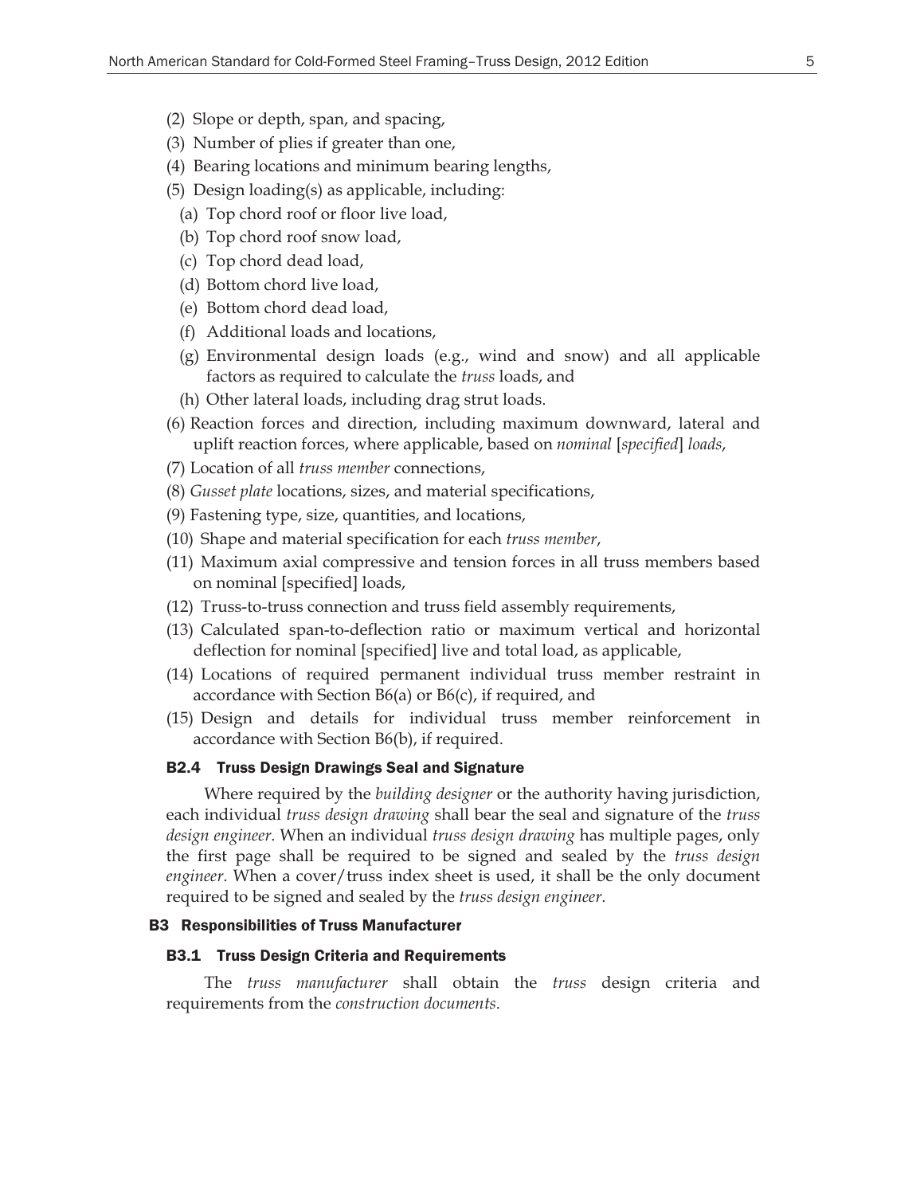(2) Slope or depth, span, and spacing,

(3) Number of plies if greater than one,

(4) Bearing locations and minimum bearing lengths,

(5) Design loading(s) as applicable, including:

  (a) Top chord roof or floor live load,

  (b) Top chord roof snow load,

  (c) Top chord dead load,

  (d) Bottom chord live load,

  (e) Bottom chord dead load,

  (f) Additional loads and locations,

  (g) Environmental design loads (e.g., wind and snow) and all applicable factors as required to calculate the *truss* loads, and

  (h) Other lateral loads, including drag strut loads.

(6) Reaction forces and direction, including maximum downward, lateral and uplift reaction forces, where applicable, based on *nominal* [*specified*] *loads*,

(7) Location of all *truss member* connections,

(8) *Gusset plate* locations, sizes, and material specifications,

(9) Fastening type, size, quantities, and locations,

(10) Shape and material specification for each *truss member*,

(11) Maximum axial compressive and tension forces in all truss members based on nominal [specified] loads,

(12) Truss-to-truss connection and truss field assembly requirements,

(13) Calculated span-to-deflection ratio or maximum vertical and horizontal deflection for nominal [specified] live and total load, as applicable,

(14) Locations of required permanent individual truss member restraint in accordance with Section B6(a) or B6(c), if required, and

(15) Design and details for individual truss member reinforcement in accordance with Section B6(b), if required.

### B2.4 Truss Design Drawings Seal and Signature

Where required by the *building designer* or the authority having jurisdiction, each individual *truss design drawing* shall bear the seal and signature of the *truss design engineer*. When an individual *truss design drawing* has multiple pages, only the first page shall be required to be signed and sealed by the *truss design engineer*. When a cover/truss index sheet is used, it shall be the only document required to be signed and sealed by the *truss design engineer*.

## B3 Responsibilities of Truss Manufacturer

### B3.1 Truss Design Criteria and Requirements

The *truss manufacturer* shall obtain the *truss* design criteria and requirements from the *construction documents*.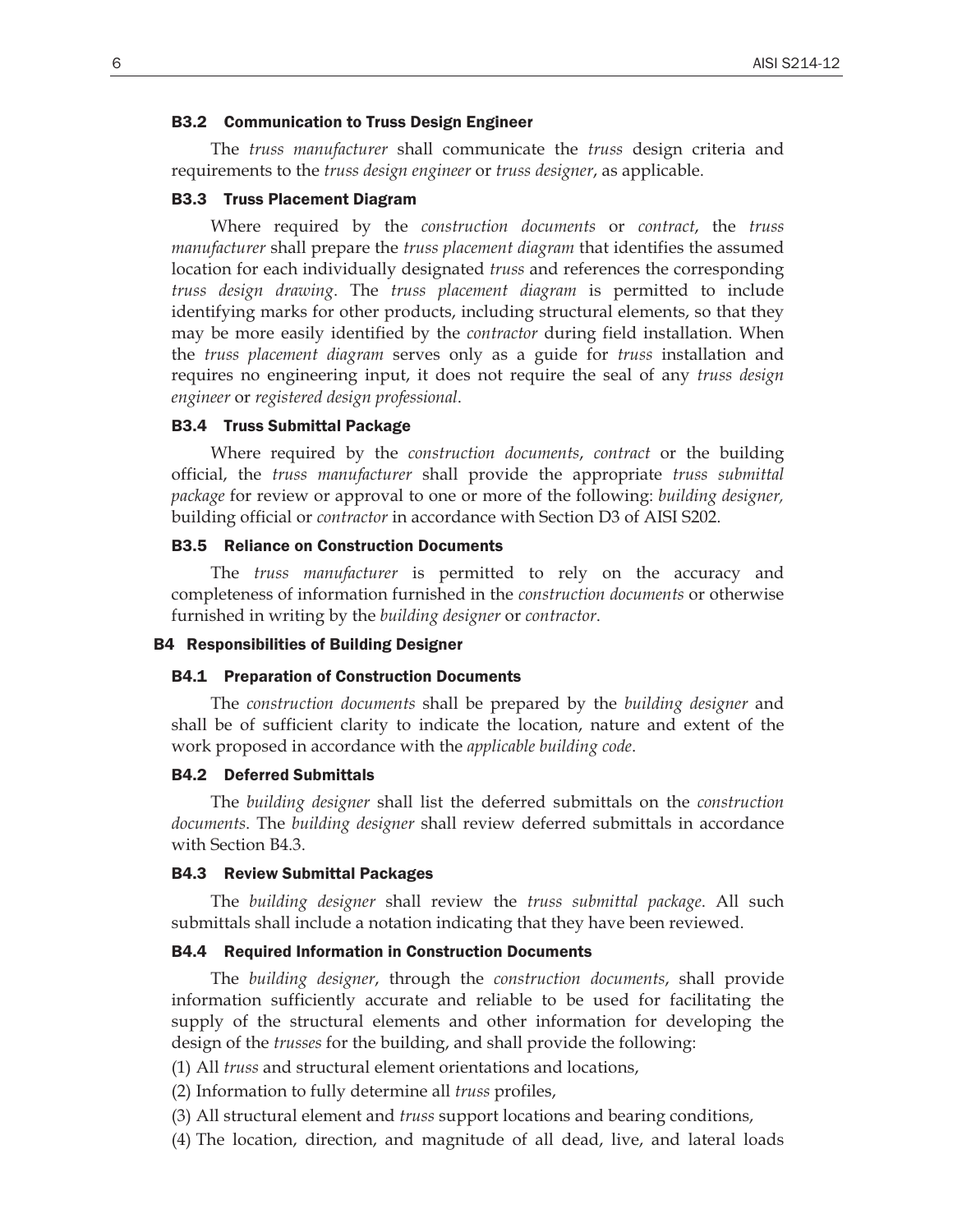#### B3.2 Communication to Truss Design Engineer

The *truss manufacturer* shall communicate the *truss* design criteria and requirements to the *truss design engineer* or *truss designer*, as applicable.

#### B3.3 Truss Placement Diagram

Where required by the *construction documents* or *contract*, the *truss manufacturer* shall prepare the *truss placement diagram* that identifies the assumed location for each individually designated *truss* and references the corresponding *truss design drawing*. The *truss placement diagram* is permitted to include identifying marks for other products, including structural elements, so that they may be more easily identified by the *contractor* during field installation. When the *truss placement diagram* serves only as a guide for *truss* installation and requires no engineering input, it does not require the seal of any *truss design engineer* or *registered design professional*.

#### B3.4 Truss Submittal Package

Where required by the *construction documents*, *contract* or the building official, the *truss manufacturer* shall provide the appropriate *truss submittal package* for review or approval to one or more of the following: *building designer,* building official or *contractor* in accordance with Section D3 of AISI S202.

#### B3.5 Reliance on Construction Documents

The *truss manufacturer* is permitted to rely on the accuracy and completeness of information furnished in the *construction documents* or otherwise furnished in writing by the *building designer* or *contractor*.

### B4 Responsibilities of Building Designer

#### B4.1 Preparation of Construction Documents

The *construction documents* shall be prepared by the *building designer* and shall be of sufficient clarity to indicate the location, nature and extent of the work proposed in accordance with the *applicable building code*.

#### B4.2 Deferred Submittals

The *building designer* shall list the deferred submittals on the *construction documents*. The *building designer* shall review deferred submittals in accordance with Section B4.3.

#### B4.3 Review Submittal Packages

The *building designer* shall review the *truss submittal package*. All such submittals shall include a notation indicating that they have been reviewed.

#### B4.4 Required Information in Construction Documents

The *building designer*, through the *construction documents*, shall provide information sufficiently accurate and reliable to be used for facilitating the supply of the structural elements and other information for developing the design of the *trusses* for the building, and shall provide the following:

(1) All *truss* and structural element orientations and locations,

(2) Information to fully determine all *truss* profiles,

(3) All structural element and *truss* support locations and bearing conditions,

(4) The location, direction, and magnitude of all dead, live, and lateral loads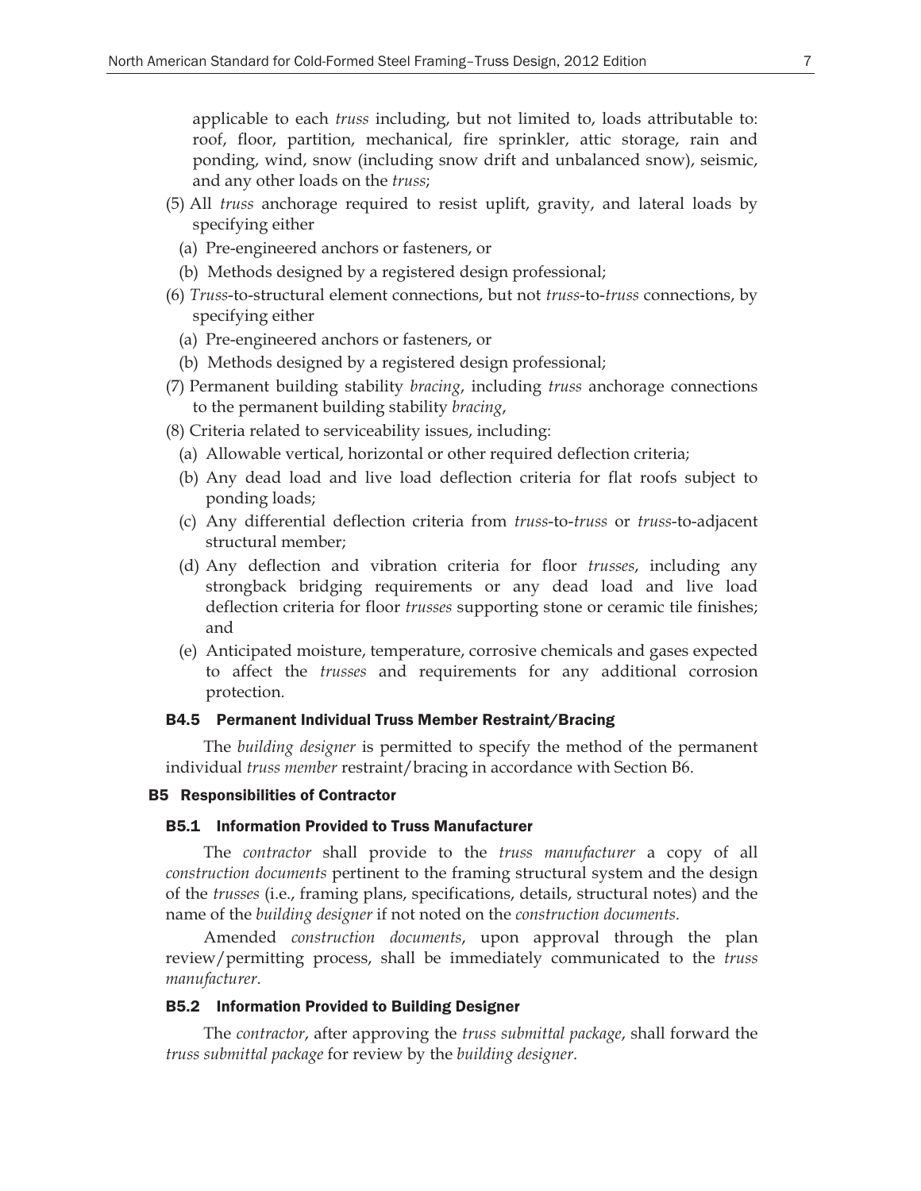applicable to each *truss* including, but not limited to, loads attributable to: roof, floor, partition, mechanical, fire sprinkler, attic storage, rain and ponding, wind, snow (including snow drift and unbalanced snow), seismic, and any other loads on the *truss*;

(5) All *truss* anchorage required to resist uplift, gravity, and lateral loads by specifying either
   (a) Pre-engineered anchors or fasteners, or
   (b) Methods designed by a registered design professional;

(6) *Truss*-to-structural element connections, but not *truss*-to-*truss* connections, by specifying either
   (a) Pre-engineered anchors or fasteners, or
   (b) Methods designed by a registered design professional;

(7) Permanent building stability *bracing*, including *truss* anchorage connections to the permanent building stability *bracing*,

(8) Criteria related to serviceability issues, including:
   (a) Allowable vertical, horizontal or other required deflection criteria;
   (b) Any dead load and live load deflection criteria for flat roofs subject to ponding loads;
   (c) Any differential deflection criteria from *truss*-to-*truss* or *truss*-to-adjacent structural member;
   (d) Any deflection and vibration criteria for floor *trusses*, including any strongback bridging requirements or any dead load and live load deflection criteria for floor *trusses* supporting stone or ceramic tile finishes; and
   (e) Anticipated moisture, temperature, corrosive chemicals and gases expected to affect the *trusses* and requirements for any additional corrosion protection.

### B4.5 Permanent Individual Truss Member Restraint/Bracing

The *building designer* is permitted to specify the method of the permanent individual *truss member* restraint/bracing in accordance with Section B6.

## B5 Responsibilities of Contractor

### B5.1 Information Provided to Truss Manufacturer

The *contractor* shall provide to the *truss manufacturer* a copy of all *construction documents* pertinent to the framing structural system and the design of the *trusses* (i.e., framing plans, specifications, details, structural notes) and the name of the *building designer* if not noted on the *construction documents*.

Amended *construction documents*, upon approval through the plan review/permitting process, shall be immediately communicated to the *truss manufacturer*.

### B5.2 Information Provided to Building Designer

The *contractor*, after approving the *truss submittal package*, shall forward the *truss submittal package* for review by the *building designer*.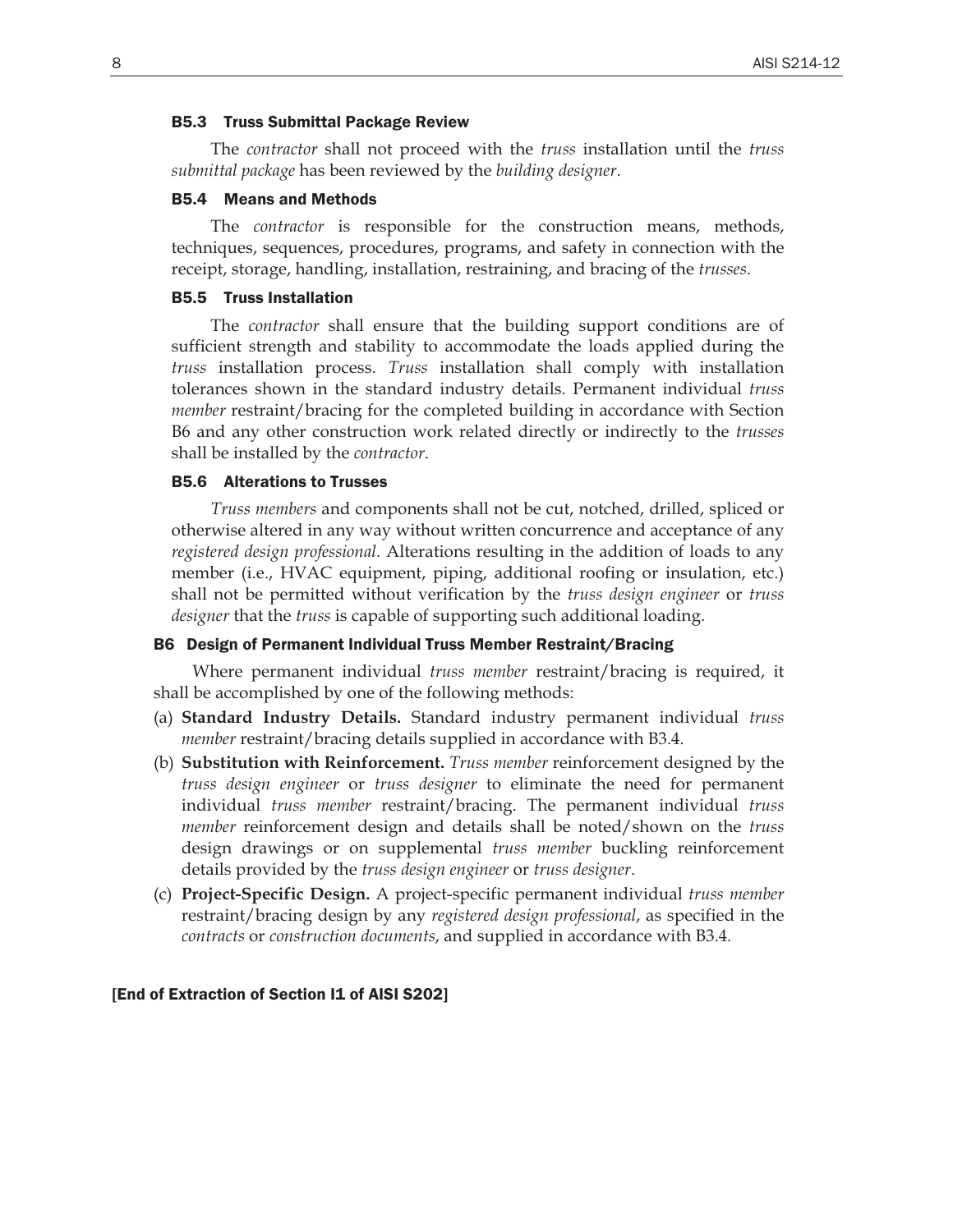### B5.3 Truss Submittal Package Review

The *contractor* shall not proceed with the *truss* installation until the *truss submittal package* has been reviewed by the *building designer*.

### B5.4 Means and Methods

The *contractor* is responsible for the construction means, methods, techniques, sequences, procedures, programs, and safety in connection with the receipt, storage, handling, installation, restraining, and bracing of the *trusses*.

### B5.5 Truss Installation

The *contractor* shall ensure that the building support conditions are of sufficient strength and stability to accommodate the loads applied during the *truss* installation process. *Truss* installation shall comply with installation tolerances shown in the standard industry details. Permanent individual *truss member* restraint/bracing for the completed building in accordance with Section B6 and any other construction work related directly or indirectly to the *trusses* shall be installed by the *contractor*.

### B5.6 Alterations to Trusses

*Truss members* and components shall not be cut, notched, drilled, spliced or otherwise altered in any way without written concurrence and acceptance of any *registered design professional*. Alterations resulting in the addition of loads to any member (i.e., HVAC equipment, piping, additional roofing or insulation, etc.) shall not be permitted without verification by the *truss design engineer* or *truss designer* that the *truss* is capable of supporting such additional loading.

## B6 Design of Permanent Individual Truss Member Restraint/Bracing

Where permanent individual *truss member* restraint/bracing is required, it shall be accomplished by one of the following methods:

(a) **Standard Industry Details.** Standard industry permanent individual *truss member* restraint/bracing details supplied in accordance with B3.4.

(b) **Substitution with Reinforcement.** *Truss member* reinforcement designed by the *truss design engineer* or *truss designer* to eliminate the need for permanent individual *truss member* restraint/bracing. The permanent individual *truss member* reinforcement design and details shall be noted/shown on the *truss* design drawings or on supplemental *truss member* buckling reinforcement details provided by the *truss design engineer* or *truss designer*.

(c) **Project-Specific Design.** A project-specific permanent individual *truss member* restraint/bracing design by any *registered design professional*, as specified in the *contracts* or *construction documents*, and supplied in accordance with B3.4.

**[End of Extraction of Section I1 of AISI S202]**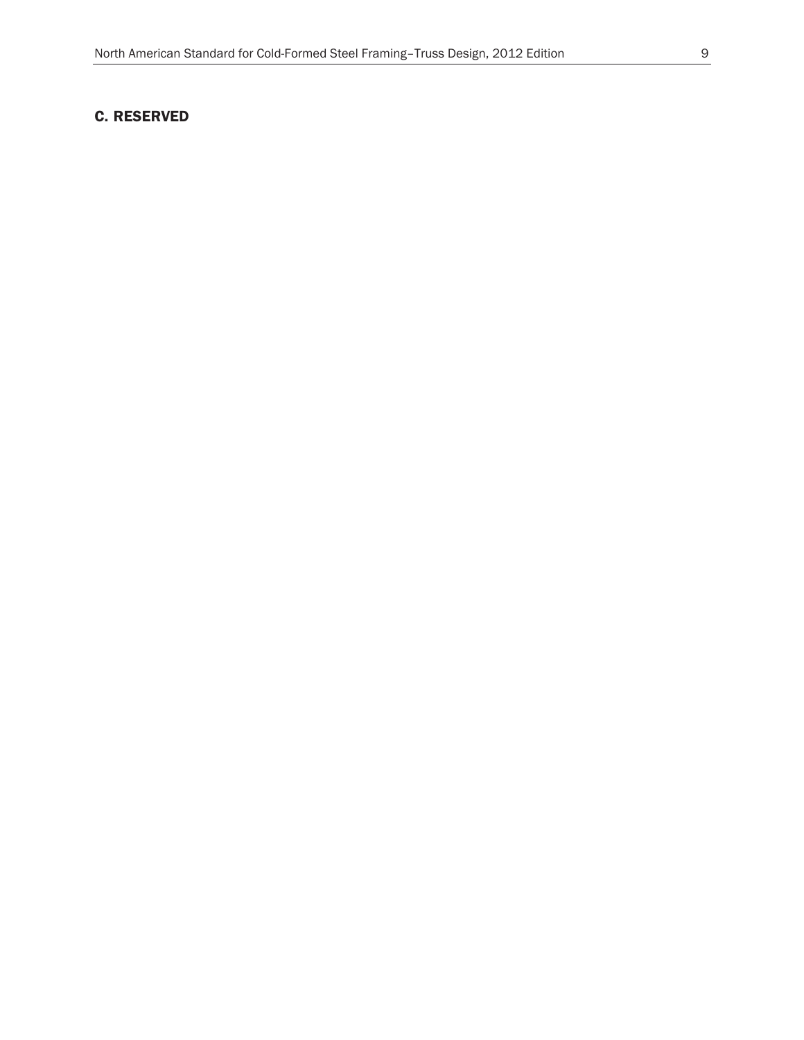## C. RESERVED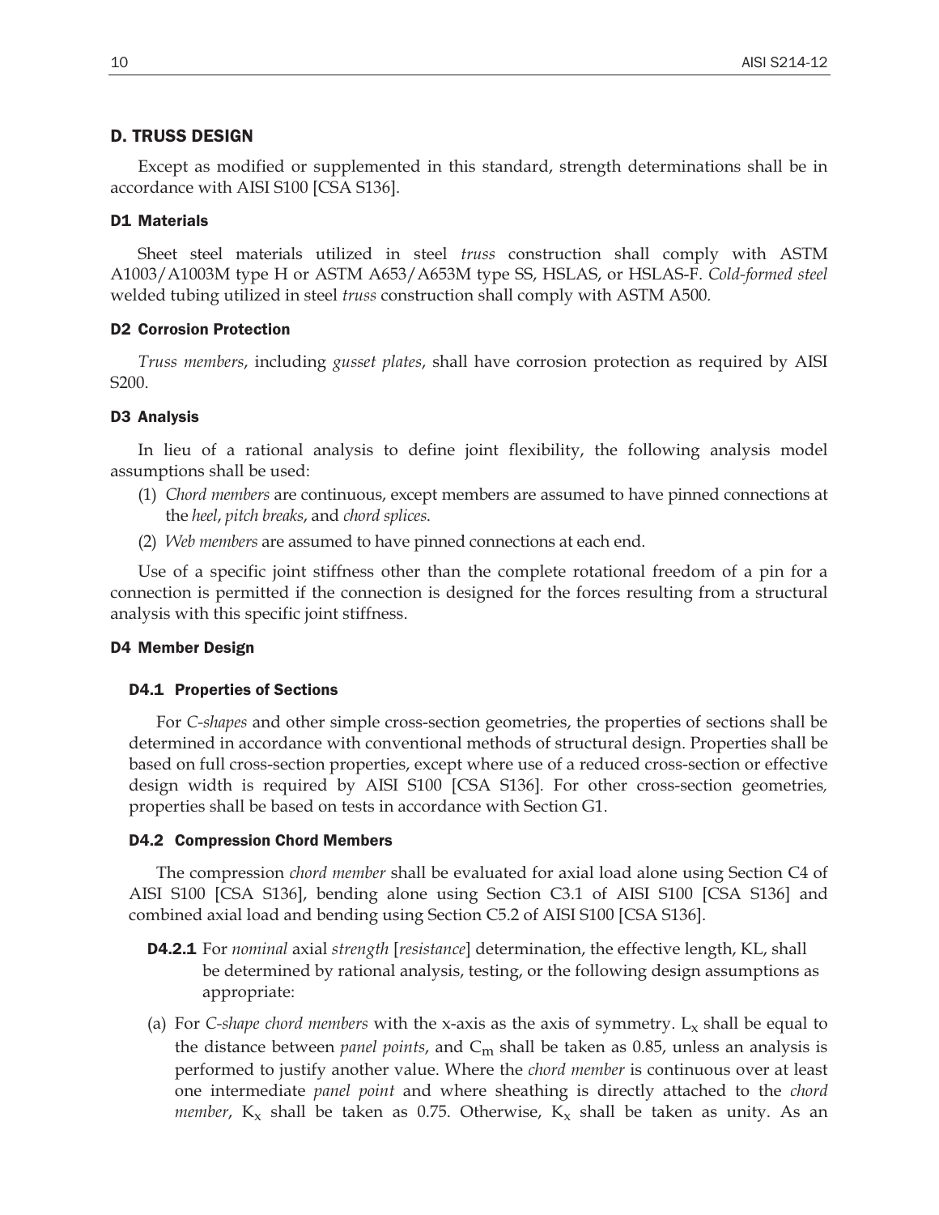## D. TRUSS DESIGN

Except as modified or supplemented in this standard, strength determinations shall be in accordance with AISI S100 [CSA S136].

### D1 Materials

Sheet steel materials utilized in steel *truss* construction shall comply with ASTM A1003/A1003M type H or ASTM A653/A653M type SS, HSLAS, or HSLAS-F. *Cold-formed steel* welded tubing utilized in steel *truss* construction shall comply with ASTM A500.

### D2 Corrosion Protection

*Truss members*, including *gusset plates*, shall have corrosion protection as required by AISI S200.

### D3 Analysis

In lieu of a rational analysis to define joint flexibility, the following analysis model assumptions shall be used:

(1) *Chord members* are continuous, except members are assumed to have pinned connections at the *heel*, *pitch breaks*, and *chord splices*.

(2) *Web members* are assumed to have pinned connections at each end.

Use of a specific joint stiffness other than the complete rotational freedom of a pin for a connection is permitted if the connection is designed for the forces resulting from a structural analysis with this specific joint stiffness.

### D4 Member Design

#### D4.1 Properties of Sections

For *C-shapes* and other simple cross-section geometries, the properties of sections shall be determined in accordance with conventional methods of structural design. Properties shall be based on full cross-section properties, except where use of a reduced cross-section or effective design width is required by AISI S100 [CSA S136]. For other cross-section geometries, properties shall be based on tests in accordance with Section G1.

#### D4.2 Compression Chord Members

The compression *chord member* shall be evaluated for axial load alone using Section C4 of AISI S100 [CSA S136], bending alone using Section C3.1 of AISI S100 [CSA S136] and combined axial load and bending using Section C5.2 of AISI S100 [CSA S136].

**D4.2.1** For *nominal* axial *strength* [*resistance*] determination, the effective length, KL, shall be determined by rational analysis, testing, or the following design assumptions as appropriate:

(a) For *C-shape chord members* with the x-axis as the axis of symmetry. $L_x$ shall be equal to the distance between *panel points*, and $C_m$ shall be taken as 0.85, unless an analysis is performed to justify another value. Where the *chord member* is continuous over at least one intermediate *panel point* and where sheathing is directly attached to the *chord member*, $K_x$ shall be taken as 0.75. Otherwise, $K_x$ shall be taken as unity. As an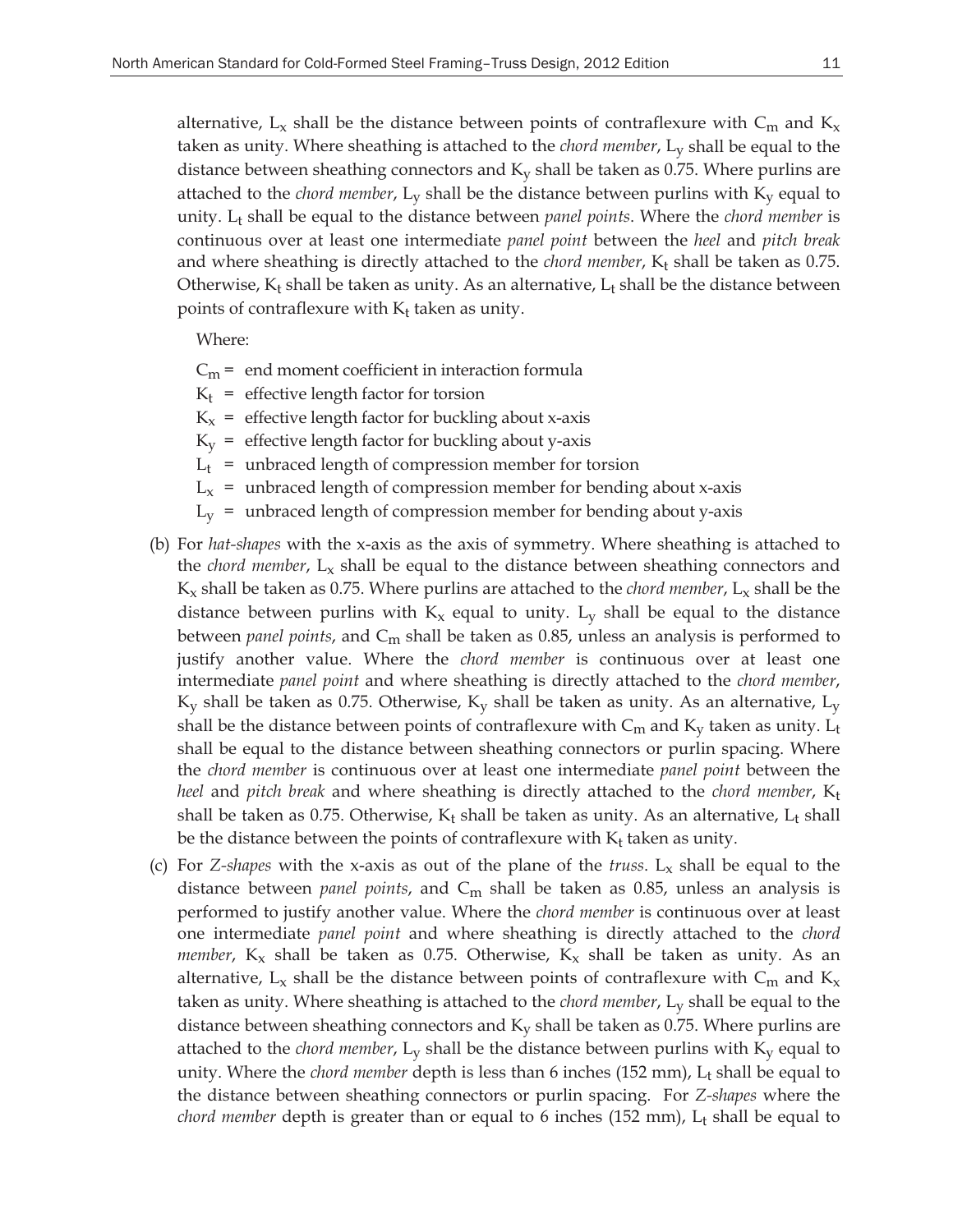alternative, $L_x$ shall be the distance between points of contraflexure with $C_m$ and $K_x$ taken as unity. Where sheathing is attached to the *chord member*, $L_y$ shall be equal to the distance between sheathing connectors and $K_y$ shall be taken as 0.75. Where purlins are attached to the *chord member*, $L_y$ shall be the distance between purlins with $K_y$ equal to unity. $L_t$ shall be equal to the distance between *panel points*. Where the *chord member* is continuous over at least one intermediate *panel point* between the *heel* and *pitch break* and where sheathing is directly attached to the *chord member*, $K_t$ shall be taken as 0.75. Otherwise, $K_t$ shall be taken as unity. As an alternative, $L_t$ shall be the distance between points of contraflexure with $K_t$ taken as unity.

Where:

$C_m$ = end moment coefficient in interaction formula
$K_t$ = effective length factor for torsion
$K_x$ = effective length factor for buckling about x-axis
$K_y$ = effective length factor for buckling about y-axis
$L_t$ = unbraced length of compression member for torsion
$L_x$ = unbraced length of compression member for bending about x-axis
$L_y$ = unbraced length of compression member for bending about y-axis

(b) For *hat-shapes* with the x-axis as the axis of symmetry. Where sheathing is attached to the *chord member*, $L_x$ shall be equal to the distance between sheathing connectors and $K_x$ shall be taken as 0.75. Where purlins are attached to the *chord member*, $L_x$ shall be the distance between purlins with $K_x$ equal to unity. $L_y$ shall be equal to the distance between *panel points*, and $C_m$ shall be taken as 0.85, unless an analysis is performed to justify another value. Where the *chord member* is continuous over at least one intermediate *panel point* and where sheathing is directly attached to the *chord member*, $K_y$ shall be taken as 0.75. Otherwise, $K_y$ shall be taken as unity. As an alternative, $L_y$ shall be the distance between points of contraflexure with $C_m$ and $K_y$ taken as unity. $L_t$ shall be equal to the distance between sheathing connectors or purlin spacing. Where the *chord member* is continuous over at least one intermediate *panel point* between the *heel* and *pitch break* and where sheathing is directly attached to the *chord member*, $K_t$ shall be taken as 0.75. Otherwise, $K_t$ shall be taken as unity. As an alternative, $L_t$ shall be the distance between the points of contraflexure with $K_t$ taken as unity.

(c) For *Z-shapes* with the x-axis as out of the plane of the *truss*. $L_x$ shall be equal to the distance between *panel points*, and $C_m$ shall be taken as 0.85, unless an analysis is performed to justify another value. Where the *chord member* is continuous over at least one intermediate *panel point* and where sheathing is directly attached to the *chord member*, $K_x$ shall be taken as 0.75. Otherwise, $K_x$ shall be taken as unity. As an alternative, $L_x$ shall be the distance between points of contraflexure with $C_m$ and $K_x$ taken as unity. Where sheathing is attached to the *chord member*, $L_y$ shall be equal to the distance between sheathing connectors and $K_y$ shall be taken as 0.75. Where purlins are attached to the *chord member*, $L_y$ shall be the distance between purlins with $K_y$ equal to unity. Where the *chord member* depth is less than 6 inches (152 mm), $L_t$ shall be equal to the distance between sheathing connectors or purlin spacing. For *Z-shapes* where the *chord member* depth is greater than or equal to 6 inches (152 mm), $L_t$ shall be equal to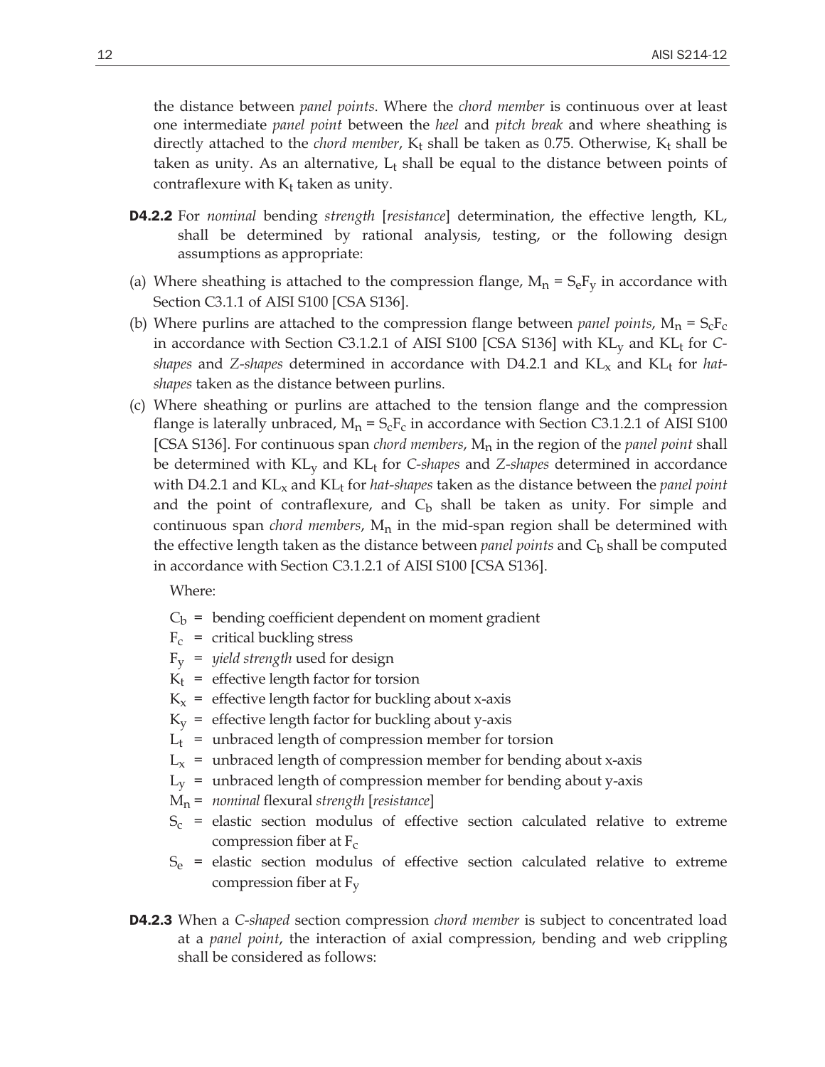the distance between *panel points*. Where the *chord member* is continuous over at least one intermediate *panel point* between the *heel* and *pitch break* and where sheathing is directly attached to the *chord member*, $K_t$ shall be taken as 0.75. Otherwise, $K_t$ shall be taken as unity. As an alternative, $L_t$ shall be equal to the distance between points of contraflexure with $K_t$ taken as unity.

**D4.2.2** For *nominal* bending *strength* [*resistance*] determination, the effective length, KL, shall be determined by rational analysis, testing, or the following design assumptions as appropriate:

(a) Where sheathing is attached to the compression flange, $M_n = S_eF_y$ in accordance with Section C3.1.1 of AISI S100 [CSA S136].

(b) Where purlins are attached to the compression flange between *panel points*, $M_n = S_cF_c$ in accordance with Section C3.1.2.1 of AISI S100 [CSA S136] with $KL_y$ and $KL_t$ for *C-shapes* and *Z-shapes* determined in accordance with D4.2.1 and $KL_x$ and $KL_t$ for *hat-shapes* taken as the distance between purlins.

(c) Where sheathing or purlins are attached to the tension flange and the compression flange is laterally unbraced, $M_n = S_cF_c$ in accordance with Section C3.1.2.1 of AISI S100 [CSA S136]. For continuous span *chord members*, $M_n$ in the region of the *panel point* shall be determined with $KL_y$ and $KL_t$ for *C-shapes* and *Z-shapes* determined in accordance with D4.2.1 and $KL_x$ and $KL_t$ for *hat-shapes* taken as the distance between the *panel point* and the point of contraflexure, and $C_b$ shall be taken as unity. For simple and continuous span *chord members*, $M_n$ in the mid-span region shall be determined with the effective length taken as the distance between *panel points* and $C_b$ shall be computed in accordance with Section C3.1.2.1 of AISI S100 [CSA S136].

Where:

$C_b$ = bending coefficient dependent on moment gradient
$F_c$ = critical buckling stress
$F_y$ = *yield strength* used for design
$K_t$ = effective length factor for torsion
$K_x$ = effective length factor for buckling about x-axis
$K_y$ = effective length factor for buckling about y-axis
$L_t$ = unbraced length of compression member for torsion
$L_x$ = unbraced length of compression member for bending about x-axis
$L_y$ = unbraced length of compression member for bending about y-axis
$M_n$ = *nominal* flexural *strength* [*resistance*]
$S_c$ = elastic section modulus of effective section calculated relative to extreme compression fiber at $F_c$
$S_e$ = elastic section modulus of effective section calculated relative to extreme compression fiber at $F_y$

**D4.2.3** When a *C-shaped* section compression *chord member* is subject to concentrated load at a *panel point*, the interaction of axial compression, bending and web crippling shall be considered as follows: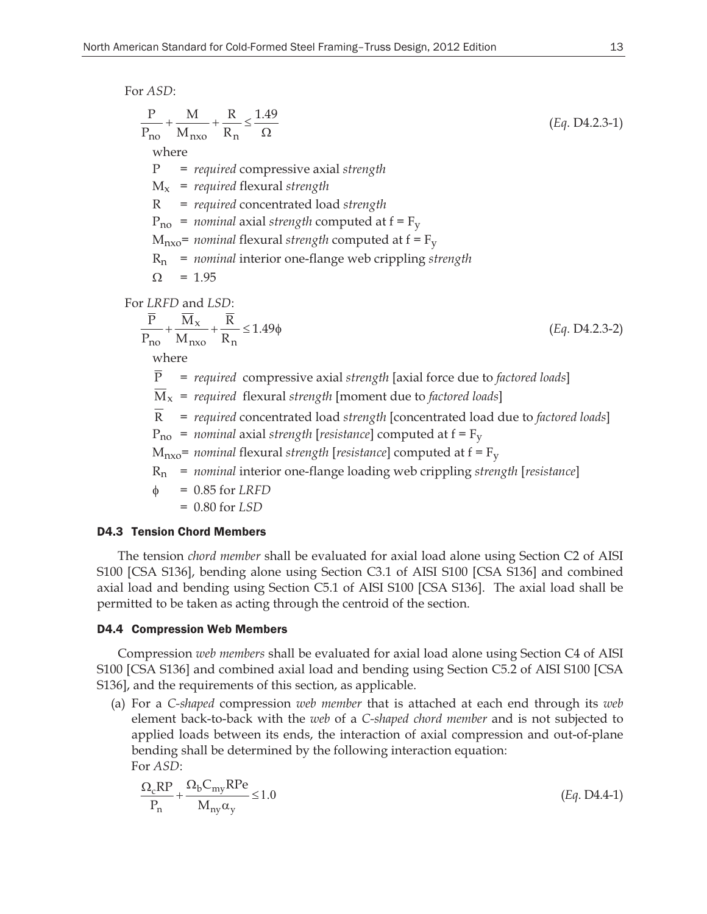For *ASD*:

$$\frac{P}{P_{no}} + \frac{M}{M_{nxo}} + \frac{R}{R_n} \leq \frac{1.49}{\Omega} \qquad (Eq. \text{ D4.2.3-1})$$

where

$P$ = *required* compressive axial *strength*

$M_x$ = *required* flexural *strength*

$R$ = *required* concentrated load *strength*

$P_{no}$ = *nominal* axial *strength* computed at $f = F_y$

$M_{nxo}$ = *nominal* flexural *strength* computed at $f = F_y$

$R_n$ = *nominal* interior one-flange web crippling *strength*

$\Omega$ = 1.95

For *LRFD* and *LSD*:

$$\frac{\overline{P}}{P_{no}} + \frac{\overline{M}_x}{M_{nxo}} + \frac{\overline{R}}{R_n} \leq 1.49\phi \qquad (Eq. \text{ D4.2.3-2})$$

where

$\overline{P}$ = *required* compressive axial *strength* [axial force due to *factored loads*]

$\overline{M}_x$ = *required* flexural *strength* [moment due to *factored loads*]

$\overline{R}$ = *required* concentrated load *strength* [concentrated load due to *factored loads*]

$P_{no}$ = *nominal* axial *strength* [*resistance*] computed at $f = F_y$

$M_{nxo}$ = *nominal* flexural *strength* [*resistance*] computed at $f = F_y$

$R_n$ = *nominal* interior one-flange loading web crippling *strength* [*resistance*]

$\phi$ = 0.85 for *LRFD*

= 0.80 for *LSD*

### D4.3 Tension Chord Members

The tension *chord member* shall be evaluated for axial load alone using Section C2 of AISI S100 [CSA S136], bending alone using Section C3.1 of AISI S100 [CSA S136] and combined axial load and bending using Section C5.1 of AISI S100 [CSA S136]. The axial load shall be permitted to be taken as acting through the centroid of the section.

### D4.4 Compression Web Members

Compression *web members* shall be evaluated for axial load alone using Section C4 of AISI S100 [CSA S136] and combined axial load and bending using Section C5.2 of AISI S100 [CSA S136], and the requirements of this section, as applicable.

(a) For a *C-shaped* compression *web member* that is attached at each end through its *web* element back-to-back with the *web* of a *C-shaped chord member* and is not subjected to applied loads between its ends, the interaction of axial compression and out-of-plane bending shall be determined by the following interaction equation:

For *ASD*:

$$\frac{\Omega_c RP}{P_n} + \frac{\Omega_b C_{my} RPe}{M_{ny}\alpha_y} \leq 1.0 \qquad (Eq. \text{ D4.4-1})$$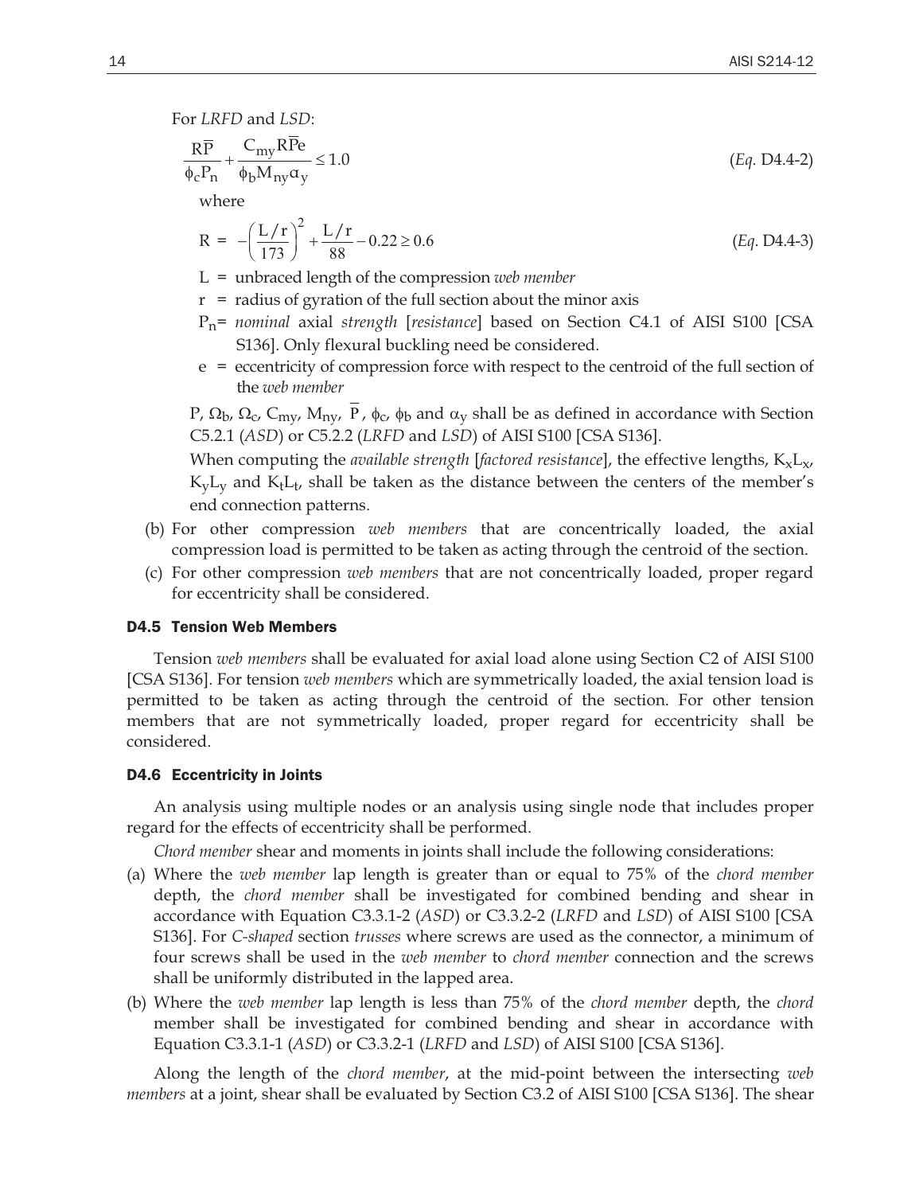For *LRFD* and *LSD*:

$$\frac{R\overline{P}}{\phi_c P_n} + \frac{C_{my} R \overline{P} e}{\phi_b M_{ny} \alpha_y} \le 1.0 \qquad (Eq.\ D4.4\text{-}2)$$

where

$$R = -\left(\frac{L/r}{173}\right)^2 + \frac{L/r}{88} - 0.22 \ge 0.6 \qquad (Eq.\ D4.4\text{-}3)$$

$L$ = unbraced length of the compression *web member*

$r$ = radius of gyration of the full section about the minor axis

$P_n$ = *nominal* axial *strength* [*resistance*] based on Section C4.1 of AISI S100 [CSA S136]. Only flexural buckling need be considered.

$e$ = eccentricity of compression force with respect to the centroid of the full section of the *web member*

$P$, $\Omega_b$, $\Omega_c$, $C_{my}$, $M_{ny}$, $\overline{P}$, $\phi_c$, $\phi_b$ and $\alpha_y$ shall be as defined in accordance with Section C5.2.1 (*ASD*) or C5.2.2 (*LRFD* and *LSD*) of AISI S100 [CSA S136].

When computing the *available strength* [*factored resistance*], the effective lengths, $K_xL_x$, $K_yL_y$ and $K_tL_t$, shall be taken as the distance between the centers of the member's end connection patterns.

(b) For other compression *web members* that are concentrically loaded, the axial compression load is permitted to be taken as acting through the centroid of the section.

(c) For other compression *web members* that are not concentrically loaded, proper regard for eccentricity shall be considered.

### D4.5 Tension Web Members

Tension *web members* shall be evaluated for axial load alone using Section C2 of AISI S100 [CSA S136]. For tension *web members* which are symmetrically loaded, the axial tension load is permitted to be taken as acting through the centroid of the section. For other tension members that are not symmetrically loaded, proper regard for eccentricity shall be considered.

### D4.6 Eccentricity in Joints

An analysis using multiple nodes or an analysis using single node that includes proper regard for the effects of eccentricity shall be performed.

*Chord member* shear and moments in joints shall include the following considerations:

(a) Where the *web member* lap length is greater than or equal to 75% of the *chord member* depth, the *chord member* shall be investigated for combined bending and shear in accordance with Equation C3.3.1-2 (*ASD*) or C3.3.2-2 (*LRFD* and *LSD*) of AISI S100 [CSA S136]. For *C-shaped* section *trusses* where screws are used as the connector, a minimum of four screws shall be used in the *web member* to *chord member* connection and the screws shall be uniformly distributed in the lapped area.

(b) Where the *web member* lap length is less than 75% of the *chord member* depth, the *chord* member shall be investigated for combined bending and shear in accordance with Equation C3.3.1-1 (*ASD*) or C3.3.2-1 (*LRFD* and *LSD*) of AISI S100 [CSA S136].

Along the length of the *chord member*, at the mid-point between the intersecting *web members* at a joint, shear shall be evaluated by Section C3.2 of AISI S100 [CSA S136]. The shear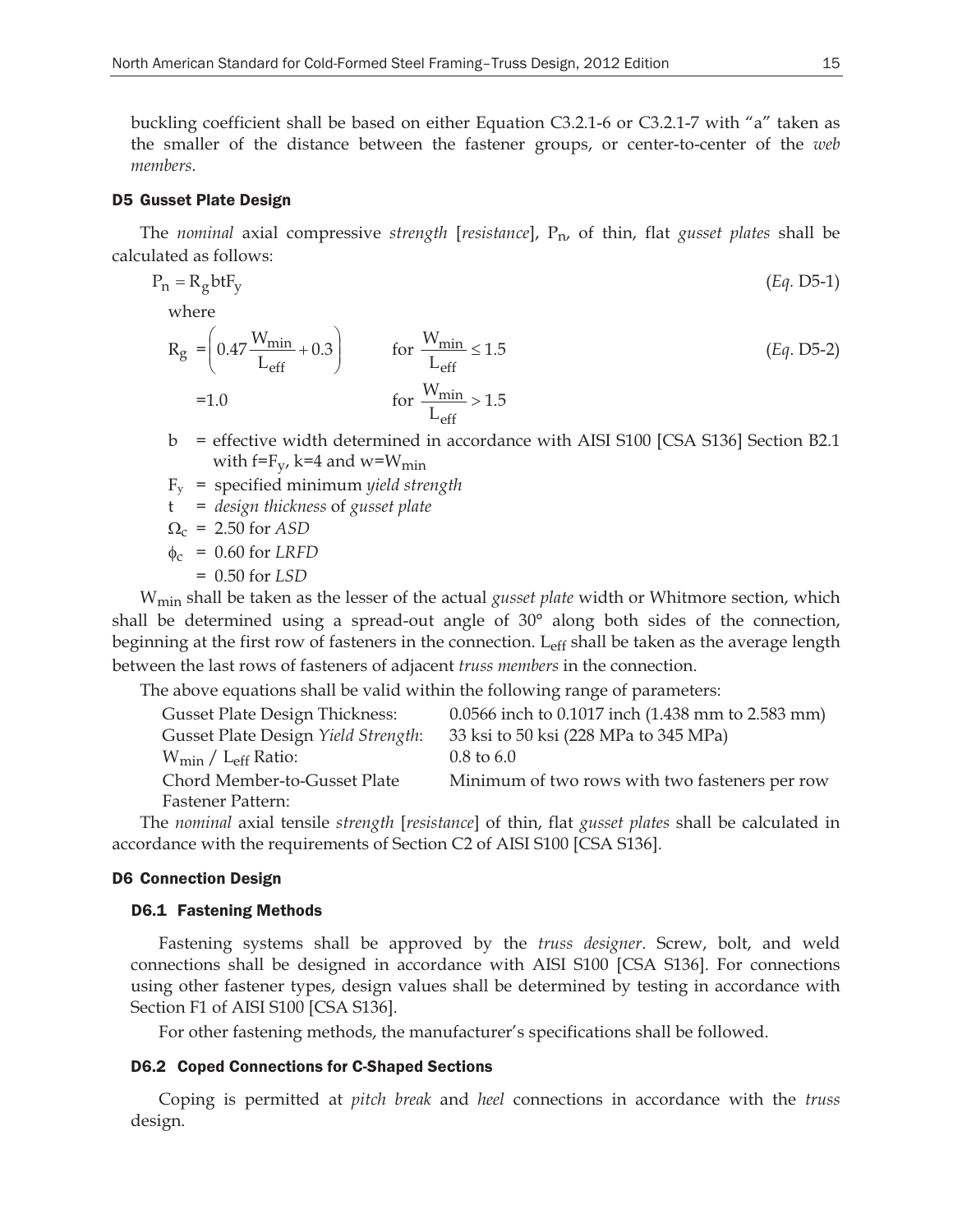buckling coefficient shall be based on either Equation C3.2.1-6 or C3.2.1-7 with "a" taken as the smaller of the distance between the fastener groups, or center-to-center of the *web members*.

### D5 Gusset Plate Design

The *nominal* axial compressive *strength* [*resistance*], $P_n$, of thin, flat *gusset plates* shall be calculated as follows:

$$P_n = R_g b t F_y \qquad (Eq. \text{ D5-1})$$

where

$$R_g = \left(0.47\frac{W_{min}}{L_{eff}} + 0.3\right) \qquad \text{for } \frac{W_{min}}{L_{eff}} \le 1.5 \qquad (Eq. \text{ D5-2})$$

$$= 1.0 \qquad \text{for } \frac{W_{min}}{L_{eff}} > 1.5$$

$b$ = effective width determined in accordance with AISI S100 [CSA S136] Section B2.1 with $f=F_y$, $k=4$ and $w=W_{min}$

$F_y$ = specified minimum *yield strength*

$t$ = *design thickness* of *gusset plate*

$\Omega_c$ = 2.50 for *ASD*

$\phi_c$ = 0.60 for *LRFD*

= 0.50 for *LSD*

$W_{min}$ shall be taken as the lesser of the actual *gusset plate* width or Whitmore section, which shall be determined using a spread-out angle of 30° along both sides of the connection, beginning at the first row of fasteners in the connection. $L_{eff}$ shall be taken as the average length between the last rows of fasteners of adjacent *truss members* in the connection.

The above equations shall be valid within the following range of parameters:

| | |
|---|---|
| Gusset Plate Design Thickness: | 0.0566 inch to 0.1017 inch (1.438 mm to 2.583 mm) |
| Gusset Plate Design *Yield Strength*: | 33 ksi to 50 ksi (228 MPa to 345 MPa) |
| $W_{min}$ / $L_{eff}$ Ratio: | 0.8 to 6.0 |
| Chord Member-to-Gusset Plate Fastener Pattern: | Minimum of two rows with two fasteners per row |

The *nominal* axial tensile *strength* [*resistance*] of thin, flat *gusset plates* shall be calculated in accordance with the requirements of Section C2 of AISI S100 [CSA S136].

### D6 Connection Design

#### D6.1 Fastening Methods

Fastening systems shall be approved by the *truss designer*. Screw, bolt, and weld connections shall be designed in accordance with AISI S100 [CSA S136]. For connections using other fastener types, design values shall be determined by testing in accordance with Section F1 of AISI S100 [CSA S136].

For other fastening methods, the manufacturer's specifications shall be followed.

#### D6.2 Coped Connections for C-Shaped Sections

Coping is permitted at *pitch break* and *heel* connections in accordance with the *truss* design.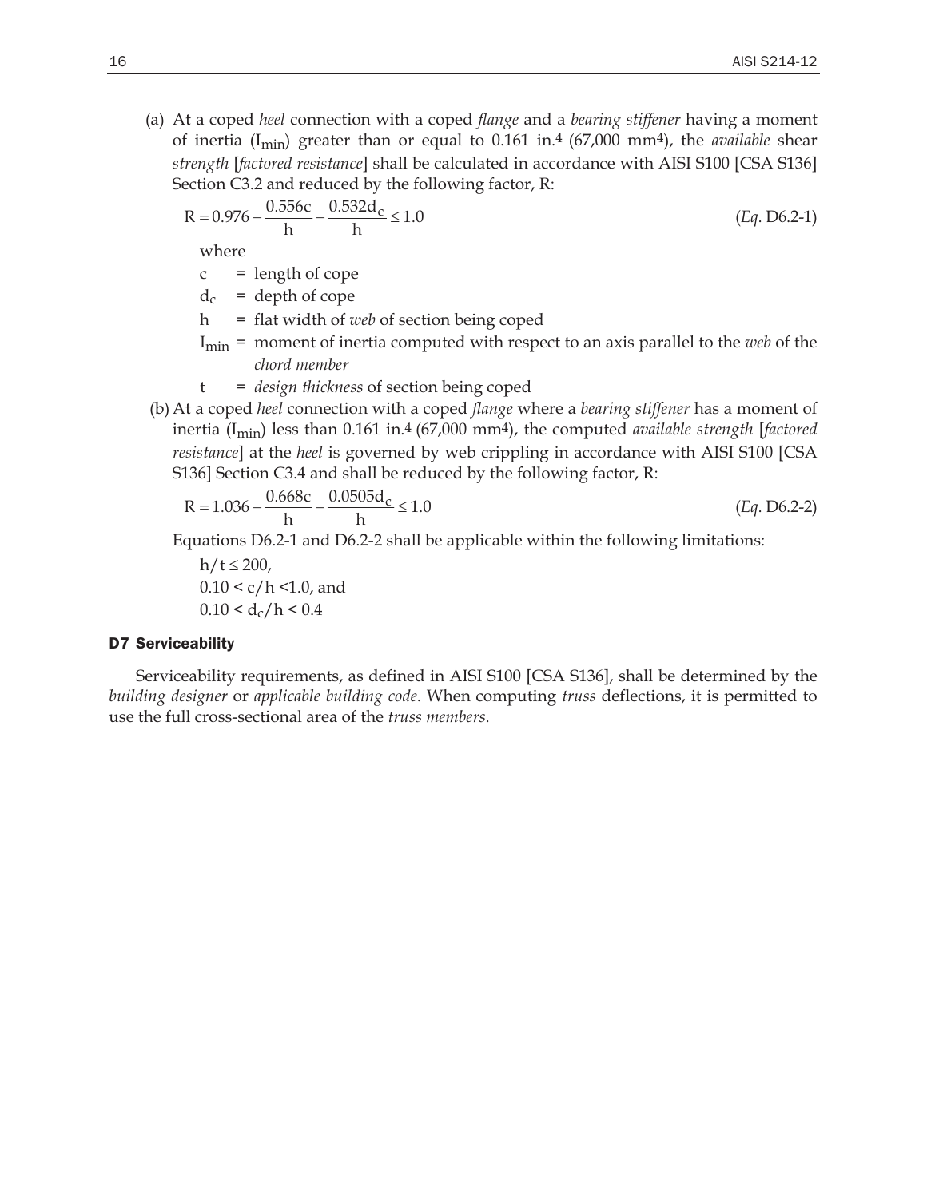(a) At a coped *heel* connection with a coped *flange* and a *bearing stiffener* having a moment of inertia ($I_{min}$) greater than or equal to 0.161 in.$^4$ (67,000 mm$^4$), the *available* shear *strength* [*factored resistance*] shall be calculated in accordance with AISI S100 [CSA S136] Section C3.2 and reduced by the following factor, R:

$$R = 0.976 - \frac{0.556c}{h} - \frac{0.532d_c}{h} \leq 1.0 \qquad (Eq.\ D6.2\text{-}1)$$

where

$c$ = length of cope

$d_c$ = depth of cope

$h$ = flat width of *web* of section being coped

$I_{min}$ = moment of inertia computed with respect to an axis parallel to the *web* of the *chord member*

$t$ = *design thickness* of section being coped

(b) At a coped *heel* connection with a coped *flange* where a *bearing stiffener* has a moment of inertia ($I_{min}$) less than 0.161 in.$^4$ (67,000 mm$^4$), the computed *available strength* [*factored resistance*] at the *heel* is governed by web crippling in accordance with AISI S100 [CSA S136] Section C3.4 and shall be reduced by the following factor, R:

$$R = 1.036 - \frac{0.668c}{h} - \frac{0.0505d_c}{h} \leq 1.0 \qquad (Eq.\ D6.2\text{-}2)$$

Equations D6.2-1 and D6.2-2 shall be applicable within the following limitations:

$h/t \leq 200$,
$0.10 < c/h < 1.0$, and
$0.10 < d_c/h < 0.4$

## D7 Serviceability

Serviceability requirements, as defined in AISI S100 [CSA S136], shall be determined by the *building designer* or *applicable building code*. When computing *truss* deflections, it is permitted to use the full cross-sectional area of the *truss members*.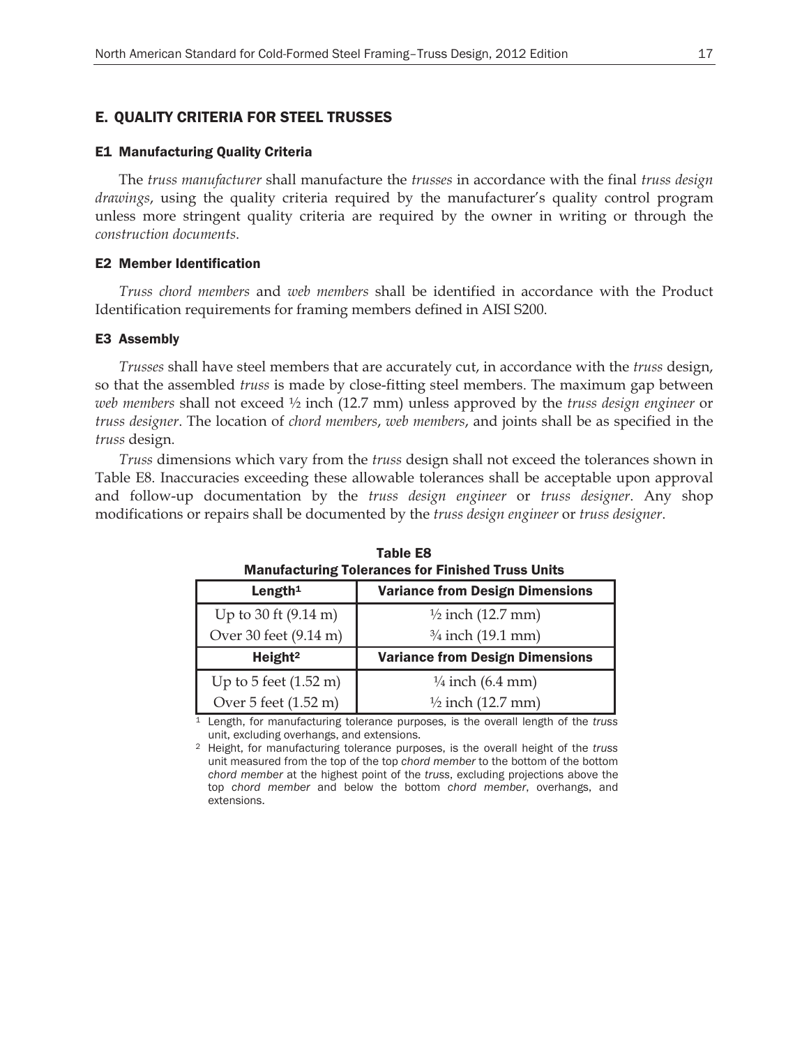# E. QUALITY CRITERIA FOR STEEL TRUSSES

## E1 Manufacturing Quality Criteria

The *truss manufacturer* shall manufacture the *trusses* in accordance with the final *truss design drawings*, using the quality criteria required by the manufacturer's quality control program unless more stringent quality criteria are required by the owner in writing or through the *construction documents*.

## E2 Member Identification

*Truss chord members* and *web members* shall be identified in accordance with the Product Identification requirements for framing members defined in AISI S200.

## E3 Assembly

*Trusses* shall have steel members that are accurately cut, in accordance with the *truss* design, so that the assembled *truss* is made by close-fitting steel members. The maximum gap between *web members* shall not exceed ½ inch (12.7 mm) unless approved by the *truss design engineer* or *truss designer*. The location of *chord members*, *web members*, and joints shall be as specified in the *truss* design.

*Truss* dimensions which vary from the *truss* design shall not exceed the tolerances shown in Table E8. Inaccuracies exceeding these allowable tolerances shall be acceptable upon approval and follow-up documentation by the *truss design engineer* or *truss designer*. Any shop modifications or repairs shall be documented by the *truss design engineer* or *truss designer*.

**Table E8**
**Manufacturing Tolerances for Finished Truss Units**

| Length[1] | Variance from Design Dimensions |
|---|---|
| Up to 30 ft (9.14 m) | ½ inch (12.7 mm) |
| Over 30 feet (9.14 m) | ¾ inch (19.1 mm) |
| **Height[2]** | **Variance from Design Dimensions** |
| Up to 5 feet (1.52 m) | ¼ inch (6.4 mm) |
| Over 5 feet (1.52 m) | ½ inch (12.7 mm) |

[1] Length, for manufacturing tolerance purposes, is the overall length of the *truss* unit, excluding overhangs, and extensions.

[2] Height, for manufacturing tolerance purposes, is the overall height of the *truss* unit measured from the top of the top *chord member* to the bottom of the bottom *chord member* at the highest point of the *truss*, excluding projections above the top *chord member* and below the bottom *chord member*, overhangs, and extensions.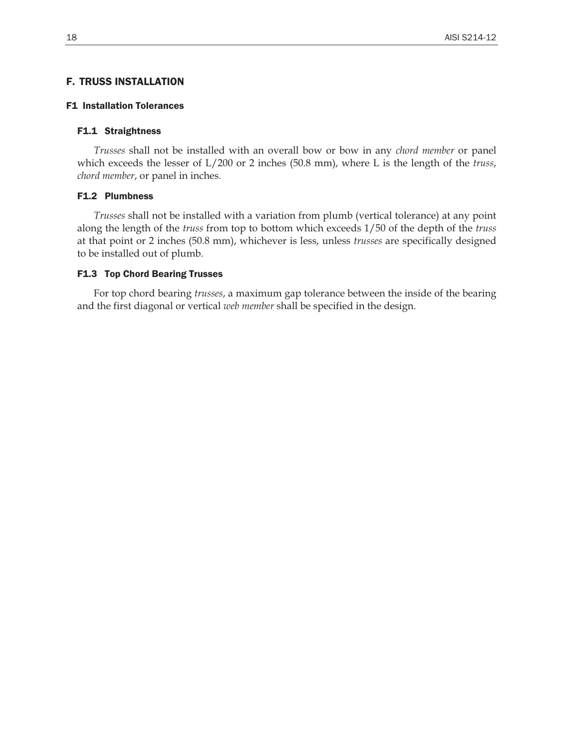## F. TRUSS INSTALLATION

### F1 Installation Tolerances

#### F1.1 Straightness

*Trusses* shall not be installed with an overall bow or bow in any *chord member* or panel which exceeds the lesser of L/200 or 2 inches (50.8 mm), where L is the length of the *truss*, *chord member*, or panel in inches.

#### F1.2 Plumbness

*Trusses* shall not be installed with a variation from plumb (vertical tolerance) at any point along the length of the *truss* from top to bottom which exceeds 1/50 of the depth of the *truss* at that point or 2 inches (50.8 mm), whichever is less, unless *trusses* are specifically designed to be installed out of plumb.

#### F1.3 Top Chord Bearing Trusses

For top chord bearing *trusses*, a maximum gap tolerance between the inside of the bearing and the first diagonal or vertical *web member* shall be specified in the design.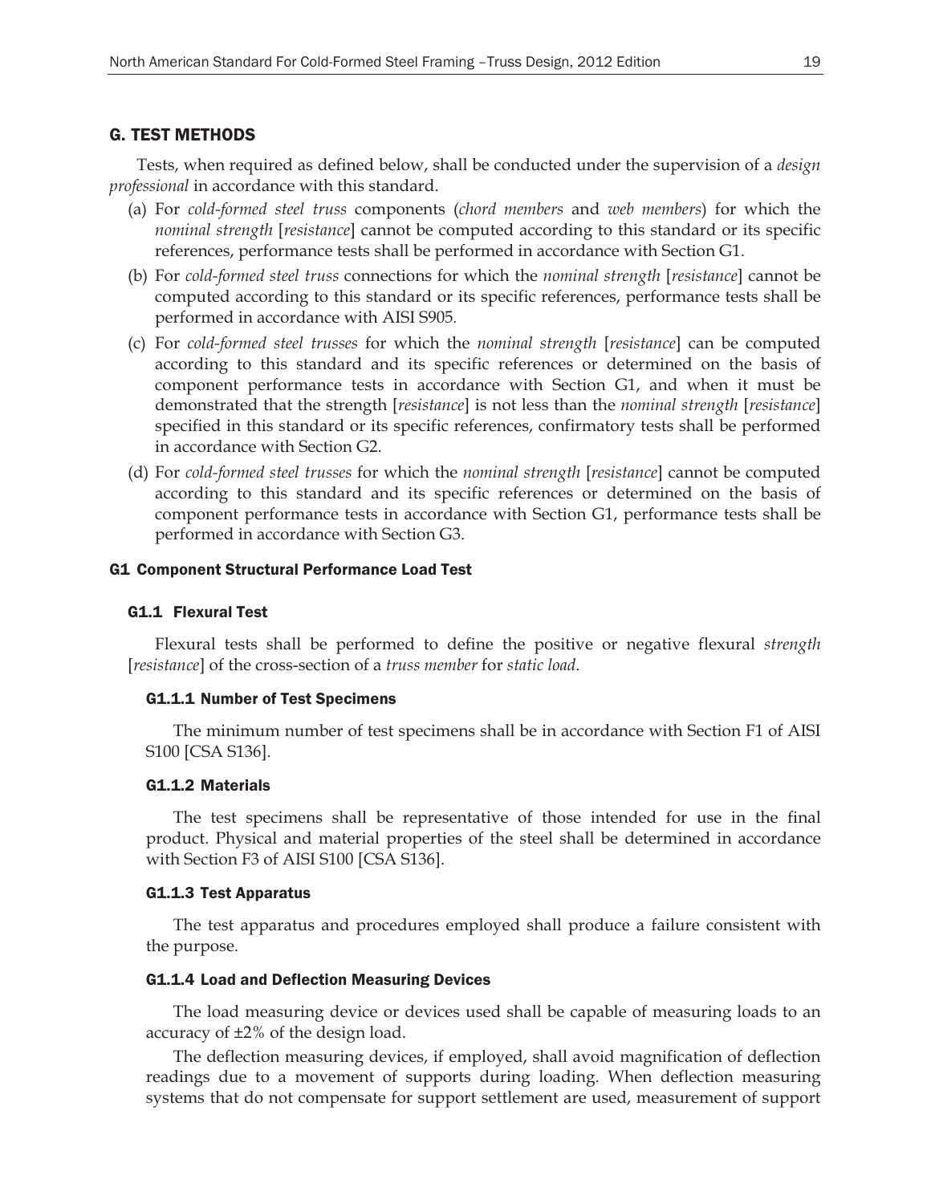## G. TEST METHODS

Tests, when required as defined below, shall be conducted under the supervision of a *design professional* in accordance with this standard.

(a) For *cold-formed steel truss* components (*chord members* and *web members*) for which the *nominal strength* [*resistance*] cannot be computed according to this standard or its specific references, performance tests shall be performed in accordance with Section G1.

(b) For *cold-formed steel truss* connections for which the *nominal strength* [*resistance*] cannot be computed according to this standard or its specific references, performance tests shall be performed in accordance with AISI S905.

(c) For *cold-formed steel trusses* for which the *nominal strength* [*resistance*] can be computed according to this standard and its specific references or determined on the basis of component performance tests in accordance with Section G1, and when it must be demonstrated that the strength [*resistance*] is not less than the *nominal strength* [*resistance*] specified in this standard or its specific references, confirmatory tests shall be performed in accordance with Section G2.

(d) For *cold-formed steel trusses* for which the *nominal strength* [*resistance*] cannot be computed according to this standard and its specific references or determined on the basis of component performance tests in accordance with Section G1, performance tests shall be performed in accordance with Section G3.

### G1 Component Structural Performance Load Test

#### G1.1 Flexural Test

Flexural tests shall be performed to define the positive or negative flexural *strength* [*resistance*] of the cross-section of a *truss member* for *static load*.

##### G1.1.1 Number of Test Specimens

The minimum number of test specimens shall be in accordance with Section F1 of AISI S100 [CSA S136].

##### G1.1.2 Materials

The test specimens shall be representative of those intended for use in the final product. Physical and material properties of the steel shall be determined in accordance with Section F3 of AISI S100 [CSA S136].

##### G1.1.3 Test Apparatus

The test apparatus and procedures employed shall produce a failure consistent with the purpose.

##### G1.1.4 Load and Deflection Measuring Devices

The load measuring device or devices used shall be capable of measuring loads to an accuracy of ±2% of the design load.

The deflection measuring devices, if employed, shall avoid magnification of deflection readings due to a movement of supports during loading. When deflection measuring systems that do not compensate for support settlement are used, measurement of support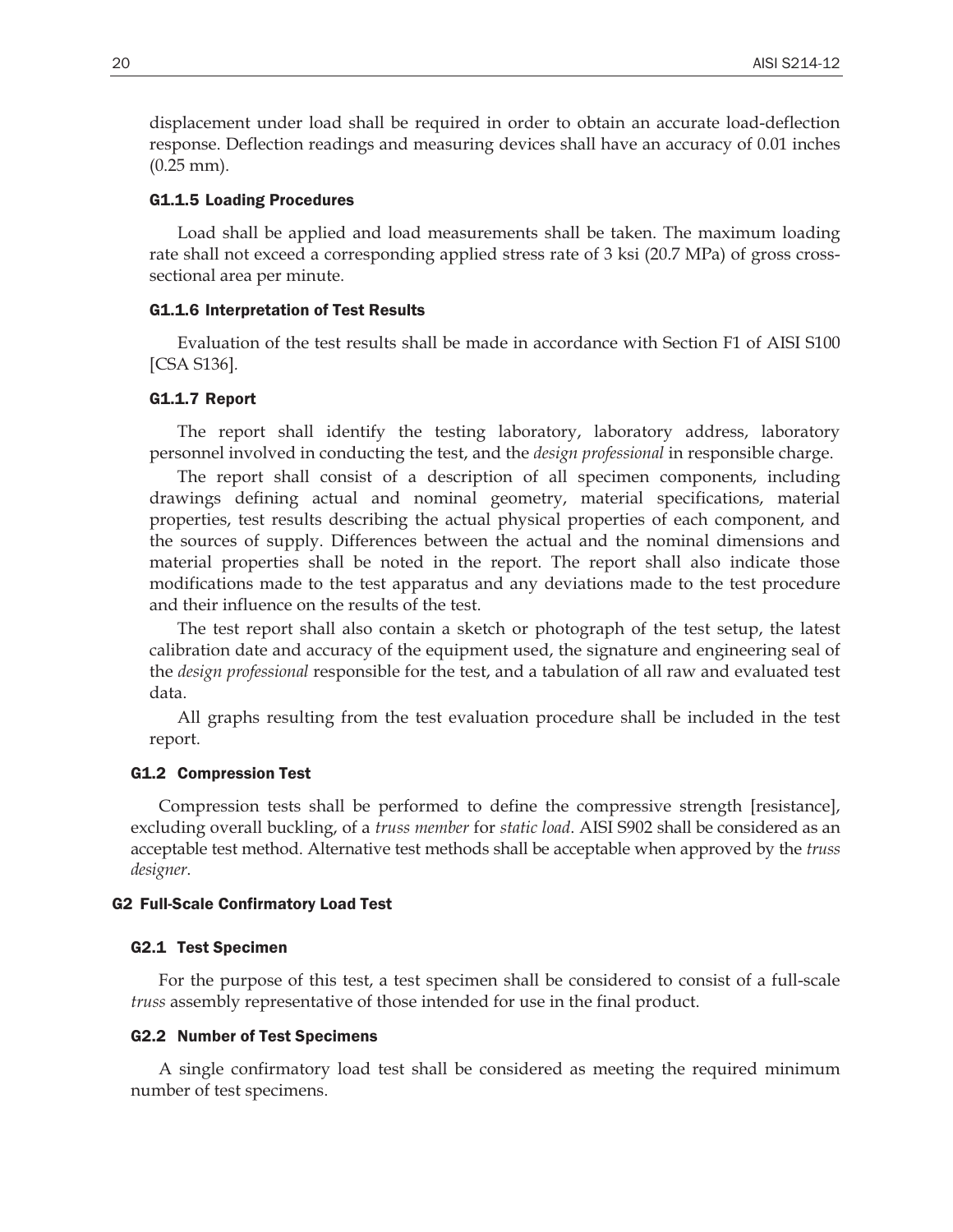displacement under load shall be required in order to obtain an accurate load-deflection response. Deflection readings and measuring devices shall have an accuracy of 0.01 inches (0.25 mm).

#### G1.1.5 Loading Procedures

Load shall be applied and load measurements shall be taken. The maximum loading rate shall not exceed a corresponding applied stress rate of 3 ksi (20.7 MPa) of gross cross-sectional area per minute.

#### G1.1.6 Interpretation of Test Results

Evaluation of the test results shall be made in accordance with Section F1 of AISI S100 [CSA S136].

#### G1.1.7 Report

The report shall identify the testing laboratory, laboratory address, laboratory personnel involved in conducting the test, and the *design professional* in responsible charge.

The report shall consist of a description of all specimen components, including drawings defining actual and nominal geometry, material specifications, material properties, test results describing the actual physical properties of each component, and the sources of supply. Differences between the actual and the nominal dimensions and material properties shall be noted in the report. The report shall also indicate those modifications made to the test apparatus and any deviations made to the test procedure and their influence on the results of the test.

The test report shall also contain a sketch or photograph of the test setup, the latest calibration date and accuracy of the equipment used, the signature and engineering seal of the *design professional* responsible for the test, and a tabulation of all raw and evaluated test data.

All graphs resulting from the test evaluation procedure shall be included in the test report.

### G1.2 Compression Test

Compression tests shall be performed to define the compressive strength [resistance], excluding overall buckling, of a *truss member* for *static load*. AISI S902 shall be considered as an acceptable test method. Alternative test methods shall be acceptable when approved by the *truss designer*.

## G2 Full-Scale Confirmatory Load Test

### G2.1 Test Specimen

For the purpose of this test, a test specimen shall be considered to consist of a full-scale *truss* assembly representative of those intended for use in the final product.

### G2.2 Number of Test Specimens

A single confirmatory load test shall be considered as meeting the required minimum number of test specimens.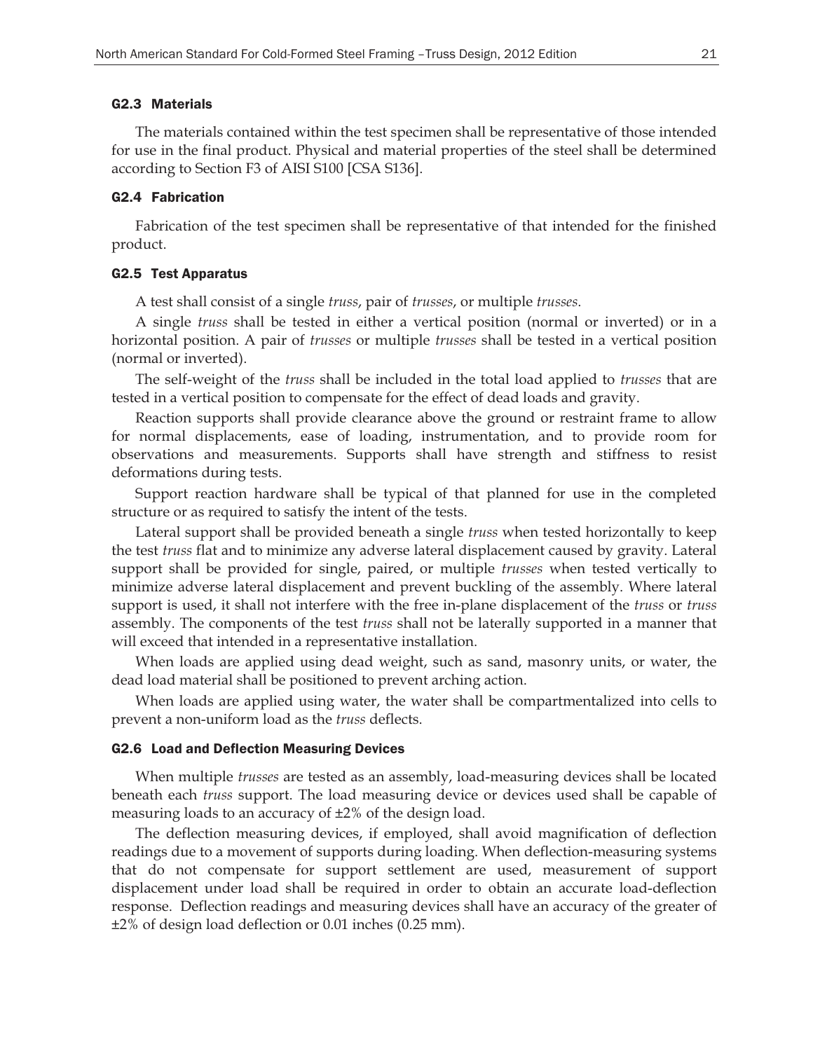### G2.3 Materials

The materials contained within the test specimen shall be representative of those intended for use in the final product. Physical and material properties of the steel shall be determined according to Section F3 of AISI S100 [CSA S136].

### G2.4 Fabrication

Fabrication of the test specimen shall be representative of that intended for the finished product.

### G2.5 Test Apparatus

A test shall consist of a single *truss*, pair of *trusses*, or multiple *trusses*.

A single *truss* shall be tested in either a vertical position (normal or inverted) or in a horizontal position. A pair of *trusses* or multiple *trusses* shall be tested in a vertical position (normal or inverted).

The self-weight of the *truss* shall be included in the total load applied to *trusses* that are tested in a vertical position to compensate for the effect of dead loads and gravity.

Reaction supports shall provide clearance above the ground or restraint frame to allow for normal displacements, ease of loading, instrumentation, and to provide room for observations and measurements. Supports shall have strength and stiffness to resist deformations during tests.

Support reaction hardware shall be typical of that planned for use in the completed structure or as required to satisfy the intent of the tests.

Lateral support shall be provided beneath a single *truss* when tested horizontally to keep the test *truss* flat and to minimize any adverse lateral displacement caused by gravity. Lateral support shall be provided for single, paired, or multiple *trusses* when tested vertically to minimize adverse lateral displacement and prevent buckling of the assembly. Where lateral support is used, it shall not interfere with the free in-plane displacement of the *truss* or *truss* assembly. The components of the test *truss* shall not be laterally supported in a manner that will exceed that intended in a representative installation.

When loads are applied using dead weight, such as sand, masonry units, or water, the dead load material shall be positioned to prevent arching action.

When loads are applied using water, the water shall be compartmentalized into cells to prevent a non-uniform load as the *truss* deflects.

### G2.6 Load and Deflection Measuring Devices

When multiple *trusses* are tested as an assembly, load-measuring devices shall be located beneath each *truss* support. The load measuring device or devices used shall be capable of measuring loads to an accuracy of ±2% of the design load.

The deflection measuring devices, if employed, shall avoid magnification of deflection readings due to a movement of supports during loading. When deflection-measuring systems that do not compensate for support settlement are used, measurement of support displacement under load shall be required in order to obtain an accurate load-deflection response. Deflection readings and measuring devices shall have an accuracy of the greater of ±2% of design load deflection or 0.01 inches (0.25 mm).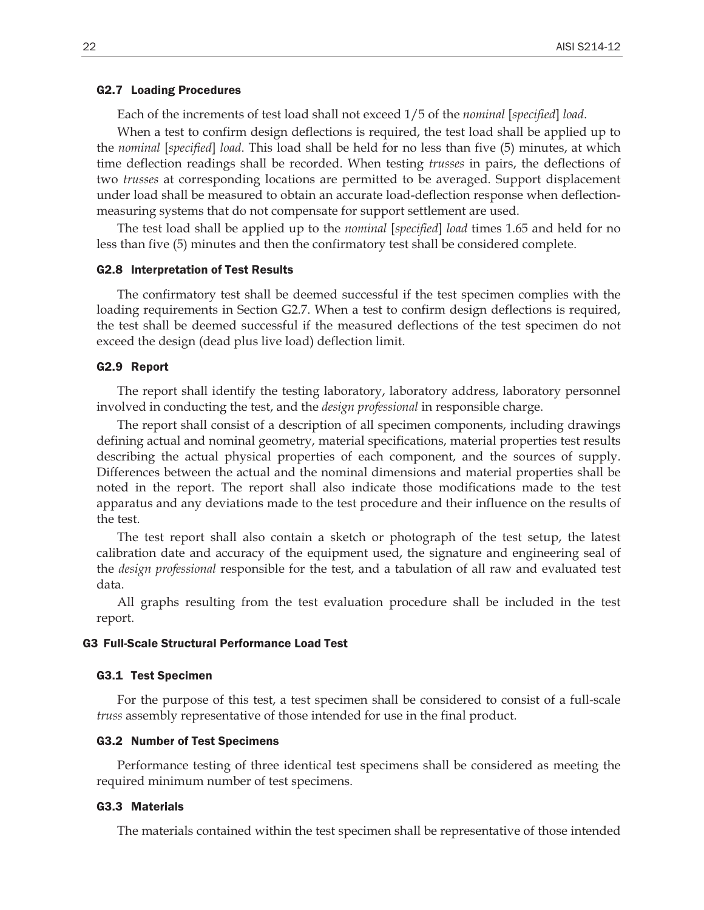### G2.7 Loading Procedures

Each of the increments of test load shall not exceed 1/5 of the *nominal* [*specified*] *load*.

When a test to confirm design deflections is required, the test load shall be applied up to the *nominal* [*specified*] *load*. This load shall be held for no less than five (5) minutes, at which time deflection readings shall be recorded. When testing *trusses* in pairs, the deflections of two *trusses* at corresponding locations are permitted to be averaged. Support displacement under load shall be measured to obtain an accurate load-deflection response when deflection-measuring systems that do not compensate for support settlement are used.

The test load shall be applied up to the *nominal* [*specified*] *load* times 1.65 and held for no less than five (5) minutes and then the confirmatory test shall be considered complete.

### G2.8 Interpretation of Test Results

The confirmatory test shall be deemed successful if the test specimen complies with the loading requirements in Section G2.7. When a test to confirm design deflections is required, the test shall be deemed successful if the measured deflections of the test specimen do not exceed the design (dead plus live load) deflection limit.

### G2.9 Report

The report shall identify the testing laboratory, laboratory address, laboratory personnel involved in conducting the test, and the *design professional* in responsible charge.

The report shall consist of a description of all specimen components, including drawings defining actual and nominal geometry, material specifications, material properties test results describing the actual physical properties of each component, and the sources of supply. Differences between the actual and the nominal dimensions and material properties shall be noted in the report. The report shall also indicate those modifications made to the test apparatus and any deviations made to the test procedure and their influence on the results of the test.

The test report shall also contain a sketch or photograph of the test setup, the latest calibration date and accuracy of the equipment used, the signature and engineering seal of the *design professional* responsible for the test, and a tabulation of all raw and evaluated test data.

All graphs resulting from the test evaluation procedure shall be included in the test report.

## G3 Full-Scale Structural Performance Load Test

### G3.1 Test Specimen

For the purpose of this test, a test specimen shall be considered to consist of a full-scale *truss* assembly representative of those intended for use in the final product.

### G3.2 Number of Test Specimens

Performance testing of three identical test specimens shall be considered as meeting the required minimum number of test specimens.

### G3.3 Materials

The materials contained within the test specimen shall be representative of those intended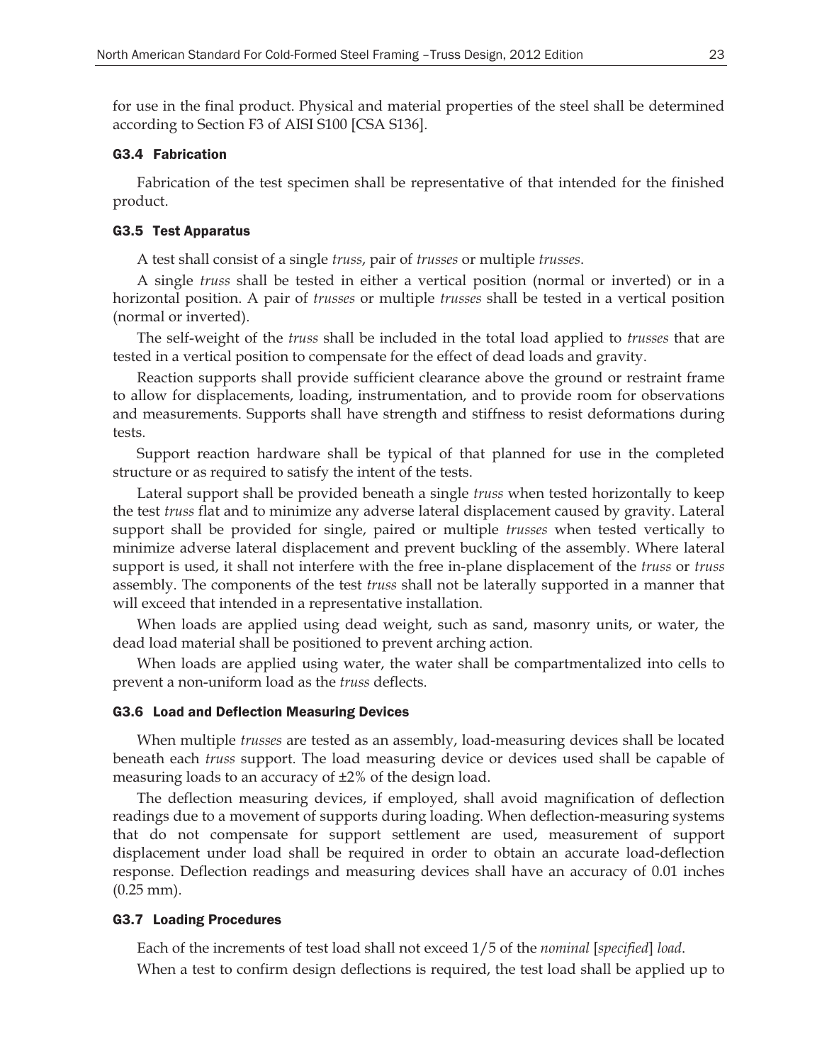for use in the final product. Physical and material properties of the steel shall be determined according to Section F3 of AISI S100 [CSA S136].

### G3.4 Fabrication

Fabrication of the test specimen shall be representative of that intended for the finished product.

### G3.5 Test Apparatus

A test shall consist of a single *truss*, pair of *trusses* or multiple *trusses*.

A single *truss* shall be tested in either a vertical position (normal or inverted) or in a horizontal position. A pair of *trusses* or multiple *trusses* shall be tested in a vertical position (normal or inverted).

The self-weight of the *truss* shall be included in the total load applied to *trusses* that are tested in a vertical position to compensate for the effect of dead loads and gravity.

Reaction supports shall provide sufficient clearance above the ground or restraint frame to allow for displacements, loading, instrumentation, and to provide room for observations and measurements. Supports shall have strength and stiffness to resist deformations during tests.

Support reaction hardware shall be typical of that planned for use in the completed structure or as required to satisfy the intent of the tests.

Lateral support shall be provided beneath a single *truss* when tested horizontally to keep the test *truss* flat and to minimize any adverse lateral displacement caused by gravity. Lateral support shall be provided for single, paired or multiple *trusses* when tested vertically to minimize adverse lateral displacement and prevent buckling of the assembly. Where lateral support is used, it shall not interfere with the free in-plane displacement of the *truss* or *truss* assembly. The components of the test *truss* shall not be laterally supported in a manner that will exceed that intended in a representative installation.

When loads are applied using dead weight, such as sand, masonry units, or water, the dead load material shall be positioned to prevent arching action.

When loads are applied using water, the water shall be compartmentalized into cells to prevent a non-uniform load as the *truss* deflects.

### G3.6 Load and Deflection Measuring Devices

When multiple *trusses* are tested as an assembly, load-measuring devices shall be located beneath each *truss* support. The load measuring device or devices used shall be capable of measuring loads to an accuracy of ±2% of the design load.

The deflection measuring devices, if employed, shall avoid magnification of deflection readings due to a movement of supports during loading. When deflection-measuring systems that do not compensate for support settlement are used, measurement of support displacement under load shall be required in order to obtain an accurate load-deflection response. Deflection readings and measuring devices shall have an accuracy of 0.01 inches (0.25 mm).

### G3.7 Loading Procedures

Each of the increments of test load shall not exceed 1/5 of the *nominal* [*specified*] *load*.

When a test to confirm design deflections is required, the test load shall be applied up to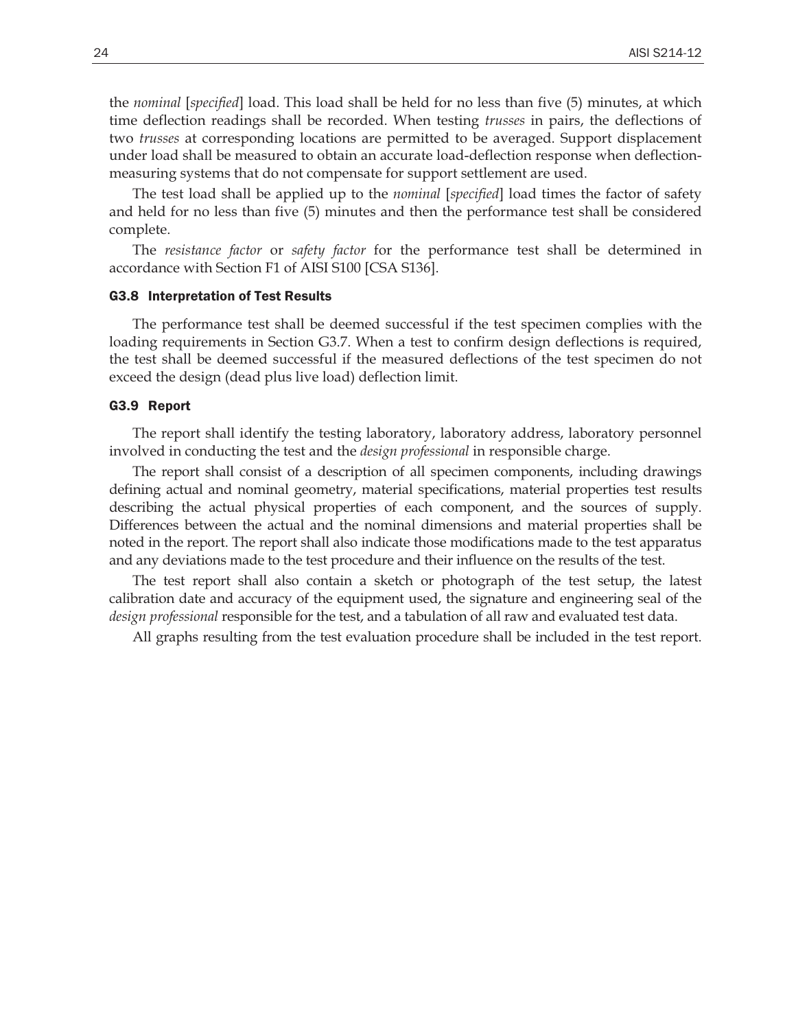the *nominal* [*specified*] load. This load shall be held for no less than five (5) minutes, at which time deflection readings shall be recorded. When testing *trusses* in pairs, the deflections of two *trusses* at corresponding locations are permitted to be averaged. Support displacement under load shall be measured to obtain an accurate load-deflection response when deflection-measuring systems that do not compensate for support settlement are used.

The test load shall be applied up to the *nominal* [*specified*] load times the factor of safety and held for no less than five (5) minutes and then the performance test shall be considered complete.

The *resistance factor* or *safety factor* for the performance test shall be determined in accordance with Section F1 of AISI S100 [CSA S136].

### G3.8 Interpretation of Test Results

The performance test shall be deemed successful if the test specimen complies with the loading requirements in Section G3.7. When a test to confirm design deflections is required, the test shall be deemed successful if the measured deflections of the test specimen do not exceed the design (dead plus live load) deflection limit.

### G3.9 Report

The report shall identify the testing laboratory, laboratory address, laboratory personnel involved in conducting the test and the *design professional* in responsible charge.

The report shall consist of a description of all specimen components, including drawings defining actual and nominal geometry, material specifications, material properties test results describing the actual physical properties of each component, and the sources of supply. Differences between the actual and the nominal dimensions and material properties shall be noted in the report. The report shall also indicate those modifications made to the test apparatus and any deviations made to the test procedure and their influence on the results of the test.

The test report shall also contain a sketch or photograph of the test setup, the latest calibration date and accuracy of the equipment used, the signature and engineering seal of the *design professional* responsible for the test, and a tabulation of all raw and evaluated test data.

All graphs resulting from the test evaluation procedure shall be included in the test report.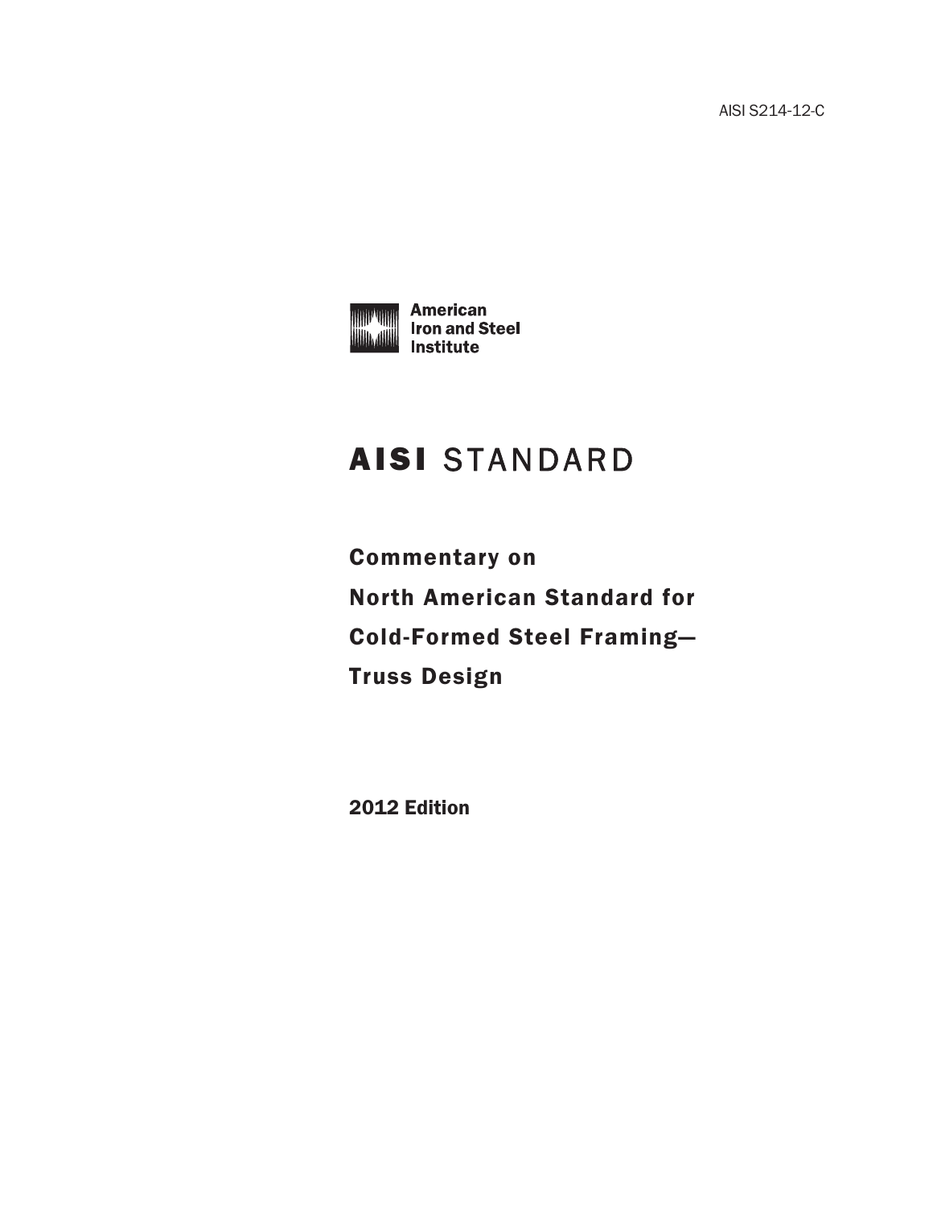AISI S214-12-C

American Iron and Steel Institute

# AISI STANDARD

## Commentary on North American Standard for Cold-Formed Steel Framing— Truss Design

**2012 Edition**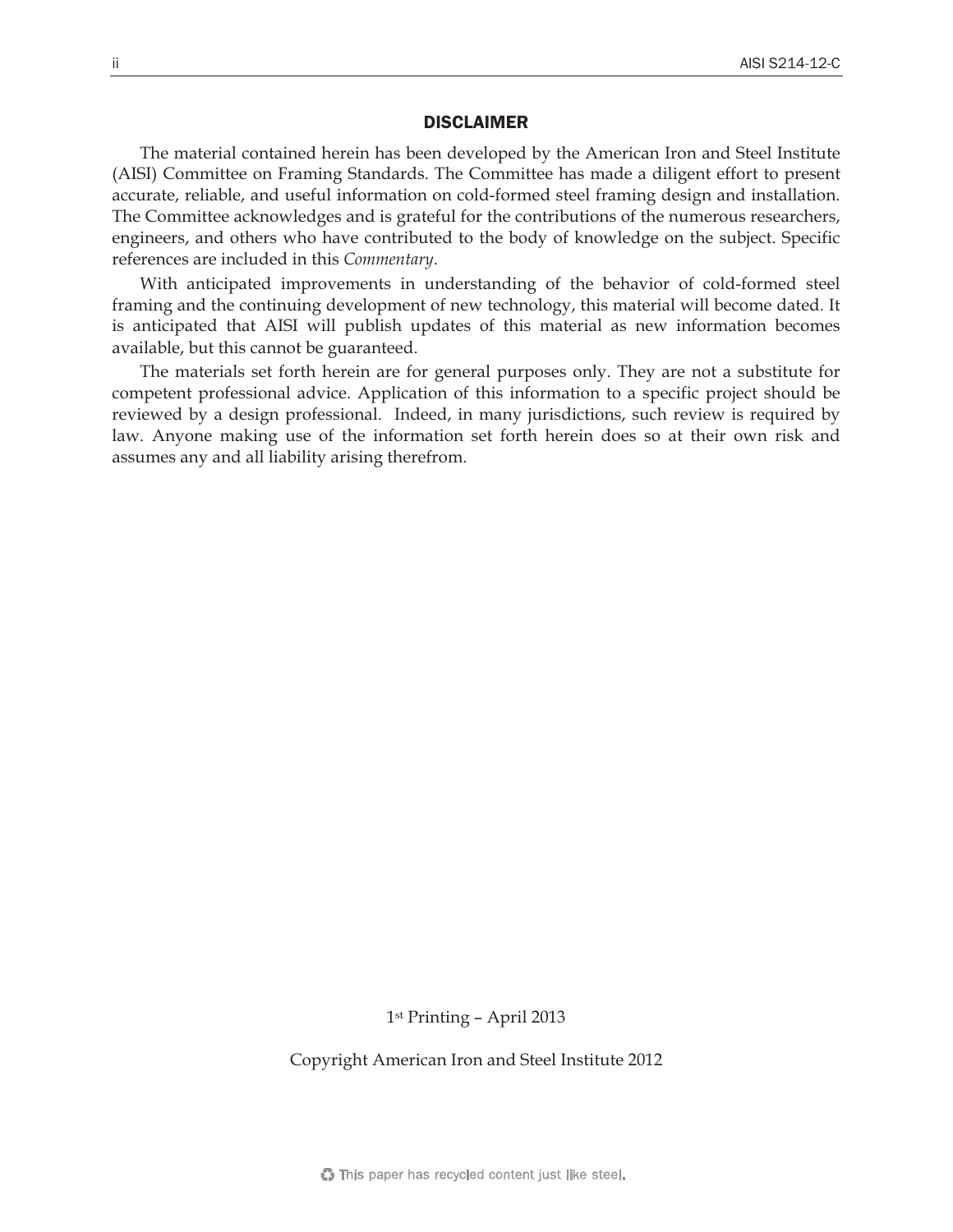## DISCLAIMER

The material contained herein has been developed by the American Iron and Steel Institute (AISI) Committee on Framing Standards. The Committee has made a diligent effort to present accurate, reliable, and useful information on cold-formed steel framing design and installation. The Committee acknowledges and is grateful for the contributions of the numerous researchers, engineers, and others who have contributed to the body of knowledge on the subject. Specific references are included in this *Commentary*.

With anticipated improvements in understanding of the behavior of cold-formed steel framing and the continuing development of new technology, this material will become dated. It is anticipated that AISI will publish updates of this material as new information becomes available, but this cannot be guaranteed.

The materials set forth herein are for general purposes only. They are not a substitute for competent professional advice. Application of this information to a specific project should be reviewed by a design professional. Indeed, in many jurisdictions, such review is required by law. Anyone making use of the information set forth herein does so at their own risk and assumes any and all liability arising therefrom.

1st Printing – April 2013

Copyright American Iron and Steel Institute 2012

This paper has recycled content just like steel.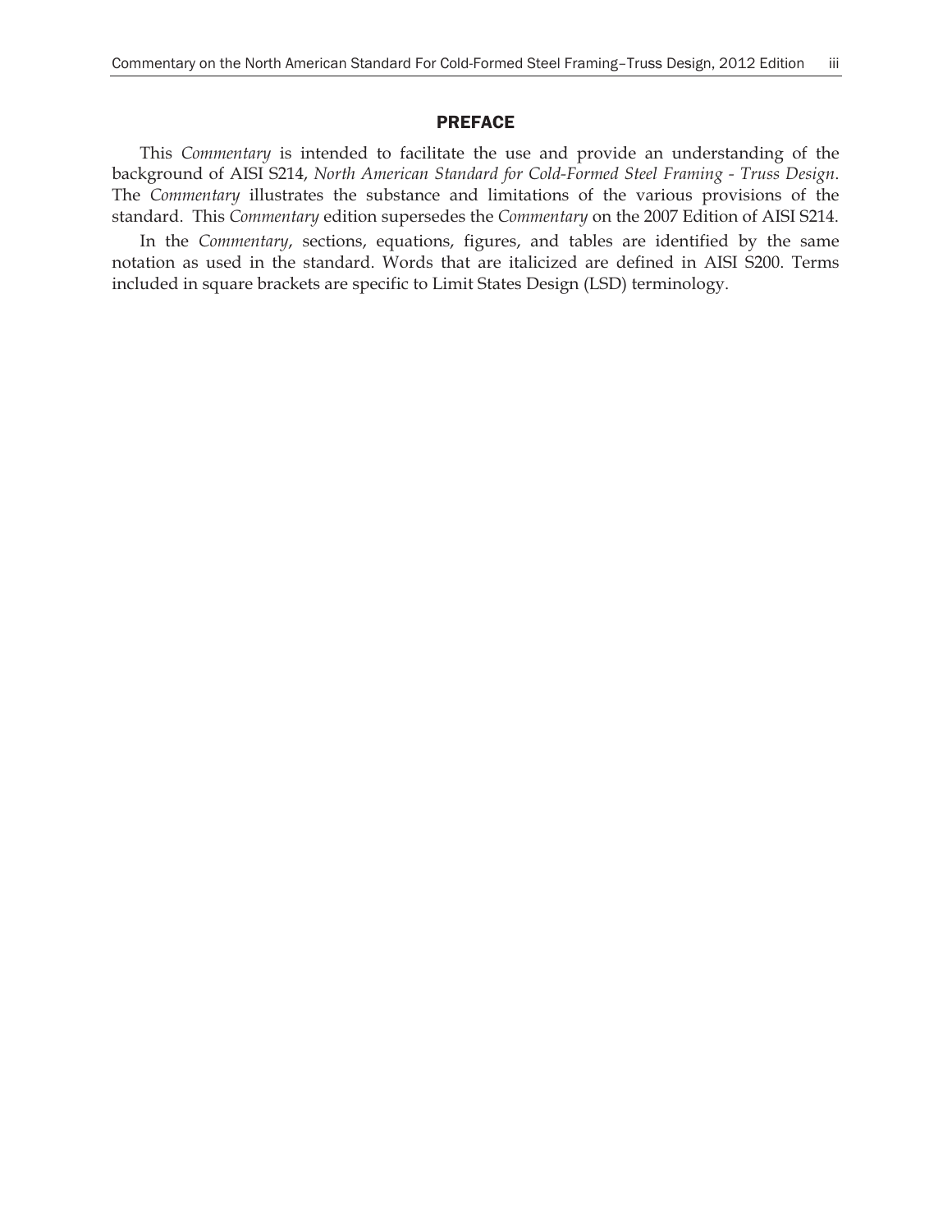## PREFACE

This *Commentary* is intended to facilitate the use and provide an understanding of the background of AISI S214, *North American Standard for Cold-Formed Steel Framing - Truss Design*. The *Commentary* illustrates the substance and limitations of the various provisions of the standard. This *Commentary* edition supersedes the *Commentary* on the 2007 Edition of AISI S214.

In the *Commentary*, sections, equations, figures, and tables are identified by the same notation as used in the standard. Words that are italicized are defined in AISI S200. Terms included in square brackets are specific to Limit States Design (LSD) terminology.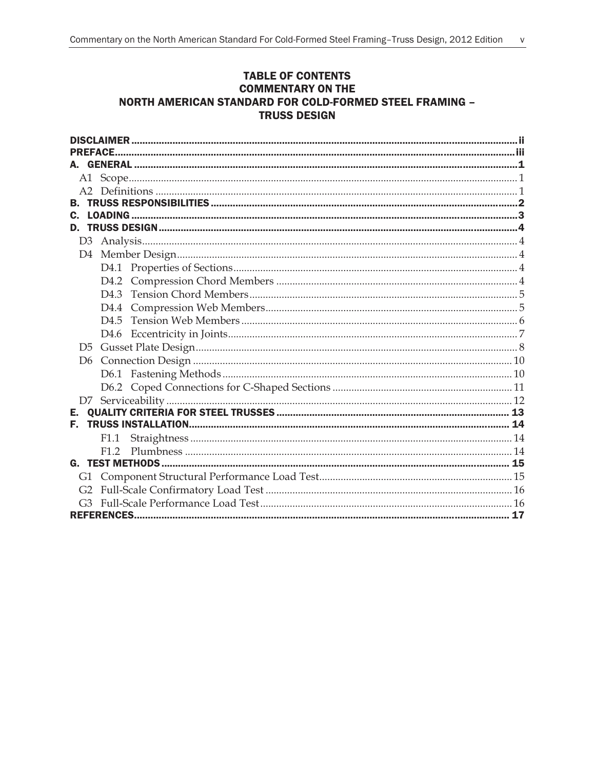# TABLE OF CONTENTS
# COMMENTARY ON THE
# NORTH AMERICAN STANDARD FOR COLD-FORMED STEEL FRAMING – TRUSS DESIGN

**DISCLAIMER** ..... ii

**PREFACE** ..... iii

**A. GENERAL** ..... 1

- A1 Scope ..... 1
- A2 Definitions ..... 1

**B. TRUSS RESPONSIBILITIES** ..... 2

**C. LOADING** ..... 3

**D. TRUSS DESIGN** ..... 4

- D3 Analysis ..... 4
- D4 Member Design ..... 4
  - D4.1 Properties of Sections ..... 4
  - D4.2 Compression Chord Members ..... 4
  - D4.3 Tension Chord Members ..... 5
  - D4.4 Compression Web Members ..... 5
  - D4.5 Tension Web Members ..... 6
  - D4.6 Eccentricity in Joints ..... 7
- D5 Gusset Plate Design ..... 8
- D6 Connection Design ..... 10
  - D6.1 Fastening Methods ..... 10
  - D6.2 Coped Connections for C-Shaped Sections ..... 11
- D7 Serviceability ..... 12

**E. QUALITY CRITERIA FOR STEEL TRUSSES** ..... 13

**F. TRUSS INSTALLATION** ..... 14

- F1.1 Straightness ..... 14
- F1.2 Plumbness ..... 14

**G. TEST METHODS** ..... 15

- G1 Component Structural Performance Load Test ..... 15
- G2 Full-Scale Confirmatory Load Test ..... 16
- G3 Full-Scale Performance Load Test ..... 16

**REFERENCES** ..... 17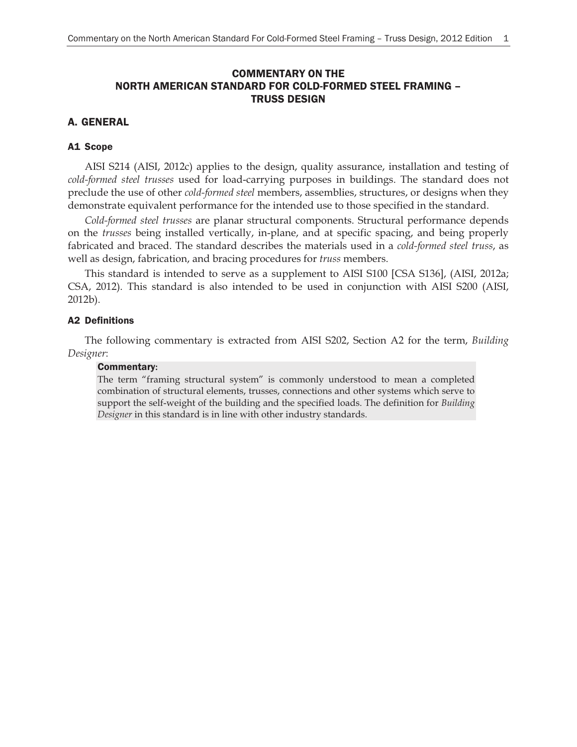# COMMENTARY ON THE NORTH AMERICAN STANDARD FOR COLD-FORMED STEEL FRAMING – TRUSS DESIGN

## A. GENERAL

### A1 Scope

AISI S214 (AISI, 2012c) applies to the design, quality assurance, installation and testing of *cold-formed steel trusses* used for load-carrying purposes in buildings. The standard does not preclude the use of other *cold-formed steel* members, assemblies, structures, or designs when they demonstrate equivalent performance for the intended use to those specified in the standard.

*Cold-formed steel trusses* are planar structural components. Structural performance depends on the *trusses* being installed vertically, in-plane, and at specific spacing, and being properly fabricated and braced. The standard describes the materials used in a *cold-formed steel truss*, as well as design, fabrication, and bracing procedures for *truss* members.

This standard is intended to serve as a supplement to AISI S100 [CSA S136], (AISI, 2012a; CSA, 2012). This standard is also intended to be used in conjunction with AISI S200 (AISI, 2012b).

### A2 Definitions

The following commentary is extracted from AISI S202, Section A2 for the term, *Building Designer*:

> **Commentary:**
>
> The term "framing structural system" is commonly understood to mean a completed combination of structural elements, trusses, connections and other systems which serve to support the self-weight of the building and the specified loads. The definition for *Building Designer* in this standard is in line with other industry standards.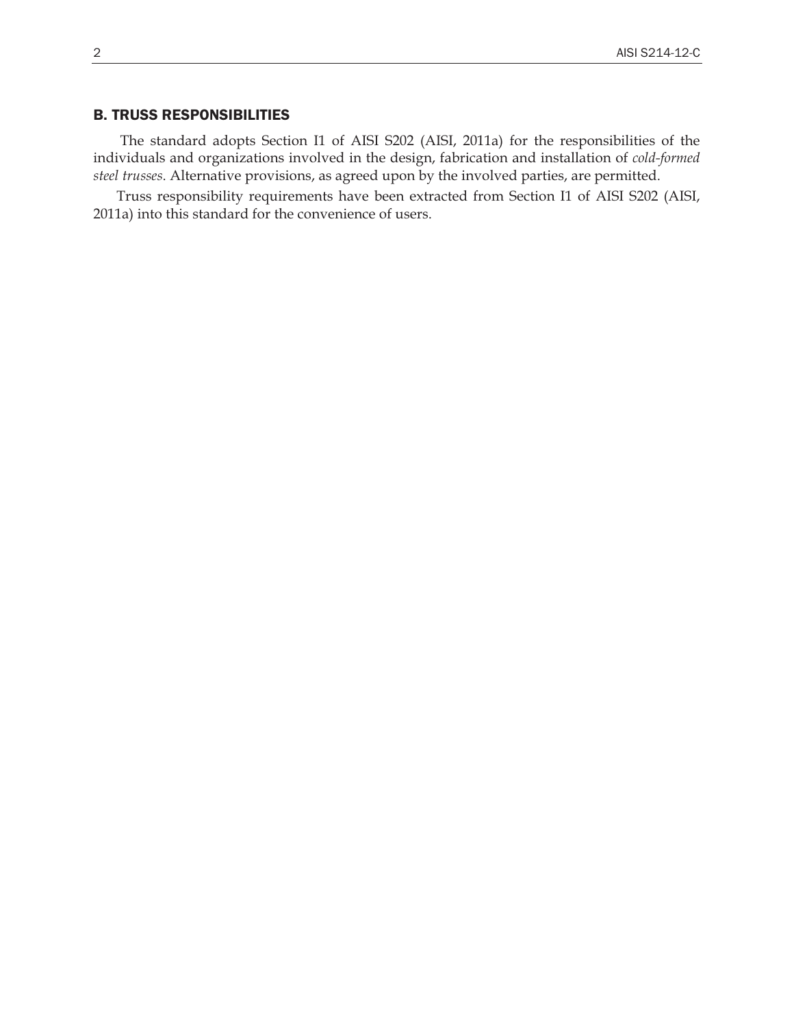## B. TRUSS RESPONSIBILITIES

The standard adopts Section I1 of AISI S202 (AISI, 2011a) for the responsibilities of the individuals and organizations involved in the design, fabrication and installation of *cold-formed steel trusses*. Alternative provisions, as agreed upon by the involved parties, are permitted.

Truss responsibility requirements have been extracted from Section I1 of AISI S202 (AISI, 2011a) into this standard for the convenience of users.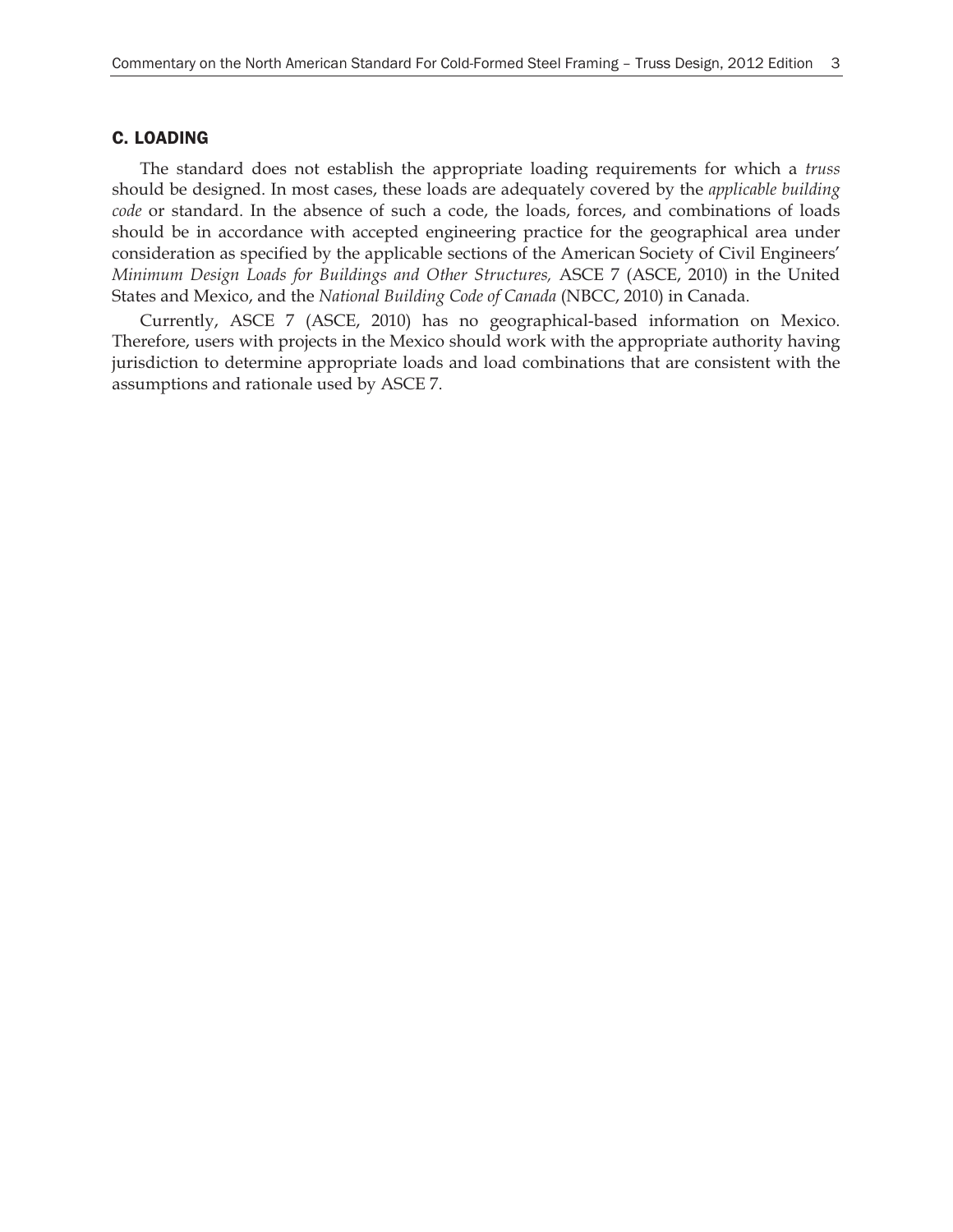## C. LOADING

The standard does not establish the appropriate loading requirements for which a *truss* should be designed. In most cases, these loads are adequately covered by the *applicable building code* or standard. In the absence of such a code, the loads, forces, and combinations of loads should be in accordance with accepted engineering practice for the geographical area under consideration as specified by the applicable sections of the American Society of Civil Engineers' *Minimum Design Loads for Buildings and Other Structures,* ASCE 7 (ASCE, 2010) in the United States and Mexico, and the *National Building Code of Canada* (NBCC, 2010) in Canada.

Currently, ASCE 7 (ASCE, 2010) has no geographical-based information on Mexico. Therefore, users with projects in the Mexico should work with the appropriate authority having jurisdiction to determine appropriate loads and load combinations that are consistent with the assumptions and rationale used by ASCE 7.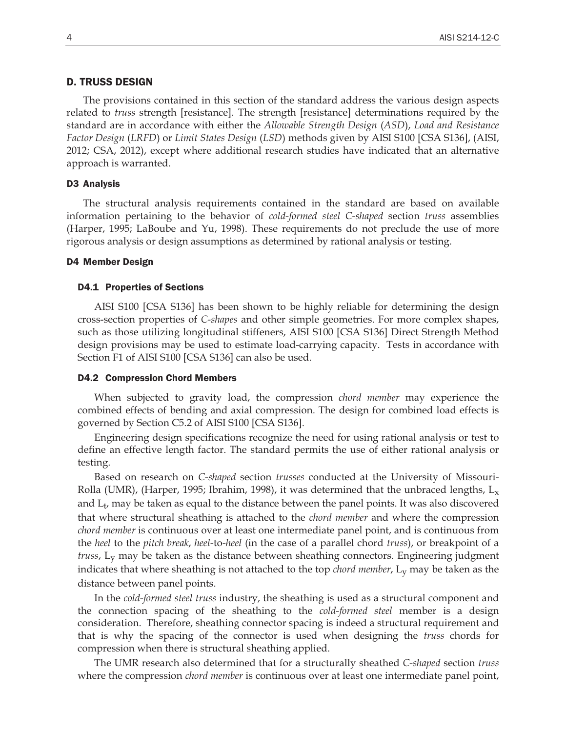## D. TRUSS DESIGN

The provisions contained in this section of the standard address the various design aspects related to *truss* strength [resistance]. The strength [resistance] determinations required by the standard are in accordance with either the *Allowable Strength Design* (*ASD*), *Load and Resistance Factor Design* (*LRFD*) or *Limit States Design* (*LSD*) methods given by AISI S100 [CSA S136], (AISI, 2012; CSA, 2012), except where additional research studies have indicated that an alternative approach is warranted.

### D3 Analysis

The structural analysis requirements contained in the standard are based on available information pertaining to the behavior of *cold-formed steel C-shaped* section *truss* assemblies (Harper, 1995; LaBoube and Yu, 1998). These requirements do not preclude the use of more rigorous analysis or design assumptions as determined by rational analysis or testing.

### D4 Member Design

#### D4.1 Properties of Sections

AISI S100 [CSA S136] has been shown to be highly reliable for determining the design cross-section properties of *C-shapes* and other simple geometries. For more complex shapes, such as those utilizing longitudinal stiffeners, AISI S100 [CSA S136] Direct Strength Method design provisions may be used to estimate load-carrying capacity. Tests in accordance with Section F1 of AISI S100 [CSA S136] can also be used.

#### D4.2 Compression Chord Members

When subjected to gravity load, the compression *chord member* may experience the combined effects of bending and axial compression. The design for combined load effects is governed by Section C5.2 of AISI S100 [CSA S136].

Engineering design specifications recognize the need for using rational analysis or test to define an effective length factor. The standard permits the use of either rational analysis or testing.

Based on research on *C-shaped* section *trusses* conducted at the University of Missouri-Rolla (UMR), (Harper, 1995; Ibrahim, 1998), it was determined that the unbraced lengths, $L_x$ and $L_t$, may be taken as equal to the distance between the panel points. It was also discovered that where structural sheathing is attached to the *chord member* and where the compression *chord member* is continuous over at least one intermediate panel point, and is continuous from the *heel* to the *pitch break*, *heel*-to-*heel* (in the case of a parallel chord *truss*), or breakpoint of a *truss*, $L_y$ may be taken as the distance between sheathing connectors. Engineering judgment indicates that where sheathing is not attached to the top *chord member*, $L_y$ may be taken as the distance between panel points.

In the *cold-formed steel truss* industry, the sheathing is used as a structural component and the connection spacing of the sheathing to the *cold-formed steel* member is a design consideration. Therefore, sheathing connector spacing is indeed a structural requirement and that is why the spacing of the connector is used when designing the *truss* chords for compression when there is structural sheathing applied.

The UMR research also determined that for a structurally sheathed *C-shaped* section *truss* where the compression *chord member* is continuous over at least one intermediate panel point,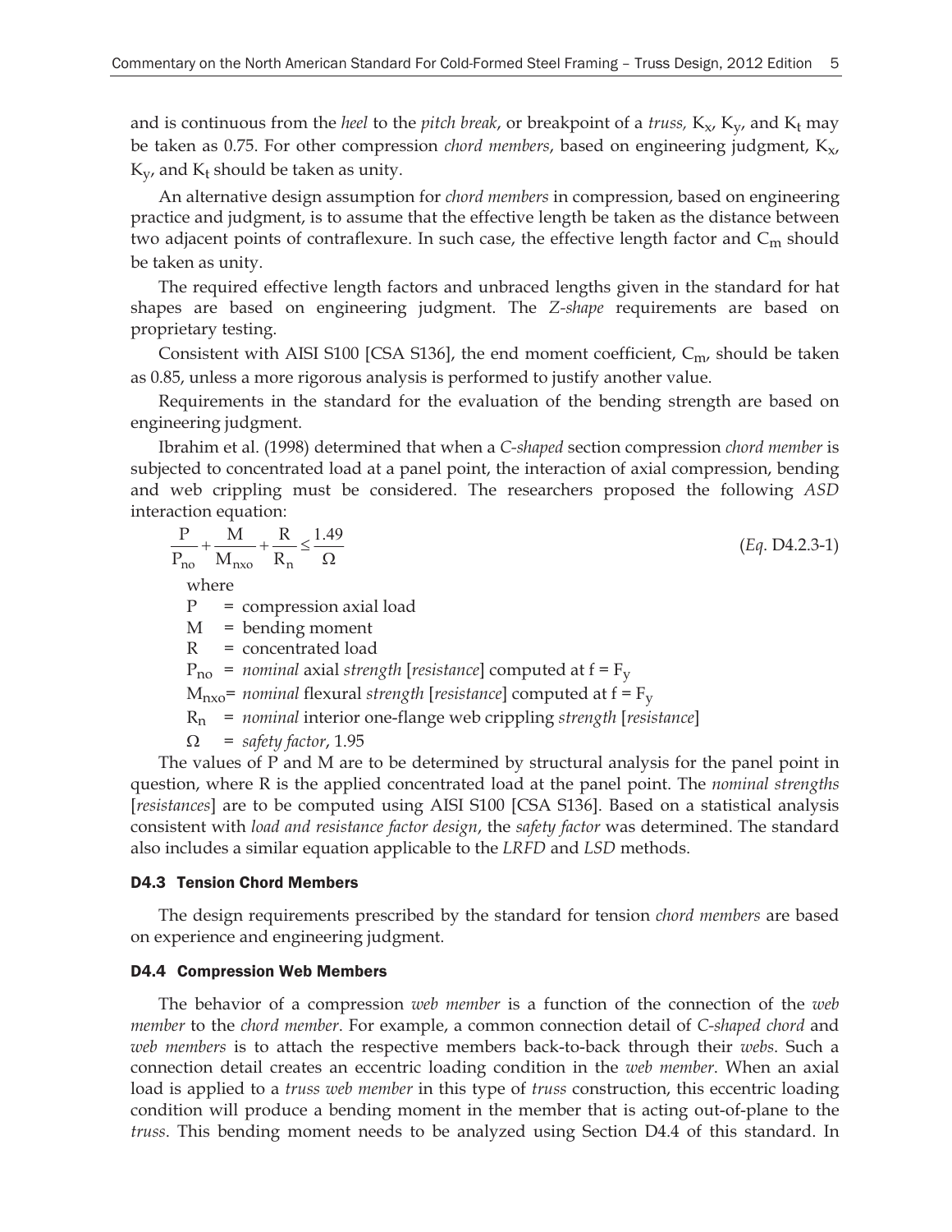and is continuous from the *heel* to the *pitch break*, or breakpoint of a *truss,* $K_x$, $K_y$, and $K_t$ may be taken as 0.75. For other compression *chord members*, based on engineering judgment, $K_x$, $K_y$, and $K_t$ should be taken as unity.

An alternative design assumption for *chord members* in compression, based on engineering practice and judgment, is to assume that the effective length be taken as the distance between two adjacent points of contraflexure. In such case, the effective length factor and $C_m$ should be taken as unity.

The required effective length factors and unbraced lengths given in the standard for hat shapes are based on engineering judgment. The *Z-shape* requirements are based on proprietary testing.

Consistent with AISI S100 [CSA S136], the end moment coefficient, $C_m$, should be taken as 0.85, unless a more rigorous analysis is performed to justify another value.

Requirements in the standard for the evaluation of the bending strength are based on engineering judgment.

Ibrahim et al. (1998) determined that when a *C-shaped* section compression *chord member* is subjected to concentrated load at a panel point, the interaction of axial compression, bending and web crippling must be considered. The researchers proposed the following *ASD* interaction equation:

$$\frac{P}{P_{no}} + \frac{M}{M_{nxo}} + \frac{R}{R_n} \le \frac{1.49}{\Omega} \qquad (Eq.\ D4.2.3\text{-}1)$$

where

$P$ = compression axial load

$M$ = bending moment

$R$ = concentrated load

$P_{no}$ = *nominal* axial *strength* [*resistance*] computed at $f = F_y$

$M_{nxo}$ = *nominal* flexural *strength* [*resistance*] computed at $f = F_y$

$R_n$ = *nominal* interior one-flange web crippling *strength* [*resistance*]

$\Omega$ = *safety factor*, 1.95

The values of P and M are to be determined by structural analysis for the panel point in question, where R is the applied concentrated load at the panel point. The *nominal strengths* [*resistances*] are to be computed using AISI S100 [CSA S136]. Based on a statistical analysis consistent with *load and resistance factor design*, the *safety factor* was determined. The standard also includes a similar equation applicable to the *LRFD* and *LSD* methods.

### D4.3 Tension Chord Members

The design requirements prescribed by the standard for tension *chord members* are based on experience and engineering judgment.

### D4.4 Compression Web Members

The behavior of a compression *web member* is a function of the connection of the *web member* to the *chord member*. For example, a common connection detail of *C-shaped chord* and *web members* is to attach the respective members back-to-back through their *webs*. Such a connection detail creates an eccentric loading condition in the *web member*. When an axial load is applied to a *truss web member* in this type of *truss* construction, this eccentric loading condition will produce a bending moment in the member that is acting out-of-plane to the *truss*. This bending moment needs to be analyzed using Section D4.4 of this standard. In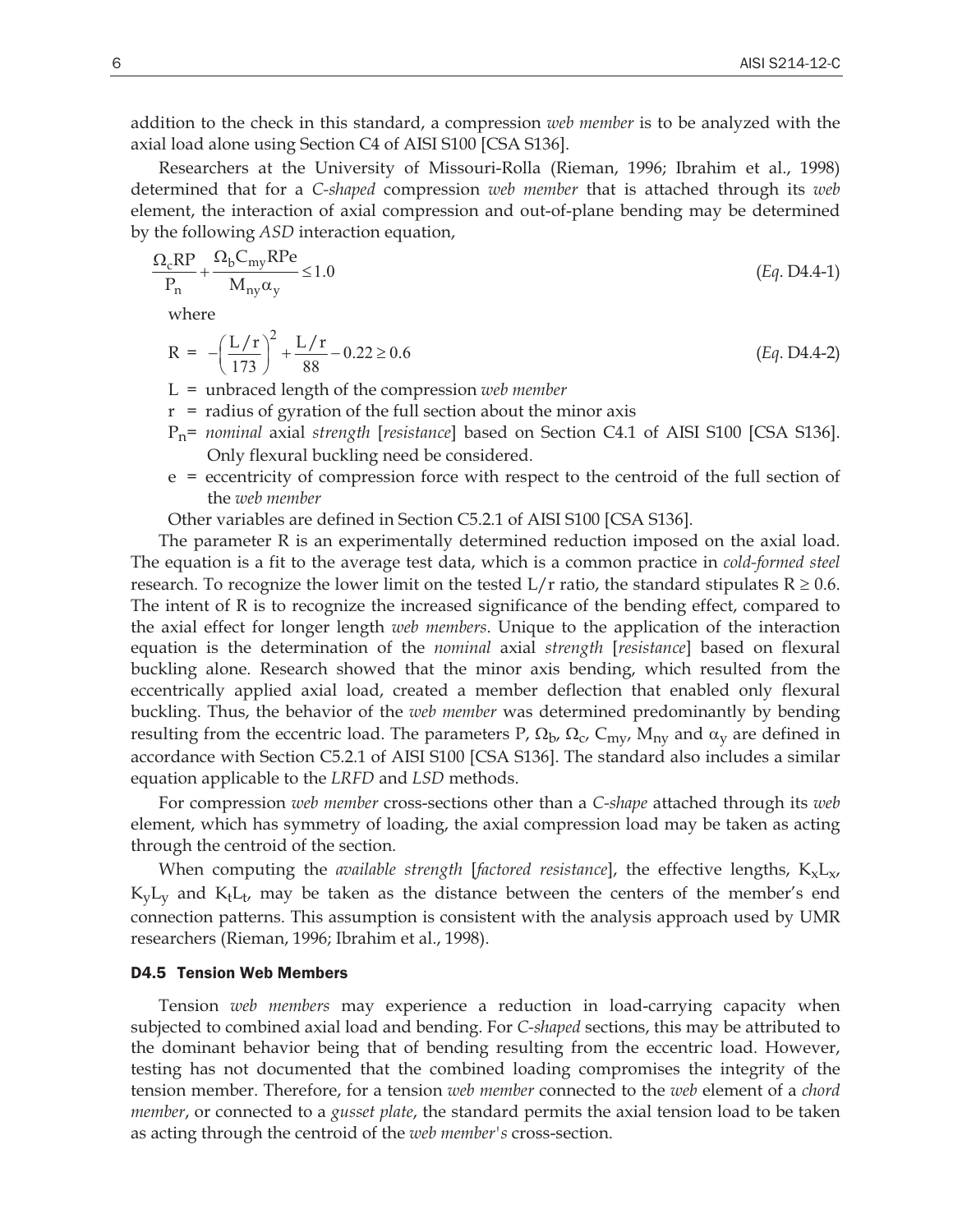addition to the check in this standard, a compression *web member* is to be analyzed with the axial load alone using Section C4 of AISI S100 [CSA S136].

Researchers at the University of Missouri-Rolla (Rieman, 1996; Ibrahim et al., 1998) determined that for a *C-shaped* compression *web member* that is attached through its *web* element, the interaction of axial compression and out-of-plane bending may be determined by the following *ASD* interaction equation,

$$\frac{\Omega_c RP}{P_n} + \frac{\Omega_b C_{my} RPe}{M_{ny} \alpha_y} \leq 1.0 \qquad (Eq.\ D4.4\text{-}1)$$

where

$$R = -\left(\frac{L/r}{173}\right)^2 + \frac{L/r}{88} - 0.22 \geq 0.6 \qquad (Eq.\ D4.4\text{-}2)$$

$L$ = unbraced length of the compression *web member*

$r$ = radius of gyration of the full section about the minor axis

$P_n$ = *nominal* axial *strength* [*resistance*] based on Section C4.1 of AISI S100 [CSA S136]. Only flexural buckling need be considered.

$e$ = eccentricity of compression force with respect to the centroid of the full section of the *web member*

Other variables are defined in Section C5.2.1 of AISI S100 [CSA S136].

The parameter R is an experimentally determined reduction imposed on the axial load. The equation is a fit to the average test data, which is a common practice in *cold-formed steel* research. To recognize the lower limit on the tested L/r ratio, the standard stipulates $R \geq 0.6$. The intent of R is to recognize the increased significance of the bending effect, compared to the axial effect for longer length *web members*. Unique to the application of the interaction equation is the determination of the *nominal* axial *strength* [*resistance*] based on flexural buckling alone. Research showed that the minor axis bending, which resulted from the eccentrically applied axial load, created a member deflection that enabled only flexural buckling. Thus, the behavior of the *web member* was determined predominantly by bending resulting from the eccentric load. The parameters P, $\Omega_b$, $\Omega_c$, $C_{my}$, $M_{ny}$ and $\alpha_y$ are defined in accordance with Section C5.2.1 of AISI S100 [CSA S136]. The standard also includes a similar equation applicable to the *LRFD* and *LSD* methods.

For compression *web member* cross-sections other than a *C-shape* attached through its *web* element, which has symmetry of loading, the axial compression load may be taken as acting through the centroid of the section.

When computing the *available strength* [*factored resistance*], the effective lengths, $K_xL_x$, $K_yL_y$ and $K_tL_t$, may be taken as the distance between the centers of the member's end connection patterns. This assumption is consistent with the analysis approach used by UMR researchers (Rieman, 1996; Ibrahim et al., 1998).

### D4.5 Tension Web Members

Tension *web members* may experience a reduction in load-carrying capacity when subjected to combined axial load and bending. For *C-shaped* sections, this may be attributed to the dominant behavior being that of bending resulting from the eccentric load. However, testing has not documented that the combined loading compromises the integrity of the tension member. Therefore, for a tension *web member* connected to the *web* element of a *chord member*, or connected to a *gusset plate*, the standard permits the axial tension load to be taken as acting through the centroid of the *web member's* cross-section.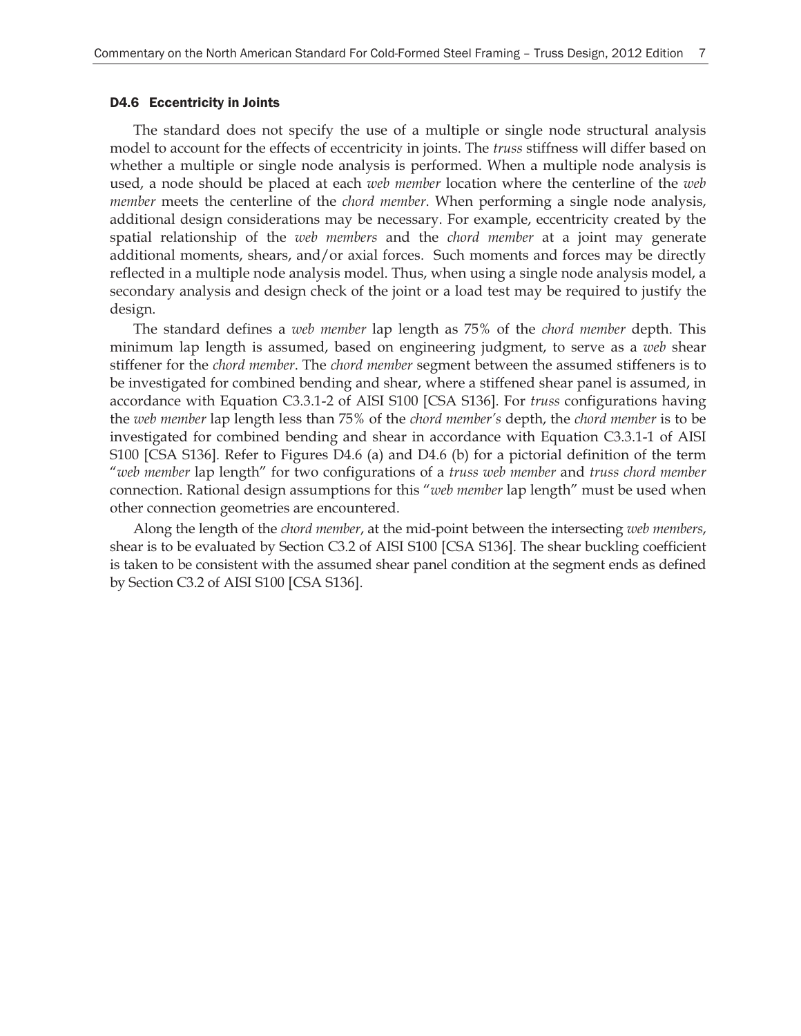### D4.6 Eccentricity in Joints

The standard does not specify the use of a multiple or single node structural analysis model to account for the effects of eccentricity in joints. The *truss* stiffness will differ based on whether a multiple or single node analysis is performed. When a multiple node analysis is used, a node should be placed at each *web member* location where the centerline of the *web member* meets the centerline of the *chord member*. When performing a single node analysis, additional design considerations may be necessary. For example, eccentricity created by the spatial relationship of the *web members* and the *chord member* at a joint may generate additional moments, shears, and/or axial forces. Such moments and forces may be directly reflected in a multiple node analysis model. Thus, when using a single node analysis model, a secondary analysis and design check of the joint or a load test may be required to justify the design.

The standard defines a *web member* lap length as 75% of the *chord member* depth. This minimum lap length is assumed, based on engineering judgment, to serve as a *web* shear stiffener for the *chord member*. The *chord member* segment between the assumed stiffeners is to be investigated for combined bending and shear, where a stiffened shear panel is assumed, in accordance with Equation C3.3.1-2 of AISI S100 [CSA S136]. For *truss* configurations having the *web member* lap length less than 75% of the *chord member's* depth, the *chord member* is to be investigated for combined bending and shear in accordance with Equation C3.3.1-1 of AISI S100 [CSA S136]. Refer to Figures D4.6 (a) and D4.6 (b) for a pictorial definition of the term "*web member* lap length" for two configurations of a *truss web member* and *truss chord member* connection. Rational design assumptions for this "*web member* lap length" must be used when other connection geometries are encountered.

Along the length of the *chord member*, at the mid-point between the intersecting *web members*, shear is to be evaluated by Section C3.2 of AISI S100 [CSA S136]. The shear buckling coefficient is taken to be consistent with the assumed shear panel condition at the segment ends as defined by Section C3.2 of AISI S100 [CSA S136].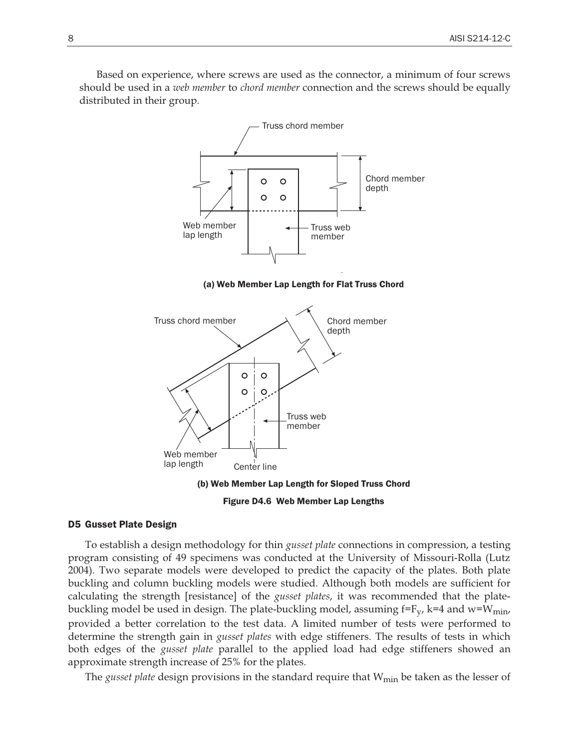Based on experience, where screws are used as the connector, a minimum of four screws should be used in a *web member* to *chord member* connection and the screws should be equally distributed in their group.

**(a) Web Member Lap Length for Flat Truss Chord**

**(b) Web Member Lap Length for Sloped Truss Chord**

**Figure D4.6 Web Member Lap Lengths**

## D5 Gusset Plate Design

To establish a design methodology for thin *gusset plate* connections in compression, a testing program consisting of 49 specimens was conducted at the University of Missouri-Rolla (Lutz 2004). Two separate models were developed to predict the capacity of the plates. Both plate buckling and column buckling models were studied. Although both models are sufficient for calculating the strength [resistance] of the *gusset plates*, it was recommended that the plate-buckling model be used in design. The plate-buckling model, assuming $f=F_y$, $k=4$ and $w=W_{min}$, provided a better correlation to the test data. A limited number of tests were performed to determine the strength gain in *gusset plates* with edge stiffeners. The results of tests in which both edges of the *gusset plate* parallel to the applied load had edge stiffeners showed an approximate strength increase of 25% for the plates.

The *gusset plate* design provisions in the standard require that $W_{min}$ be taken as the lesser of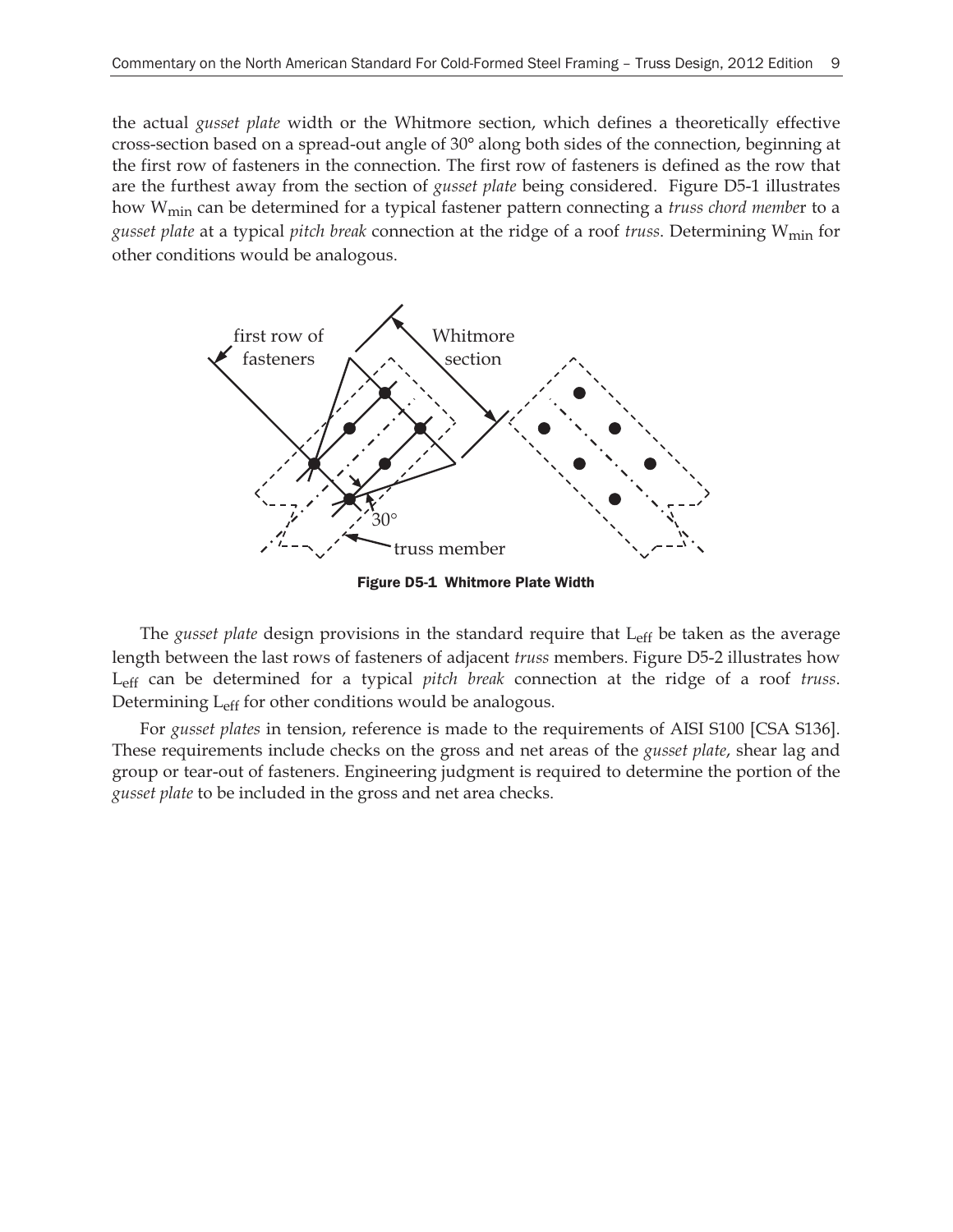the actual *gusset plate* width or the Whitmore section, which defines a theoretically effective cross-section based on a spread-out angle of 30° along both sides of the connection, beginning at the first row of fasteners in the connection. The first row of fasteners is defined as the row that are the furthest away from the section of *gusset plate* being considered. Figure D5-1 illustrates how $W_{min}$ can be determined for a typical fastener pattern connecting a *truss chord member* to a *gusset plate* at a typical *pitch break* connection at the ridge of a roof *truss*. Determining $W_{min}$ for other conditions would be analogous.

**Figure D5-1 Whitmore Plate Width**

The *gusset plate* design provisions in the standard require that $L_{eff}$ be taken as the average length between the last rows of fasteners of adjacent *truss* members. Figure D5-2 illustrates how $L_{eff}$ can be determined for a typical *pitch break* connection at the ridge of a roof *truss*. Determining $L_{eff}$ for other conditions would be analogous.

For *gusset plates* in tension, reference is made to the requirements of AISI S100 [CSA S136]. These requirements include checks on the gross and net areas of the *gusset plate*, shear lag and group or tear-out of fasteners. Engineering judgment is required to determine the portion of the *gusset plate* to be included in the gross and net area checks.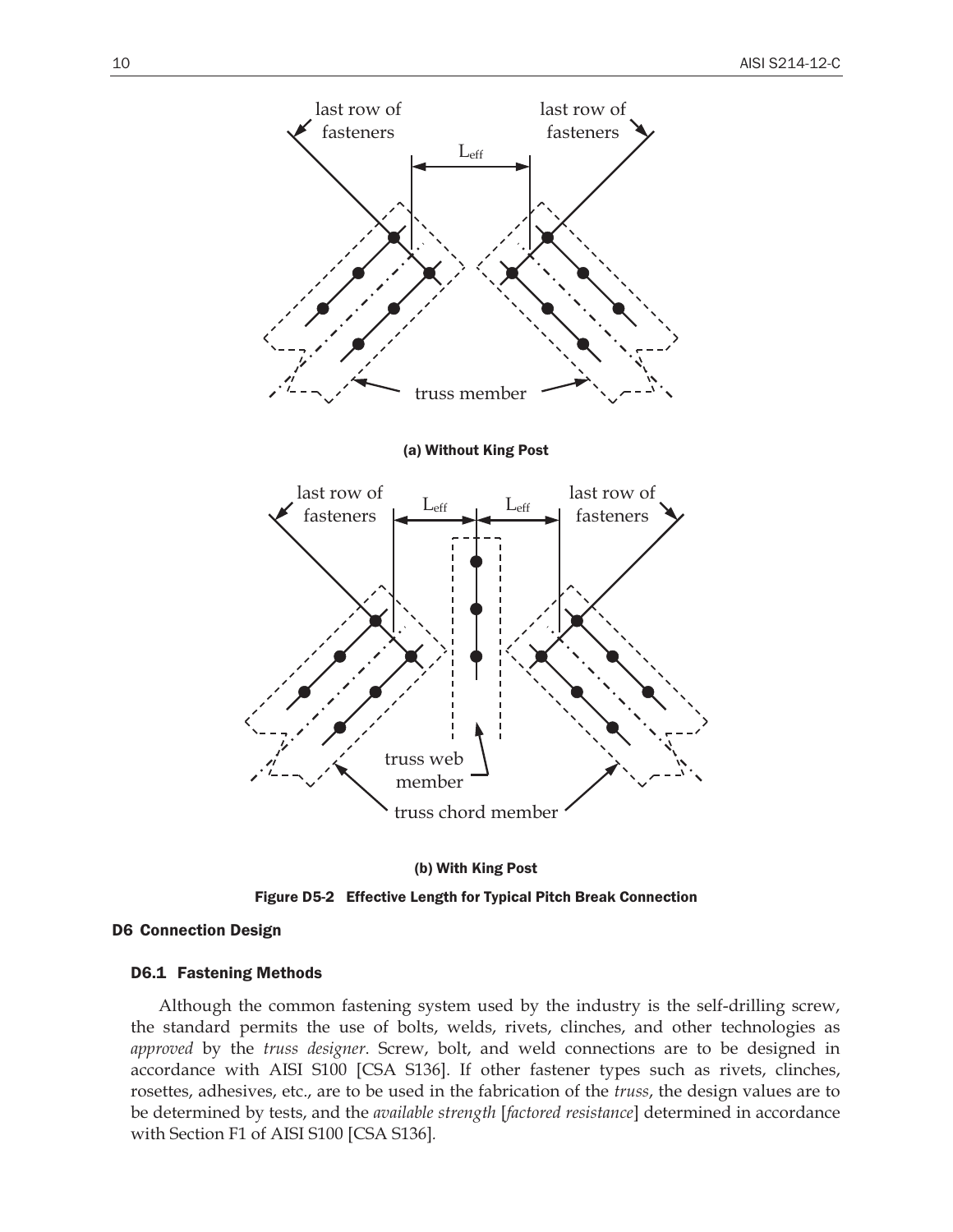(a) Without King Post

(b) With King Post

**Figure D5-2 Effective Length for Typical Pitch Break Connection**

## D6 Connection Design

### D6.1 Fastening Methods

Although the common fastening system used by the industry is the self-drilling screw, the standard permits the use of bolts, welds, rivets, clinches, and other technologies as *approved* by the *truss designer*. Screw, bolt, and weld connections are to be designed in accordance with AISI S100 [CSA S136]. If other fastener types such as rivets, clinches, rosettes, adhesives, etc., are to be used in the fabrication of the *truss*, the design values are to be determined by tests, and the *available strength* [*factored resistance*] determined in accordance with Section F1 of AISI S100 [CSA S136].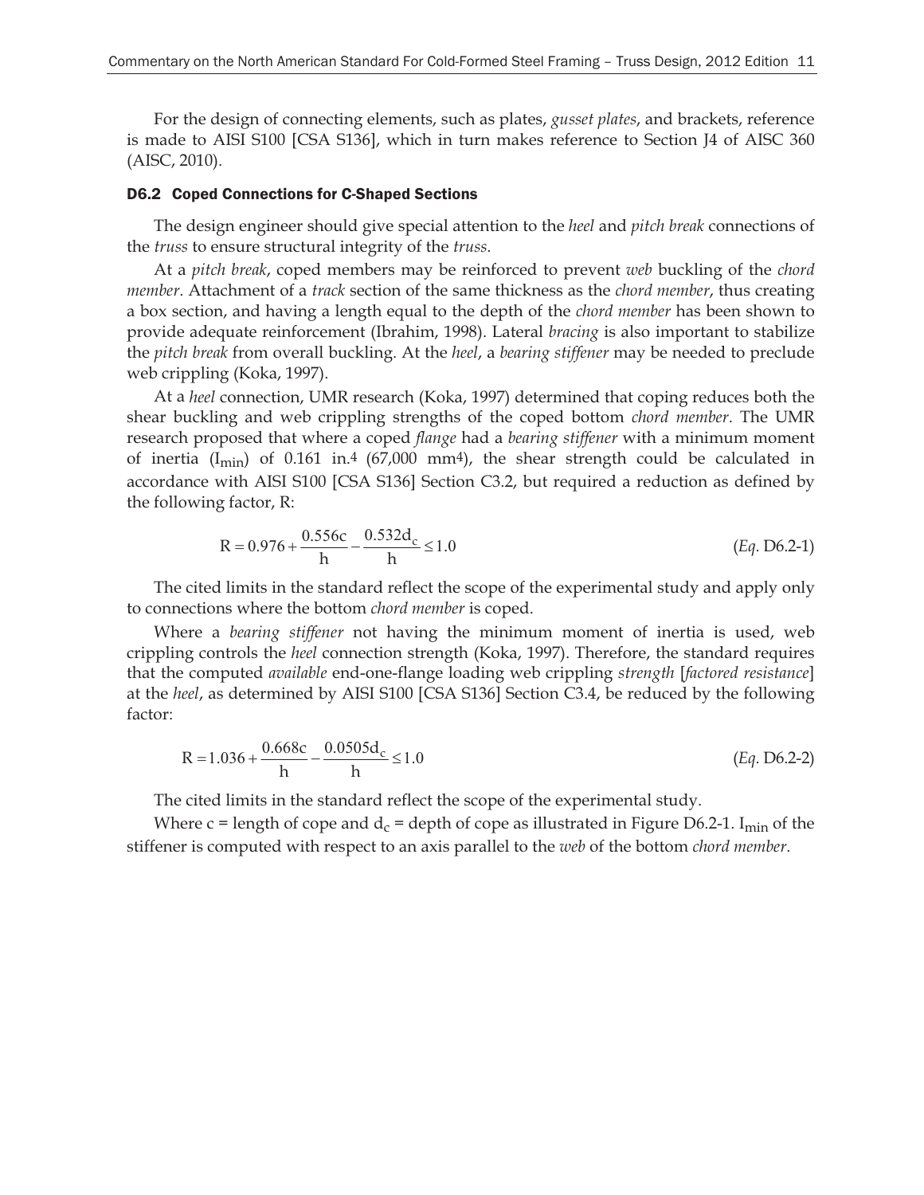For the design of connecting elements, such as plates, *gusset plates*, and brackets, reference is made to AISI S100 [CSA S136], which in turn makes reference to Section J4 of AISC 360 (AISC, 2010).

### D6.2 Coped Connections for C-Shaped Sections

The design engineer should give special attention to the *heel* and *pitch break* connections of the *truss* to ensure structural integrity of the *truss*.

At a *pitch break*, coped members may be reinforced to prevent *web* buckling of the *chord member*. Attachment of a *track* section of the same thickness as the *chord member*, thus creating a box section, and having a length equal to the depth of the *chord member* has been shown to provide adequate reinforcement (Ibrahim, 1998). Lateral *bracing* is also important to stabilize the *pitch break* from overall buckling. At the *heel*, a *bearing stiffener* may be needed to preclude web crippling (Koka, 1997).

At a *heel* connection, UMR research (Koka, 1997) determined that coping reduces both the shear buckling and web crippling strengths of the coped bottom *chord member*. The UMR research proposed that where a coped *flange* had a *bearing stiffener* with a minimum moment of inertia ($I_{min}$) of 0.161 in.$^4$ (67,000 mm$^4$), the shear strength could be calculated in accordance with AISI S100 [CSA S136] Section C3.2, but required a reduction as defined by the following factor, R:

$$R = 0.976 + \frac{0.556c}{h} - \frac{0.532d_c}{h} \leq 1.0 \qquad (Eq.\ D6.2\text{-}1)$$

The cited limits in the standard reflect the scope of the experimental study and apply only to connections where the bottom *chord member* is coped.

Where a *bearing stiffener* not having the minimum moment of inertia is used, web crippling controls the *heel* connection strength (Koka, 1997). Therefore, the standard requires that the computed *available* end-one-flange loading web crippling *strength* [*factored resistance*] at the *heel*, as determined by AISI S100 [CSA S136] Section C3.4, be reduced by the following factor:

$$R = 1.036 + \frac{0.668c}{h} - \frac{0.0505d_c}{h} \leq 1.0 \qquad (Eq.\ D6.2\text{-}2)$$

The cited limits in the standard reflect the scope of the experimental study.

Where c = length of cope and $d_c$ = depth of cope as illustrated in Figure D6.2-1. $I_{min}$ of the stiffener is computed with respect to an axis parallel to the *web* of the bottom *chord member*.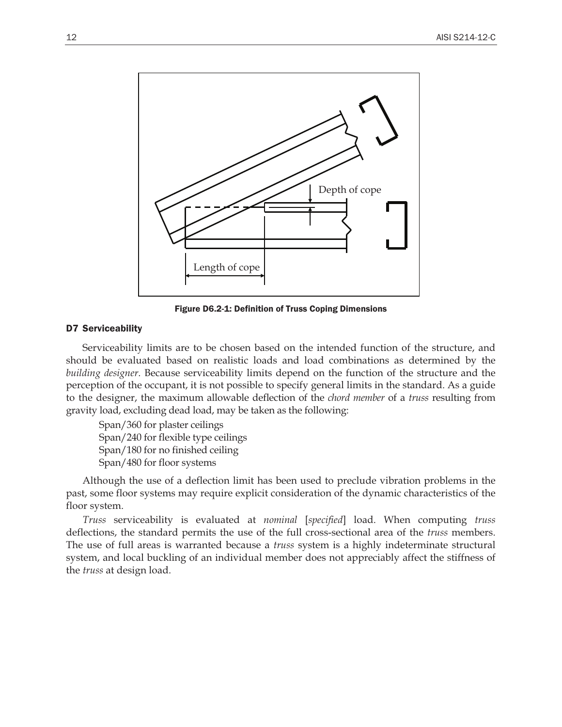Depth of cope

Length of cope

**Figure D6.2-1: Definition of Truss Coping Dimensions**

## D7 Serviceability

Serviceability limits are to be chosen based on the intended function of the structure, and should be evaluated based on realistic loads and load combinations as determined by the *building designer*. Because serviceability limits depend on the function of the structure and the perception of the occupant, it is not possible to specify general limits in the standard. As a guide to the designer, the maximum allowable deflection of the *chord member* of a *truss* resulting from gravity load, excluding dead load, may be taken as the following:

Span/360 for plaster ceilings
Span/240 for flexible type ceilings
Span/180 for no finished ceiling
Span/480 for floor systems

Although the use of a deflection limit has been used to preclude vibration problems in the past, some floor systems may require explicit consideration of the dynamic characteristics of the floor system.

*Truss* serviceability is evaluated at *nominal* [*specified*] load. When computing *truss* deflections, the standard permits the use of the full cross-sectional area of the *truss* members. The use of full areas is warranted because a *truss* system is a highly indeterminate structural system, and local buckling of an individual member does not appreciably affect the stiffness of the *truss* at design load.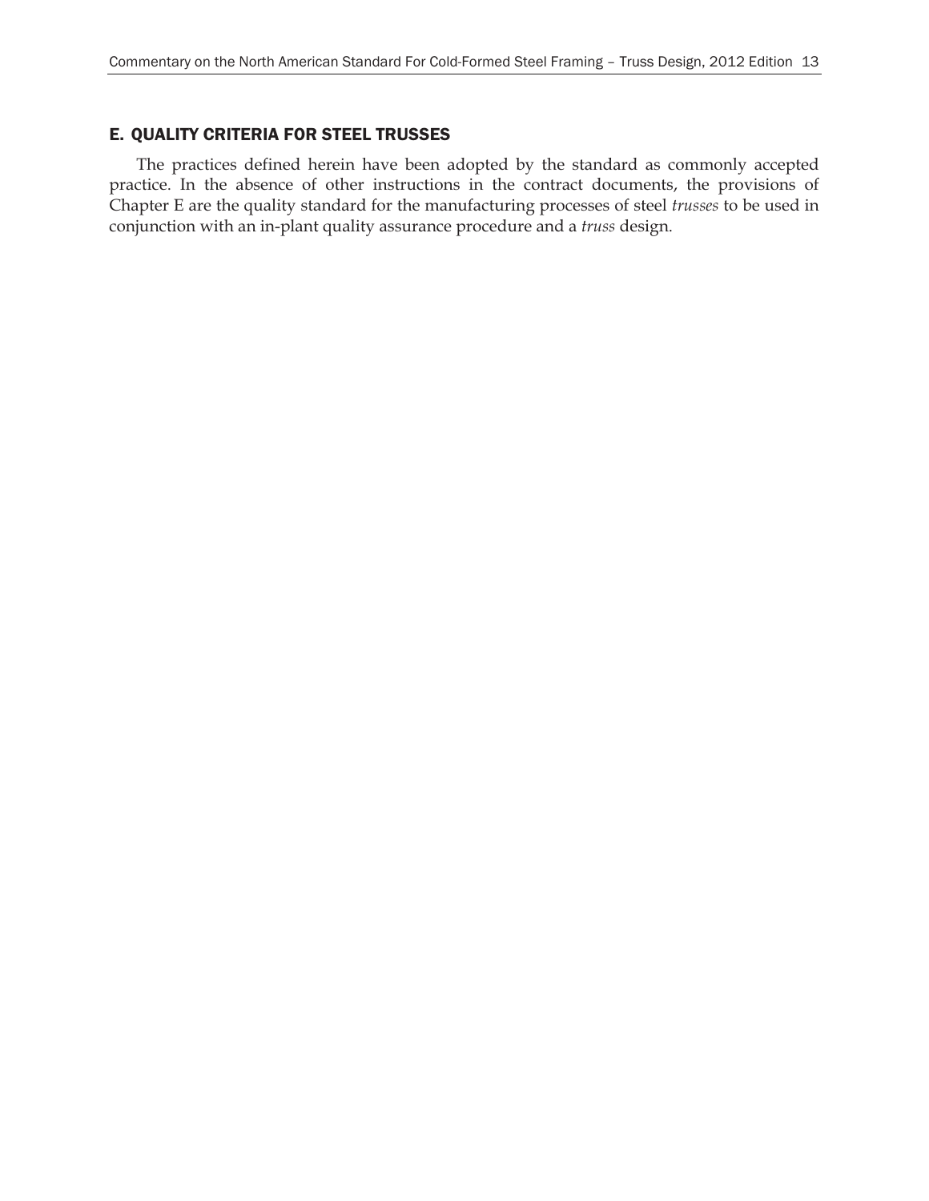## E. QUALITY CRITERIA FOR STEEL TRUSSES

The practices defined herein have been adopted by the standard as commonly accepted practice. In the absence of other instructions in the contract documents, the provisions of Chapter E are the quality standard for the manufacturing processes of steel *trusses* to be used in conjunction with an in-plant quality assurance procedure and a *truss* design.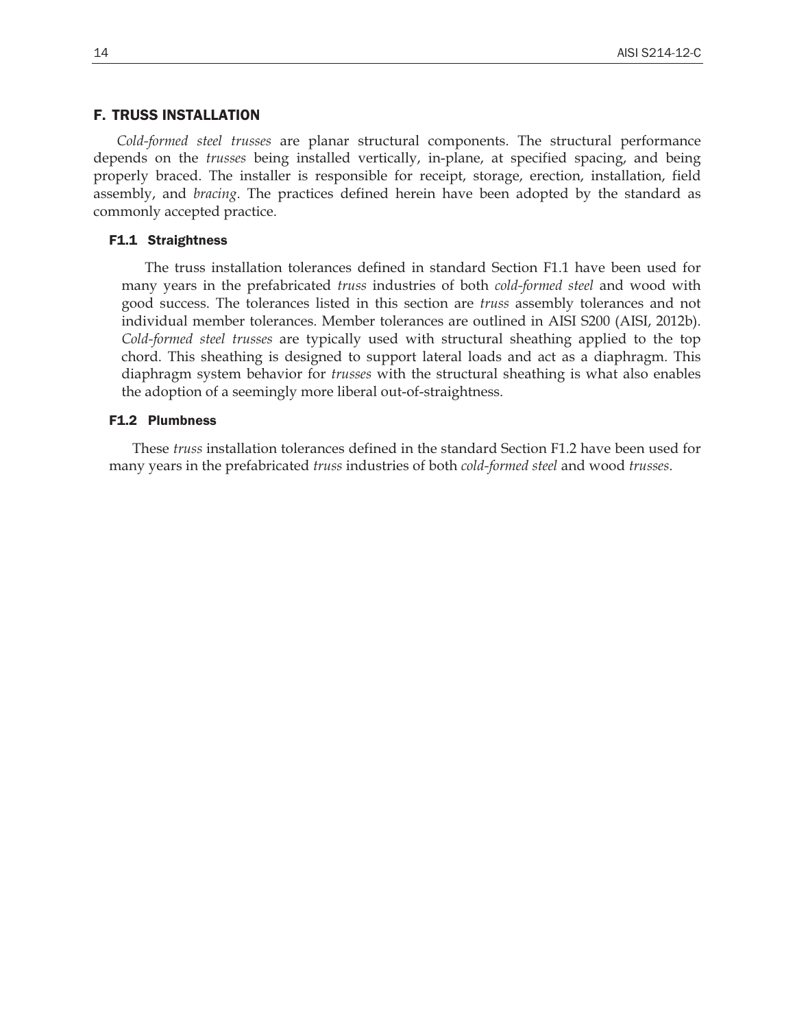## F. TRUSS INSTALLATION

*Cold-formed steel trusses* are planar structural components. The structural performance depends on the *trusses* being installed vertically, in-plane, at specified spacing, and being properly braced. The installer is responsible for receipt, storage, erection, installation, field assembly, and *bracing*. The practices defined herein have been adopted by the standard as commonly accepted practice.

### F1.1 Straightness

The truss installation tolerances defined in standard Section F1.1 have been used for many years in the prefabricated *truss* industries of both *cold-formed steel* and wood with good success. The tolerances listed in this section are *truss* assembly tolerances and not individual member tolerances. Member tolerances are outlined in AISI S200 (AISI, 2012b). *Cold-formed steel trusses* are typically used with structural sheathing applied to the top chord. This sheathing is designed to support lateral loads and act as a diaphragm. This diaphragm system behavior for *trusses* with the structural sheathing is what also enables the adoption of a seemingly more liberal out-of-straightness.

### F1.2 Plumbness

These *truss* installation tolerances defined in the standard Section F1.2 have been used for many years in the prefabricated *truss* industries of both *cold-formed steel* and wood *trusses*.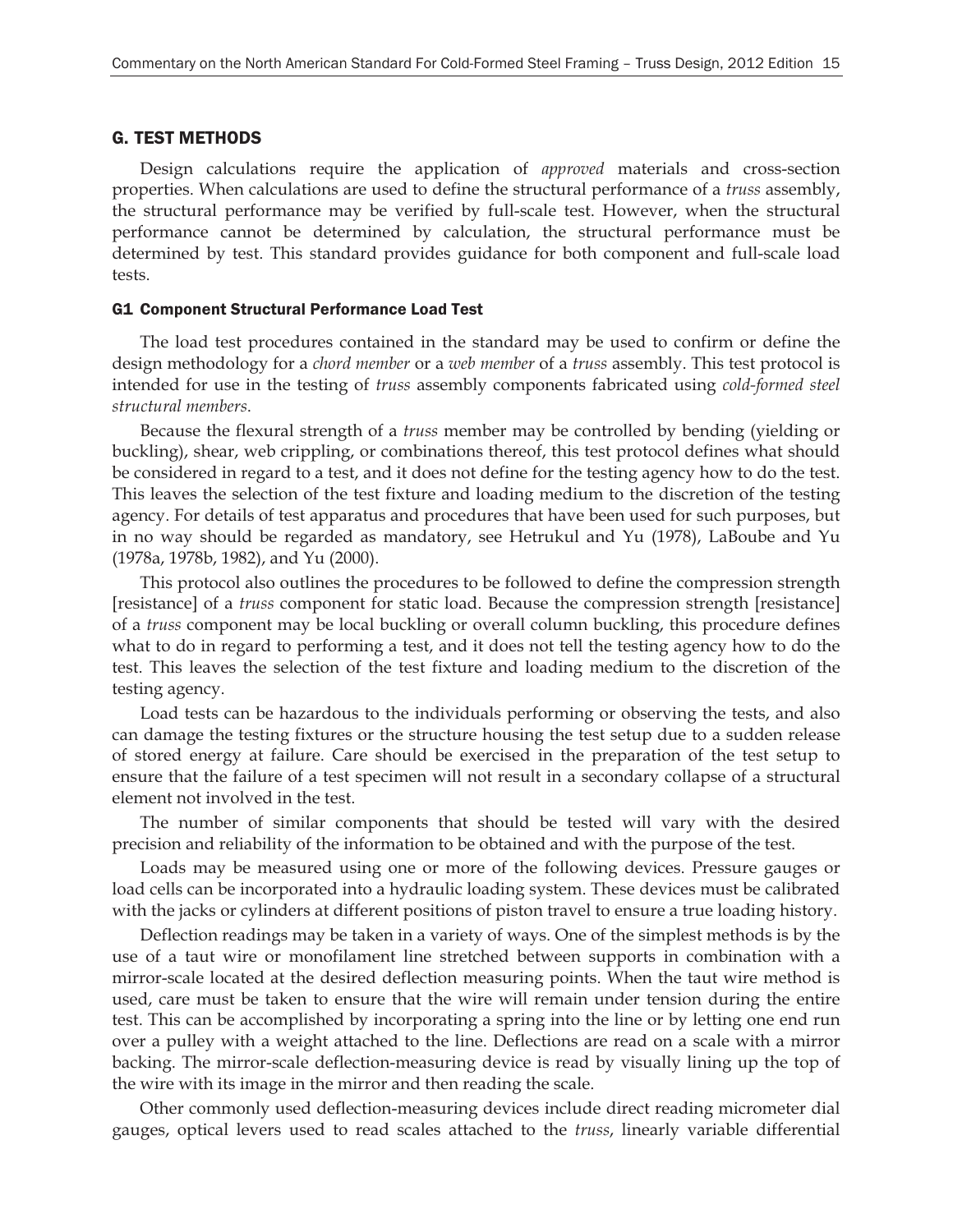## G. TEST METHODS

Design calculations require the application of *approved* materials and cross-section properties. When calculations are used to define the structural performance of a *truss* assembly, the structural performance may be verified by full-scale test. However, when the structural performance cannot be determined by calculation, the structural performance must be determined by test. This standard provides guidance for both component and full-scale load tests.

### G1 Component Structural Performance Load Test

The load test procedures contained in the standard may be used to confirm or define the design methodology for a *chord member* or a *web member* of a *truss* assembly. This test protocol is intended for use in the testing of *truss* assembly components fabricated using *cold-formed steel structural members*.

Because the flexural strength of a *truss* member may be controlled by bending (yielding or buckling), shear, web crippling, or combinations thereof, this test protocol defines what should be considered in regard to a test, and it does not define for the testing agency how to do the test. This leaves the selection of the test fixture and loading medium to the discretion of the testing agency. For details of test apparatus and procedures that have been used for such purposes, but in no way should be regarded as mandatory, see Hetrukul and Yu (1978), LaBoube and Yu (1978a, 1978b, 1982), and Yu (2000).

This protocol also outlines the procedures to be followed to define the compression strength [resistance] of a *truss* component for static load. Because the compression strength [resistance] of a *truss* component may be local buckling or overall column buckling, this procedure defines what to do in regard to performing a test, and it does not tell the testing agency how to do the test. This leaves the selection of the test fixture and loading medium to the discretion of the testing agency.

Load tests can be hazardous to the individuals performing or observing the tests, and also can damage the testing fixtures or the structure housing the test setup due to a sudden release of stored energy at failure. Care should be exercised in the preparation of the test setup to ensure that the failure of a test specimen will not result in a secondary collapse of a structural element not involved in the test.

The number of similar components that should be tested will vary with the desired precision and reliability of the information to be obtained and with the purpose of the test.

Loads may be measured using one or more of the following devices. Pressure gauges or load cells can be incorporated into a hydraulic loading system. These devices must be calibrated with the jacks or cylinders at different positions of piston travel to ensure a true loading history.

Deflection readings may be taken in a variety of ways. One of the simplest methods is by the use of a taut wire or monofilament line stretched between supports in combination with a mirror-scale located at the desired deflection measuring points. When the taut wire method is used, care must be taken to ensure that the wire will remain under tension during the entire test. This can be accomplished by incorporating a spring into the line or by letting one end run over a pulley with a weight attached to the line. Deflections are read on a scale with a mirror backing. The mirror-scale deflection-measuring device is read by visually lining up the top of the wire with its image in the mirror and then reading the scale.

Other commonly used deflection-measuring devices include direct reading micrometer dial gauges, optical levers used to read scales attached to the *truss*, linearly variable differential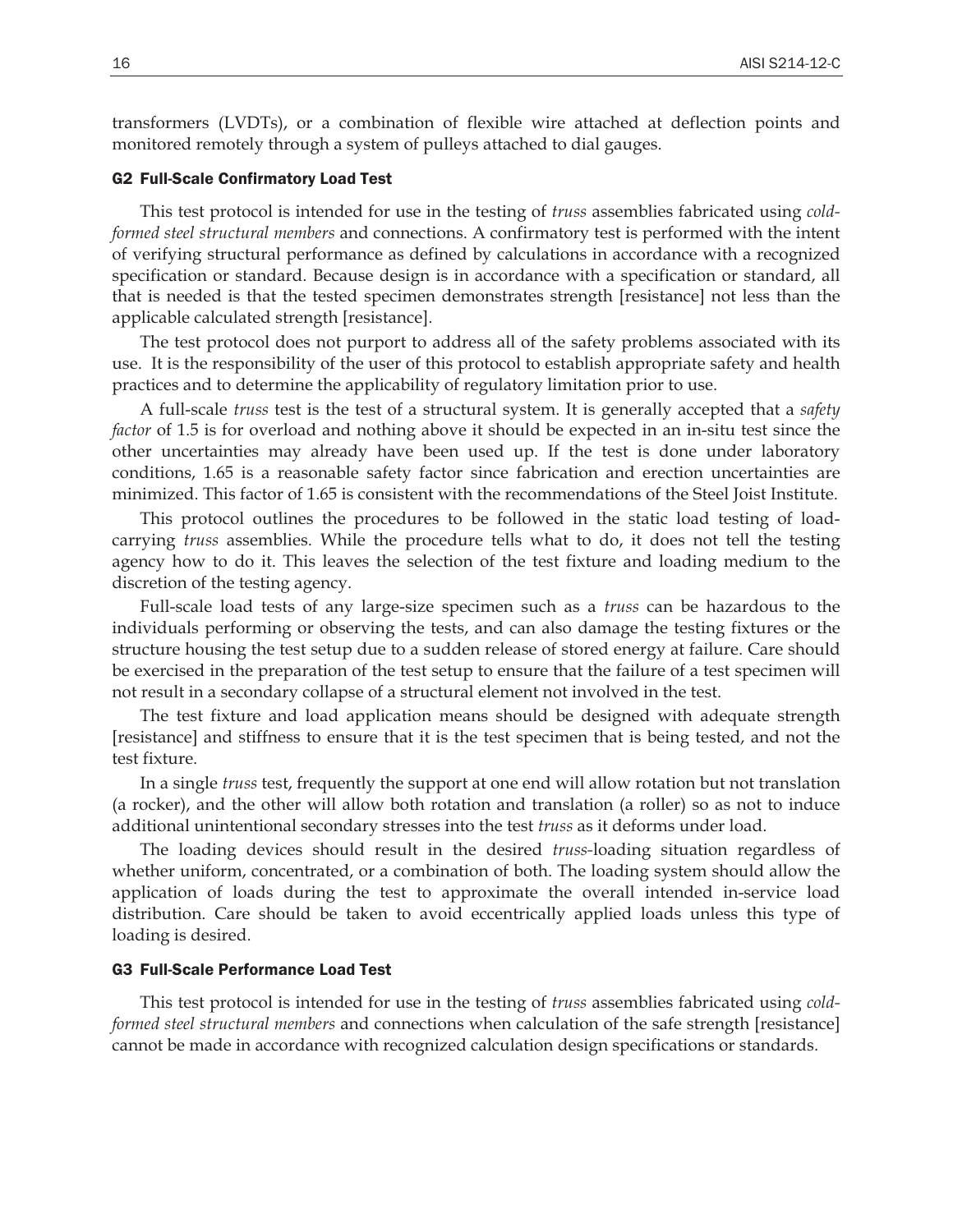transformers (LVDTs), or a combination of flexible wire attached at deflection points and monitored remotely through a system of pulleys attached to dial gauges.

### G2 Full-Scale Confirmatory Load Test

This test protocol is intended for use in the testing of *truss* assemblies fabricated using *cold-formed steel structural members* and connections. A confirmatory test is performed with the intent of verifying structural performance as defined by calculations in accordance with a recognized specification or standard. Because design is in accordance with a specification or standard, all that is needed is that the tested specimen demonstrates strength [resistance] not less than the applicable calculated strength [resistance].

The test protocol does not purport to address all of the safety problems associated with its use. It is the responsibility of the user of this protocol to establish appropriate safety and health practices and to determine the applicability of regulatory limitation prior to use.

A full-scale *truss* test is the test of a structural system. It is generally accepted that a *safety factor* of 1.5 is for overload and nothing above it should be expected in an in-situ test since the other uncertainties may already have been used up. If the test is done under laboratory conditions, 1.65 is a reasonable safety factor since fabrication and erection uncertainties are minimized. This factor of 1.65 is consistent with the recommendations of the Steel Joist Institute.

This protocol outlines the procedures to be followed in the static load testing of load-carrying *truss* assemblies. While the procedure tells what to do, it does not tell the testing agency how to do it. This leaves the selection of the test fixture and loading medium to the discretion of the testing agency.

Full-scale load tests of any large-size specimen such as a *truss* can be hazardous to the individuals performing or observing the tests, and can also damage the testing fixtures or the structure housing the test setup due to a sudden release of stored energy at failure. Care should be exercised in the preparation of the test setup to ensure that the failure of a test specimen will not result in a secondary collapse of a structural element not involved in the test.

The test fixture and load application means should be designed with adequate strength [resistance] and stiffness to ensure that it is the test specimen that is being tested, and not the test fixture.

In a single *truss* test, frequently the support at one end will allow rotation but not translation (a rocker), and the other will allow both rotation and translation (a roller) so as not to induce additional unintentional secondary stresses into the test *truss* as it deforms under load.

The loading devices should result in the desired *truss*-loading situation regardless of whether uniform, concentrated, or a combination of both. The loading system should allow the application of loads during the test to approximate the overall intended in-service load distribution. Care should be taken to avoid eccentrically applied loads unless this type of loading is desired.

### G3 Full-Scale Performance Load Test

This test protocol is intended for use in the testing of *truss* assemblies fabricated using *cold-formed steel structural members* and connections when calculation of the safe strength [resistance] cannot be made in accordance with recognized calculation design specifications or standards.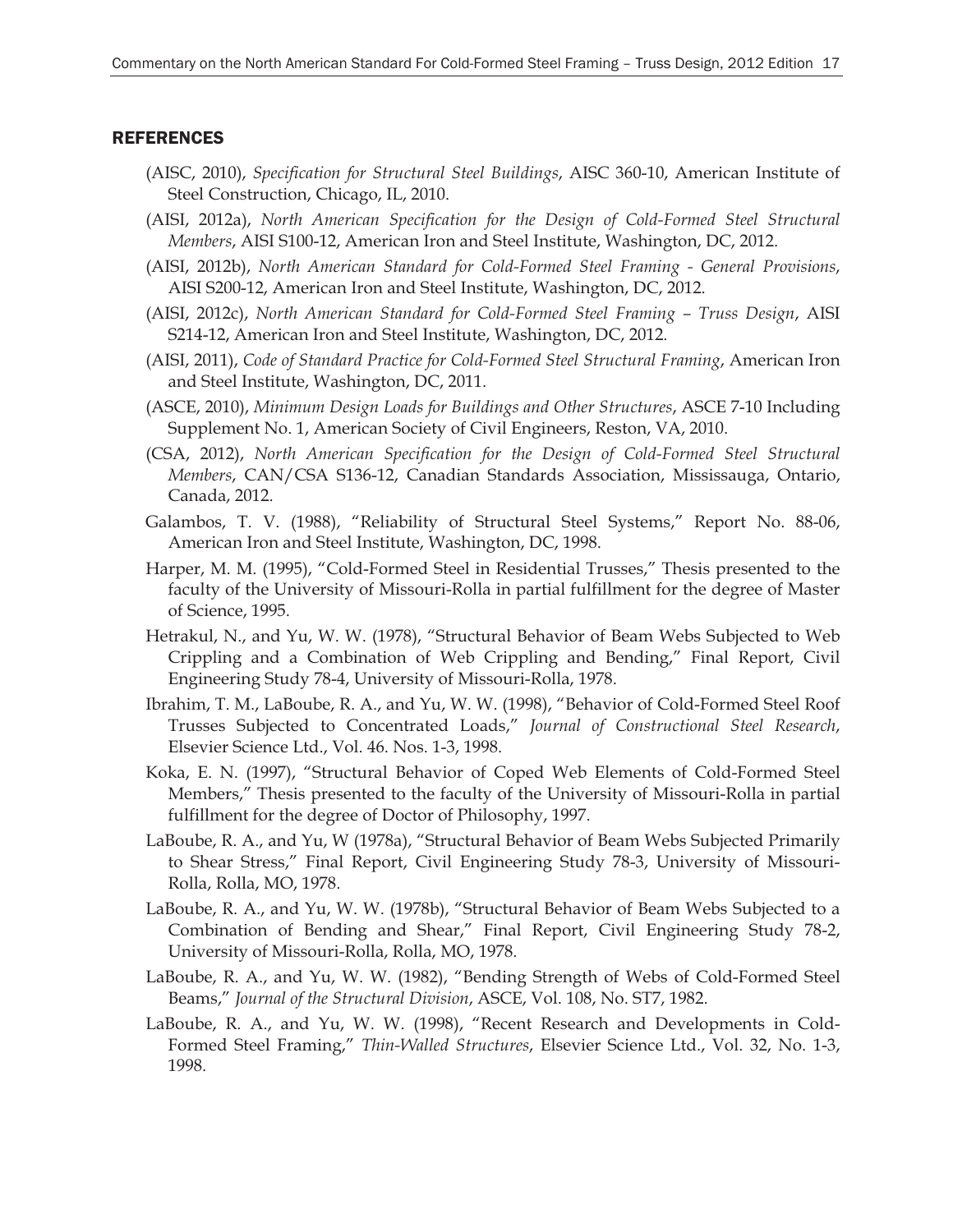## REFERENCES

(AISC, 2010), *Specification for Structural Steel Buildings*, AISC 360-10, American Institute of Steel Construction, Chicago, IL, 2010.

(AISI, 2012a), *North American Specification for the Design of Cold-Formed Steel Structural Members*, AISI S100-12, American Iron and Steel Institute, Washington, DC, 2012.

(AISI, 2012b), *North American Standard for Cold-Formed Steel Framing - General Provisions*, AISI S200-12, American Iron and Steel Institute, Washington, DC, 2012.

(AISI, 2012c), *North American Standard for Cold-Formed Steel Framing – Truss Design*, AISI S214-12, American Iron and Steel Institute, Washington, DC, 2012.

(AISI, 2011), *Code of Standard Practice for Cold-Formed Steel Structural Framing*, American Iron and Steel Institute, Washington, DC, 2011.

(ASCE, 2010), *Minimum Design Loads for Buildings and Other Structures*, ASCE 7-10 Including Supplement No. 1, American Society of Civil Engineers, Reston, VA, 2010.

(CSA, 2012), *North American Specification for the Design of Cold-Formed Steel Structural Members*, CAN/CSA S136-12, Canadian Standards Association, Mississauga, Ontario, Canada, 2012.

Galambos, T. V. (1988), "Reliability of Structural Steel Systems," Report No. 88-06, American Iron and Steel Institute, Washington, DC, 1998.

Harper, M. M. (1995), "Cold-Formed Steel in Residential Trusses," Thesis presented to the faculty of the University of Missouri-Rolla in partial fulfillment for the degree of Master of Science, 1995.

Hetrakul, N., and Yu, W. W. (1978), "Structural Behavior of Beam Webs Subjected to Web Crippling and a Combination of Web Crippling and Bending," Final Report, Civil Engineering Study 78-4, University of Missouri-Rolla, 1978.

Ibrahim, T. M., LaBoube, R. A., and Yu, W. W. (1998), "Behavior of Cold-Formed Steel Roof Trusses Subjected to Concentrated Loads," *Journal of Constructional Steel Research*, Elsevier Science Ltd., Vol. 46. Nos. 1-3, 1998.

Koka, E. N. (1997), "Structural Behavior of Coped Web Elements of Cold-Formed Steel Members," Thesis presented to the faculty of the University of Missouri-Rolla in partial fulfillment for the degree of Doctor of Philosophy, 1997.

LaBoube, R. A., and Yu, W (1978a), "Structural Behavior of Beam Webs Subjected Primarily to Shear Stress," Final Report, Civil Engineering Study 78-3, University of Missouri-Rolla, Rolla, MO, 1978.

LaBoube, R. A., and Yu, W. W. (1978b), "Structural Behavior of Beam Webs Subjected to a Combination of Bending and Shear," Final Report, Civil Engineering Study 78-2, University of Missouri-Rolla, Rolla, MO, 1978.

LaBoube, R. A., and Yu, W. W. (1982), "Bending Strength of Webs of Cold-Formed Steel Beams," *Journal of the Structural Division*, ASCE, Vol. 108, No. ST7, 1982.

LaBoube, R. A., and Yu, W. W. (1998), "Recent Research and Developments in Cold-Formed Steel Framing," *Thin-Walled Structures*, Elsevier Science Ltd., Vol. 32, No. 1-3, 1998.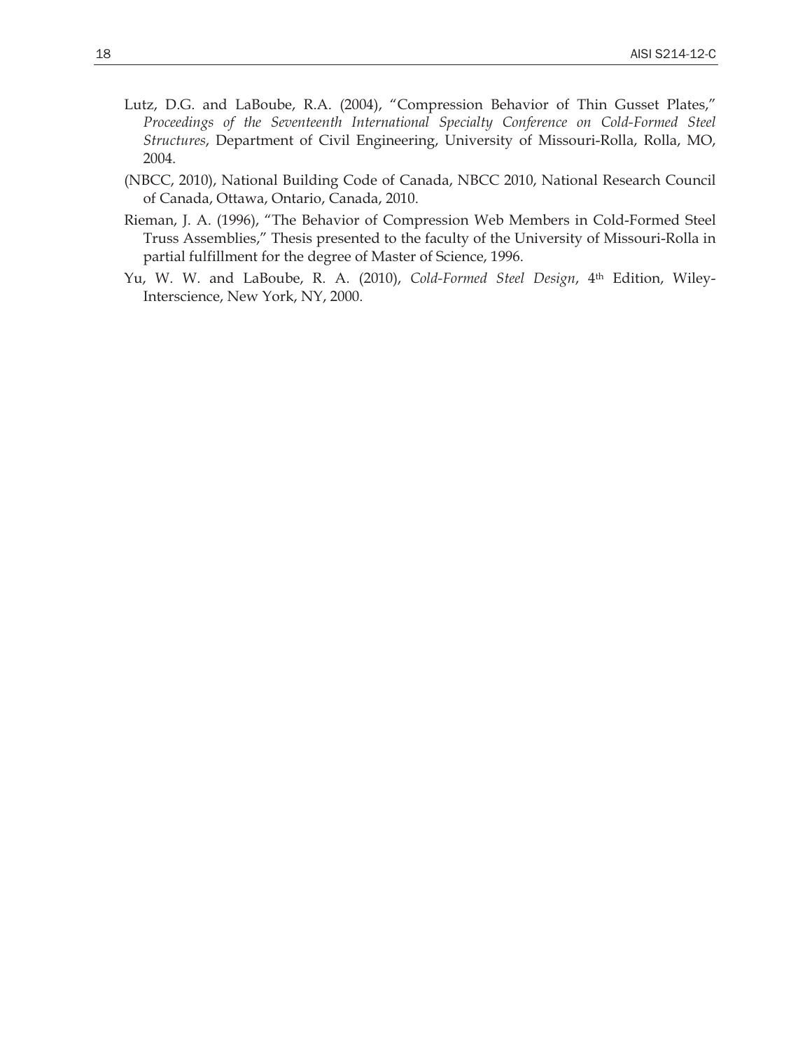Lutz, D.G. and LaBoube, R.A. (2004), "Compression Behavior of Thin Gusset Plates," *Proceedings of the Seventeenth International Specialty Conference on Cold-Formed Steel Structures*, Department of Civil Engineering, University of Missouri-Rolla, Rolla, MO, 2004.

(NBCC, 2010), National Building Code of Canada, NBCC 2010, National Research Council of Canada, Ottawa, Ontario, Canada, 2010.

Rieman, J. A. (1996), "The Behavior of Compression Web Members in Cold-Formed Steel Truss Assemblies," Thesis presented to the faculty of the University of Missouri-Rolla in partial fulfillment for the degree of Master of Science, 1996.

Yu, W. W. and LaBoube, R. A. (2010), *Cold-Formed Steel Design*, 4th Edition, Wiley-Interscience, New York, NY, 2000.